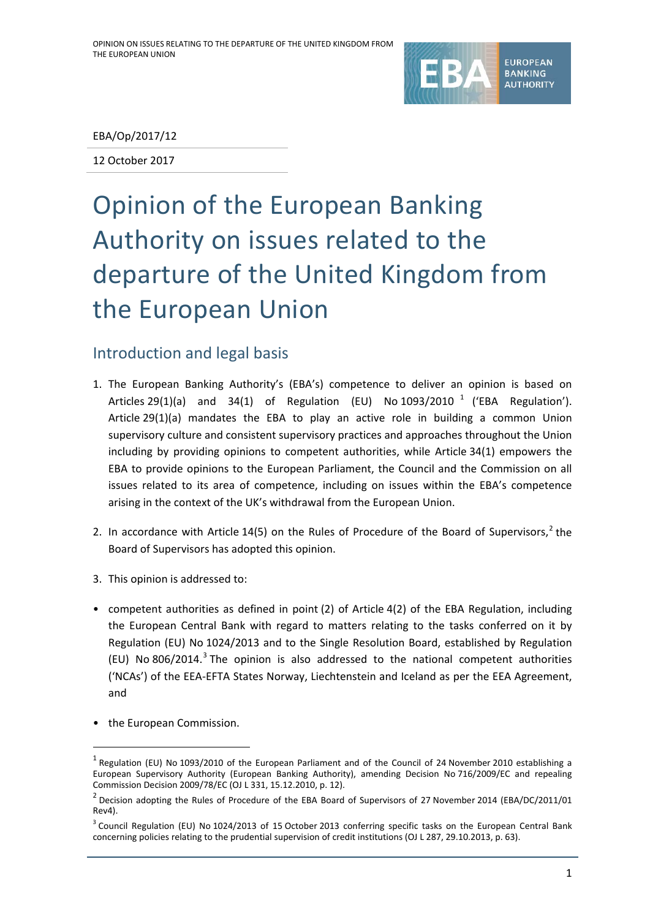EBA/Op/2017/12

12 October 2017

# Opinion of the European Banking Authority on issues related to the departure of the United Kingdom from the European Union

## Introduction and legal basis

1. The European Banking Authority's (EBA's) competence to deliver an opinion is based on Articles 29(1)(a) and 34(1) of Regulation (EU) No 1093/2010 [1] ('EBA Regulation'). Article 29(1)(a) mandates the EBA to play an active role in building a common Union supervisory culture and consistent supervisory practices and approaches throughout the Union including by providing opinions to competent authorities, while Article 34(1) empowers the EBA to provide opinions to the European Parliament, the Council and the Commission on all issues related to its area of competence, including on issues within the EBA's competence arising in the context of the UK's withdrawal from the European Union.

2. In accordance with Article 14(5) on the Rules of Procedure of the Board of Supervisors,[2] the Board of Supervisors has adopted this opinion.

3. This opinion is addressed to:

- competent authorities as defined in point (2) of Article 4(2) of the EBA Regulation, including the European Central Bank with regard to matters relating to the tasks conferred on it by Regulation (EU) No 1024/2013 and to the Single Resolution Board, established by Regulation (EU) No 806/2014.[3] The opinion is also addressed to the national competent authorities ('NCAs') of the EEA-EFTA States Norway, Liechtenstein and Iceland as per the EEA Agreement, and

- the European Commission.

[1] Regulation (EU) No 1093/2010 of the European Parliament and of the Council of 24 November 2010 establishing a European Supervisory Authority (European Banking Authority), amending Decision No 716/2009/EC and repealing Commission Decision 2009/78/EC (OJ L 331, 15.12.2010, p. 12).

[2] Decision adopting the Rules of Procedure of the EBA Board of Supervisors of 27 November 2014 (EBA/DC/2011/01 Rev4).

[3] Council Regulation (EU) No 1024/2013 of 15 October 2013 conferring specific tasks on the European Central Bank concerning policies relating to the prudential supervision of credit institutions (OJ L 287, 29.10.2013, p. 63).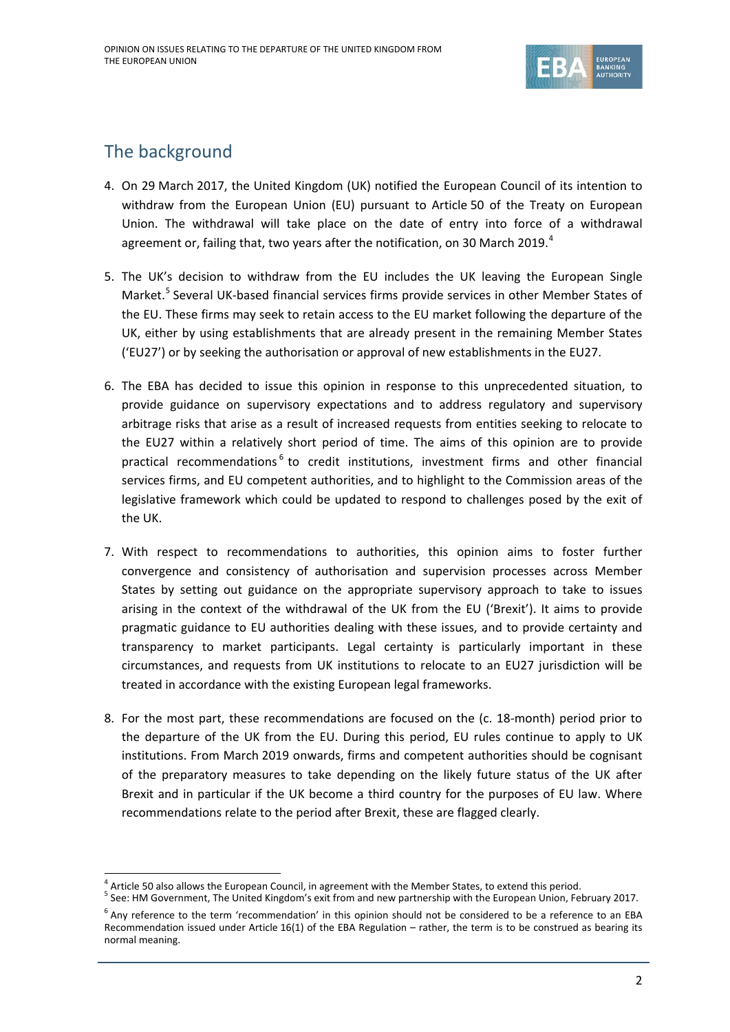## The background

4. On 29 March 2017, the United Kingdom (UK) notified the European Council of its intention to withdraw from the European Union (EU) pursuant to Article 50 of the Treaty on European Union. The withdrawal will take place on the date of entry into force of a withdrawal agreement or, failing that, two years after the notification, on 30 March 2019.[4]

5. The UK's decision to withdraw from the EU includes the UK leaving the European Single Market.[5] Several UK-based financial services firms provide services in other Member States of the EU. These firms may seek to retain access to the EU market following the departure of the UK, either by using establishments that are already present in the remaining Member States ('EU27') or by seeking the authorisation or approval of new establishments in the EU27.

6. The EBA has decided to issue this opinion in response to this unprecedented situation, to provide guidance on supervisory expectations and to address regulatory and supervisory arbitrage risks that arise as a result of increased requests from entities seeking to relocate to the EU27 within a relatively short period of time. The aims of this opinion are to provide practical recommendations[6] to credit institutions, investment firms and other financial services firms, and EU competent authorities, and to highlight to the Commission areas of the legislative framework which could be updated to respond to challenges posed by the exit of the UK.

7. With respect to recommendations to authorities, this opinion aims to foster further convergence and consistency of authorisation and supervision processes across Member States by setting out guidance on the appropriate supervisory approach to take to issues arising in the context of the withdrawal of the UK from the EU ('Brexit'). It aims to provide pragmatic guidance to EU authorities dealing with these issues, and to provide certainty and transparency to market participants. Legal certainty is particularly important in these circumstances, and requests from UK institutions to relocate to an EU27 jurisdiction will be treated in accordance with the existing European legal frameworks.

8. For the most part, these recommendations are focused on the (c. 18-month) period prior to the departure of the UK from the EU. During this period, EU rules continue to apply to UK institutions. From March 2019 onwards, firms and competent authorities should be cognisant of the preparatory measures to take depending on the likely future status of the UK after Brexit and in particular if the UK become a third country for the purposes of EU law. Where recommendations relate to the period after Brexit, these are flagged clearly.

---

[4] Article 50 also allows the European Council, in agreement with the Member States, to extend this period.

[5] See: HM Government, The United Kingdom's exit from and new partnership with the European Union, February 2017.

[6] Any reference to the term 'recommendation' in this opinion should not be considered to be a reference to an EBA Recommendation issued under Article 16(1) of the EBA Regulation – rather, the term is to be construed as bearing its normal meaning.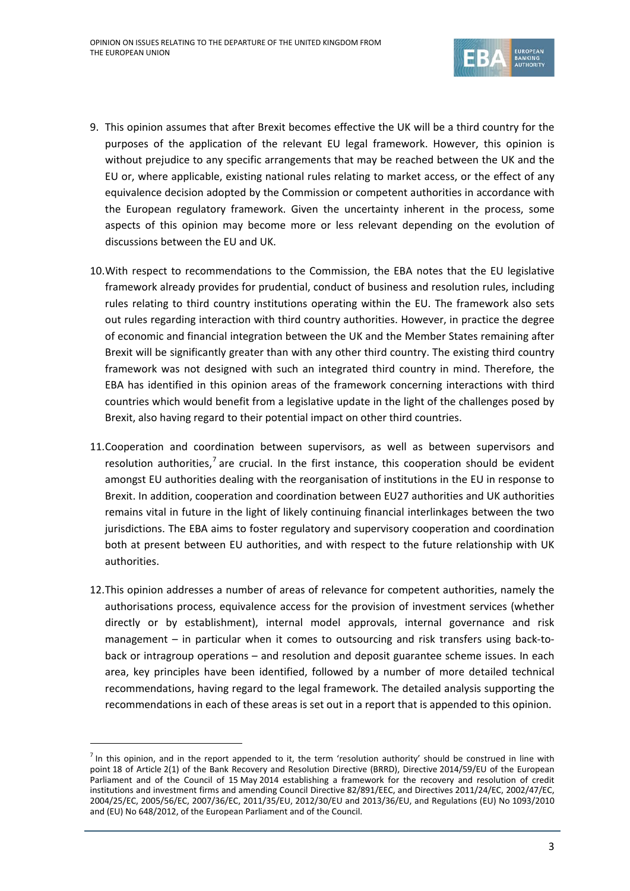9. This opinion assumes that after Brexit becomes effective the UK will be a third country for the purposes of the application of the relevant EU legal framework. However, this opinion is without prejudice to any specific arrangements that may be reached between the UK and the EU or, where applicable, existing national rules relating to market access, or the effect of any equivalence decision adopted by the Commission or competent authorities in accordance with the European regulatory framework. Given the uncertainty inherent in the process, some aspects of this opinion may become more or less relevant depending on the evolution of discussions between the EU and UK.

10. With respect to recommendations to the Commission, the EBA notes that the EU legislative framework already provides for prudential, conduct of business and resolution rules, including rules relating to third country institutions operating within the EU. The framework also sets out rules regarding interaction with third country authorities. However, in practice the degree of economic and financial integration between the UK and the Member States remaining after Brexit will be significantly greater than with any other third country. The existing third country framework was not designed with such an integrated third country in mind. Therefore, the EBA has identified in this opinion areas of the framework concerning interactions with third countries which would benefit from a legislative update in the light of the challenges posed by Brexit, also having regard to their potential impact on other third countries.

11. Cooperation and coordination between supervisors, as well as between supervisors and resolution authorities,[7] are crucial. In the first instance, this cooperation should be evident amongst EU authorities dealing with the reorganisation of institutions in the EU in response to Brexit. In addition, cooperation and coordination between EU27 authorities and UK authorities remains vital in future in the light of likely continuing financial interlinkages between the two jurisdictions. The EBA aims to foster regulatory and supervisory cooperation and coordination both at present between EU authorities, and with respect to the future relationship with UK authorities.

12. This opinion addresses a number of areas of relevance for competent authorities, namely the authorisations process, equivalence access for the provision of investment services (whether directly or by establishment), internal model approvals, internal governance and risk management – in particular when it comes to outsourcing and risk transfers using back-to-back or intragroup operations – and resolution and deposit guarantee scheme issues. In each area, key principles have been identified, followed by a number of more detailed technical recommendations, having regard to the legal framework. The detailed analysis supporting the recommendations in each of these areas is set out in a report that is appended to this opinion.

---

[7] In this opinion, and in the report appended to it, the term 'resolution authority' should be construed in line with point 18 of Article 2(1) of the Bank Recovery and Resolution Directive (BRRD), Directive 2014/59/EU of the European Parliament and of the Council of 15 May 2014 establishing a framework for the recovery and resolution of credit institutions and investment firms and amending Council Directive 82/891/EEC, and Directives 2011/24/EC, 2002/47/EC, 2004/25/EC, 2005/56/EC, 2007/36/EC, 2011/35/EU, 2012/30/EU and 2013/36/EU, and Regulations (EU) No 1093/2010 and (EU) No 648/2012, of the European Parliament and of the Council.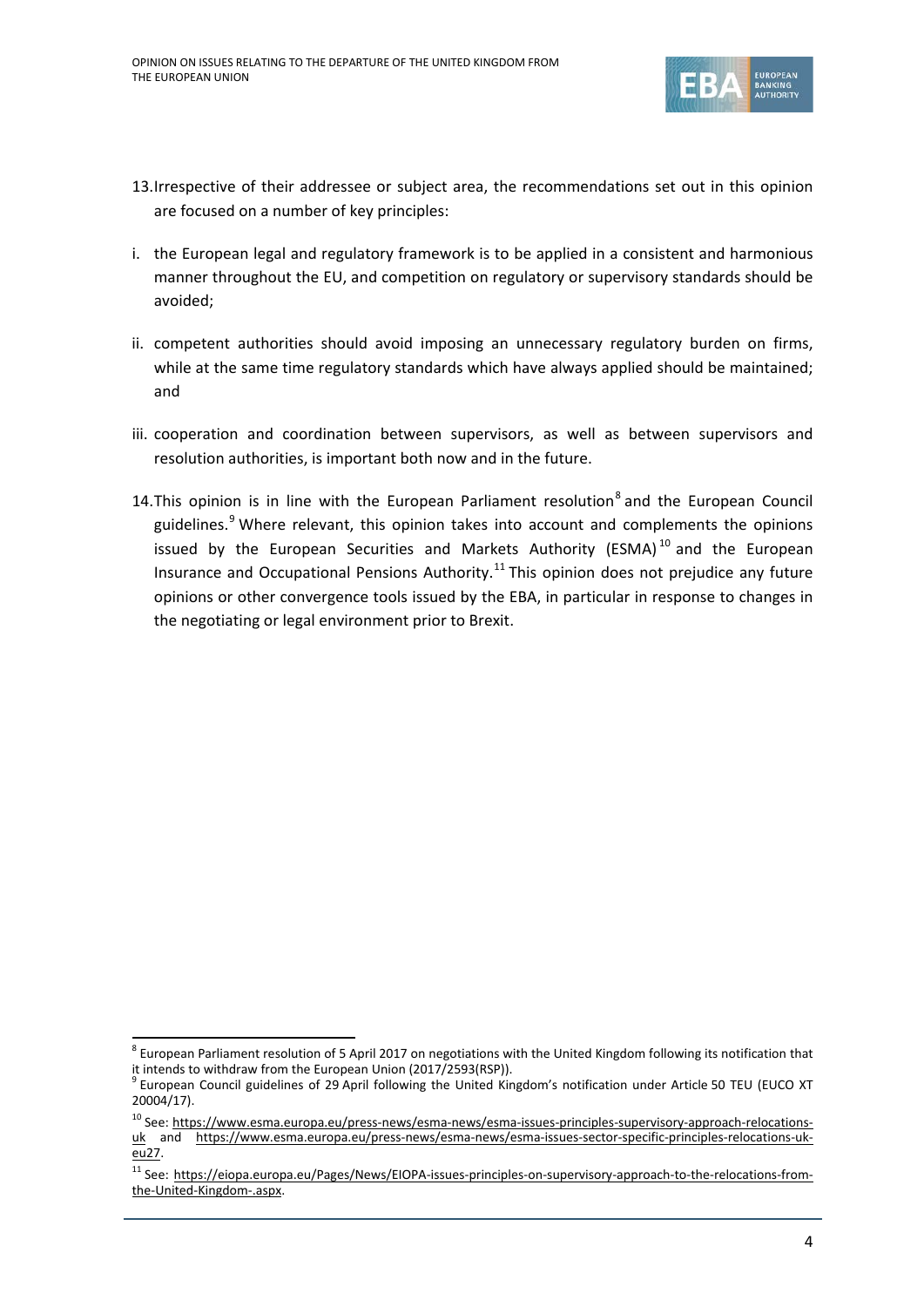13. Irrespective of their addressee or subject area, the recommendations set out in this opinion are focused on a number of key principles:

i. the European legal and regulatory framework is to be applied in a consistent and harmonious manner throughout the EU, and competition on regulatory or supervisory standards should be avoided;

ii. competent authorities should avoid imposing an unnecessary regulatory burden on firms, while at the same time regulatory standards which have always applied should be maintained; and

iii. cooperation and coordination between supervisors, as well as between supervisors and resolution authorities, is important both now and in the future.

14. This opinion is in line with the European Parliament resolution[8] and the European Council guidelines.[9] Where relevant, this opinion takes into account and complements the opinions issued by the European Securities and Markets Authority (ESMA)[10] and the European Insurance and Occupational Pensions Authority.[11] This opinion does not prejudice any future opinions or other convergence tools issued by the EBA, in particular in response to changes in the negotiating or legal environment prior to Brexit.

---

[8] European Parliament resolution of 5 April 2017 on negotiations with the United Kingdom following its notification that it intends to withdraw from the European Union (2017/2593(RSP)).

[9] European Council guidelines of 29 April following the United Kingdom's notification under Article 50 TEU (EUCO XT 20004/17).

[10] See: https://www.esma.europa.eu/press-news/esma-news/esma-issues-principles-supervisory-approach-relocations-uk and https://www.esma.europa.eu/press-news/esma-news/esma-issues-sector-specific-principles-relocations-uk-eu27.

[11] See: https://eiopa.europa.eu/Pages/News/EIOPA-issues-principles-on-supervisory-approach-to-the-relocations-from-the-United-Kingdom-.aspx.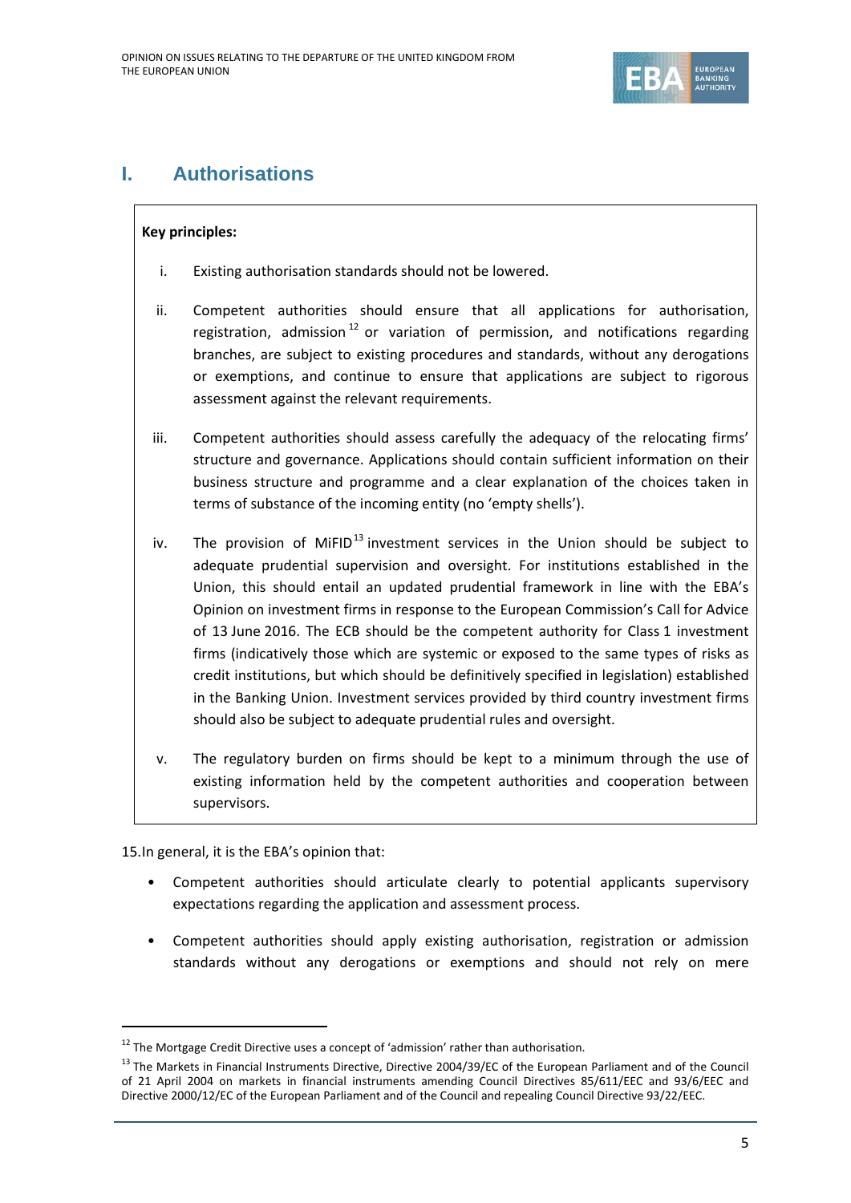# I. Authorisations

**Key principles:**

i. Existing authorisation standards should not be lowered.

ii. Competent authorities should ensure that all applications for authorisation, registration, admission[12] or variation of permission, and notifications regarding branches, are subject to existing procedures and standards, without any derogations or exemptions, and continue to ensure that applications are subject to rigorous assessment against the relevant requirements.

iii. Competent authorities should assess carefully the adequacy of the relocating firms' structure and governance. Applications should contain sufficient information on their business structure and programme and a clear explanation of the choices taken in terms of substance of the incoming entity (no 'empty shells').

iv. The provision of MiFID[13] investment services in the Union should be subject to adequate prudential supervision and oversight. For institutions established in the Union, this should entail an updated prudential framework in line with the EBA's Opinion on investment firms in response to the European Commission's Call for Advice of 13 June 2016. The ECB should be the competent authority for Class 1 investment firms (indicatively those which are systemic or exposed to the same types of risks as credit institutions, but which should be definitively specified in legislation) established in the Banking Union. Investment services provided by third country investment firms should also be subject to adequate prudential rules and oversight.

v. The regulatory burden on firms should be kept to a minimum through the use of existing information held by the competent authorities and cooperation between supervisors.

15. In general, it is the EBA's opinion that:

- Competent authorities should articulate clearly to potential applicants supervisory expectations regarding the application and assessment process.
- Competent authorities should apply existing authorisation, registration or admission standards without any derogations or exemptions and should not rely on mere

---

[12] The Mortgage Credit Directive uses a concept of 'admission' rather than authorisation.

[13] The Markets in Financial Instruments Directive, Directive 2004/39/EC of the European Parliament and of the Council of 21 April 2004 on markets in financial instruments amending Council Directives 85/611/EEC and 93/6/EEC and Directive 2000/12/EC of the European Parliament and of the Council and repealing Council Directive 93/22/EEC.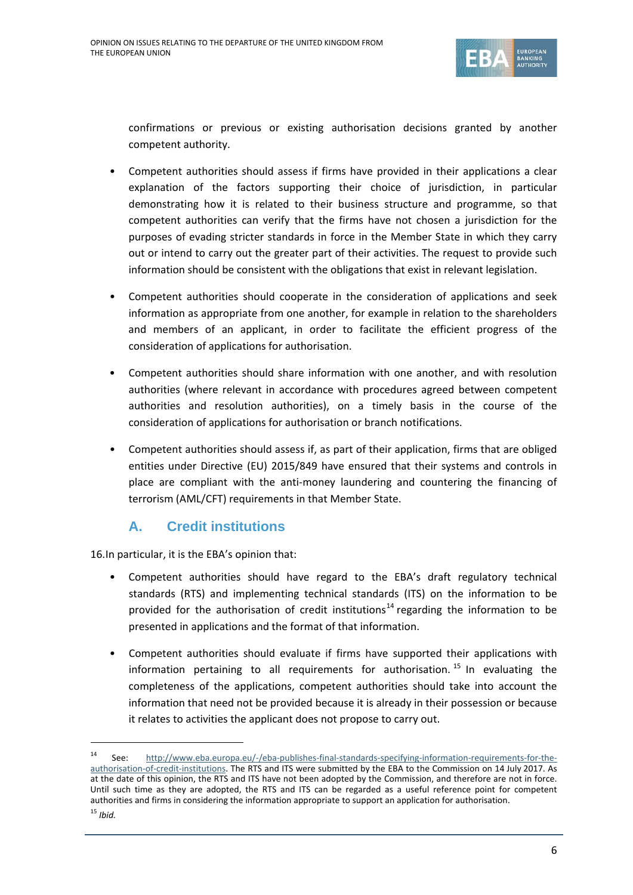confirmations or previous or existing authorisation decisions granted by another competent authority.

- Competent authorities should assess if firms have provided in their applications a clear explanation of the factors supporting their choice of jurisdiction, in particular demonstrating how it is related to their business structure and programme, so that competent authorities can verify that the firms have not chosen a jurisdiction for the purposes of evading stricter standards in force in the Member State in which they carry out or intend to carry out the greater part of their activities. The request to provide such information should be consistent with the obligations that exist in relevant legislation.

- Competent authorities should cooperate in the consideration of applications and seek information as appropriate from one another, for example in relation to the shareholders and members of an applicant, in order to facilitate the efficient progress of the consideration of applications for authorisation.

- Competent authorities should share information with one another, and with resolution authorities (where relevant in accordance with procedures agreed between competent authorities and resolution authorities), on a timely basis in the course of the consideration of applications for authorisation or branch notifications.

- Competent authorities should assess if, as part of their application, firms that are obliged entities under Directive (EU) 2015/849 have ensured that their systems and controls in place are compliant with the anti-money laundering and countering the financing of terrorism (AML/CFT) requirements in that Member State.

## A. Credit institutions

16. In particular, it is the EBA's opinion that:

- Competent authorities should have regard to the EBA's draft regulatory technical standards (RTS) and implementing technical standards (ITS) on the information to be provided for the authorisation of credit institutions[14] regarding the information to be presented in applications and the format of that information.

- Competent authorities should evaluate if firms have supported their applications with information pertaining to all requirements for authorisation.[15] In evaluating the completeness of the applications, competent authorities should take into account the information that need not be provided because it is already in their possession or because it relates to activities the applicant does not propose to carry out.

---

[14] See: http://www.eba.europa.eu/-/eba-publishes-final-standards-specifying-information-requirements-for-the-authorisation-of-credit-institutions. The RTS and ITS were submitted by the EBA to the Commission on 14 July 2017. As at the date of this opinion, the RTS and ITS have not been adopted by the Commission, and therefore are not in force. Until such time as they are adopted, the RTS and ITS can be regarded as a useful reference point for competent authorities and firms in considering the information appropriate to support an application for authorisation.

[15] *Ibid.*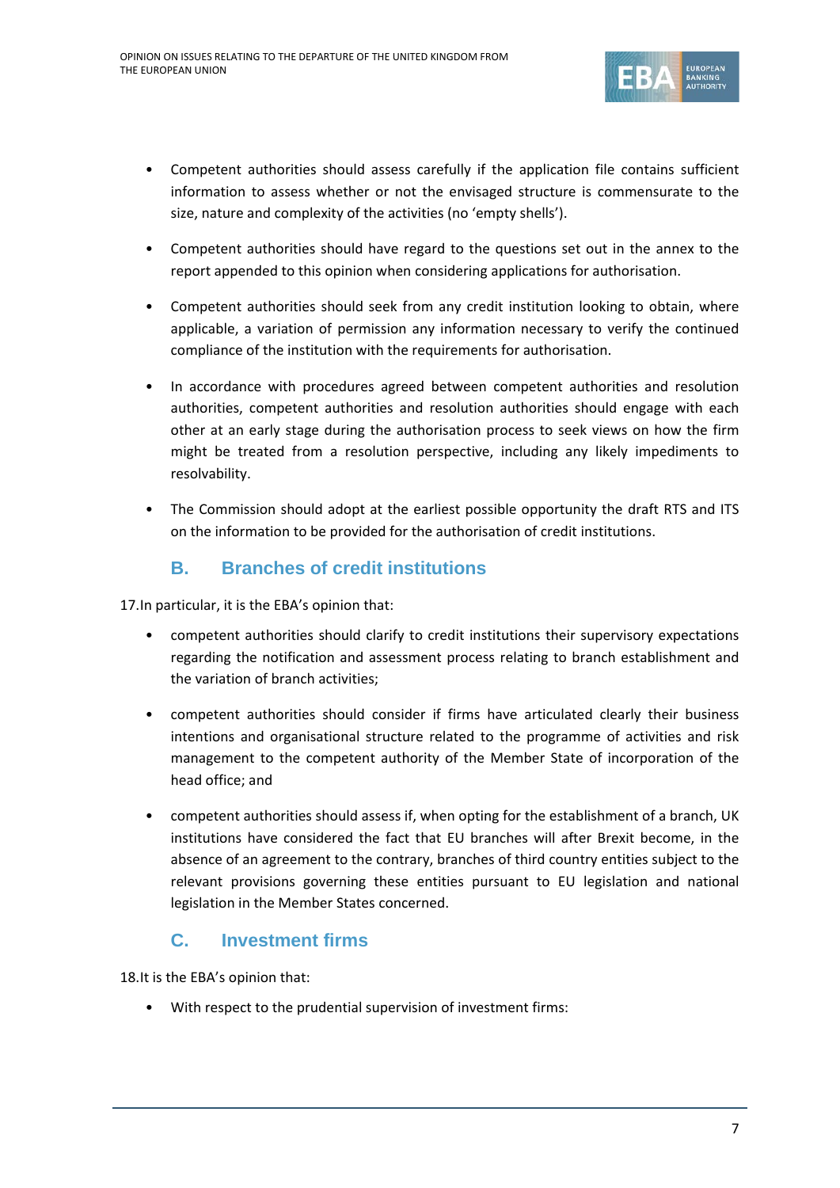- Competent authorities should assess carefully if the application file contains sufficient information to assess whether or not the envisaged structure is commensurate to the size, nature and complexity of the activities (no 'empty shells').

- Competent authorities should have regard to the questions set out in the annex to the report appended to this opinion when considering applications for authorisation.

- Competent authorities should seek from any credit institution looking to obtain, where applicable, a variation of permission any information necessary to verify the continued compliance of the institution with the requirements for authorisation.

- In accordance with procedures agreed between competent authorities and resolution authorities, competent authorities and resolution authorities should engage with each other at an early stage during the authorisation process to seek views on how the firm might be treated from a resolution perspective, including any likely impediments to resolvability.

- The Commission should adopt at the earliest possible opportunity the draft RTS and ITS on the information to be provided for the authorisation of credit institutions.

## B. Branches of credit institutions

17. In particular, it is the EBA's opinion that:

- competent authorities should clarify to credit institutions their supervisory expectations regarding the notification and assessment process relating to branch establishment and the variation of branch activities;

- competent authorities should consider if firms have articulated clearly their business intentions and organisational structure related to the programme of activities and risk management to the competent authority of the Member State of incorporation of the head office; and

- competent authorities should assess if, when opting for the establishment of a branch, UK institutions have considered the fact that EU branches will after Brexit become, in the absence of an agreement to the contrary, branches of third country entities subject to the relevant provisions governing these entities pursuant to EU legislation and national legislation in the Member States concerned.

## C. Investment firms

18. It is the EBA's opinion that:

- With respect to the prudential supervision of investment firms: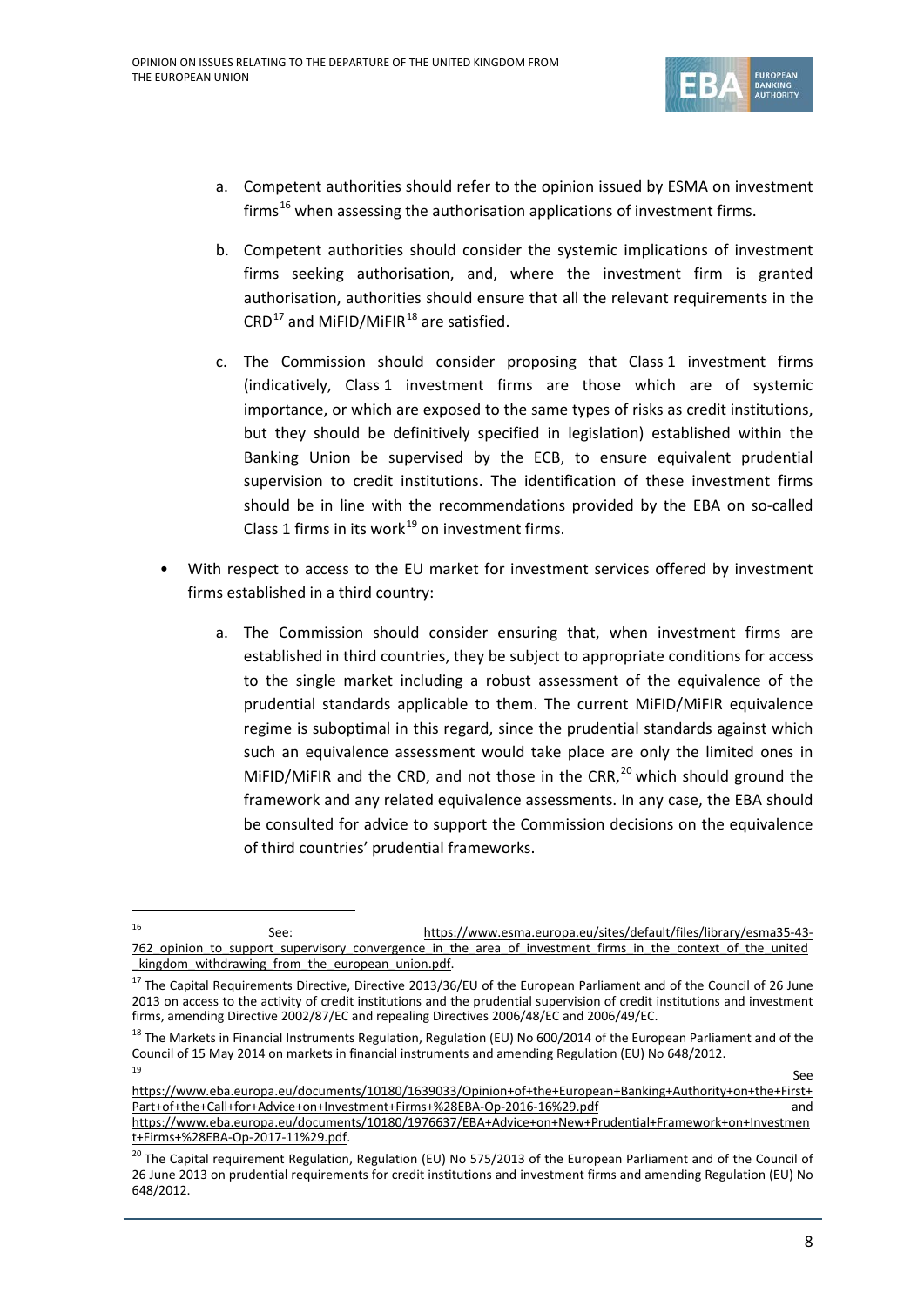a. Competent authorities should refer to the opinion issued by ESMA on investment firms[16] when assessing the authorisation applications of investment firms.

b. Competent authorities should consider the systemic implications of investment firms seeking authorisation, and, where the investment firm is granted authorisation, authorities should ensure that all the relevant requirements in the CRD[17] and MiFID/MiFIR[18] are satisfied.

c. The Commission should consider proposing that Class 1 investment firms (indicatively, Class 1 investment firms are those which are of systemic importance, or which are exposed to the same types of risks as credit institutions, but they should be definitively specified in legislation) established within the Banking Union be supervised by the ECB, to ensure equivalent prudential supervision to credit institutions. The identification of these investment firms should be in line with the recommendations provided by the EBA on so-called Class 1 firms in its work[19] on investment firms.

- With respect to access to the EU market for investment services offered by investment firms established in a third country:

  a. The Commission should consider ensuring that, when investment firms are established in third countries, they be subject to appropriate conditions for access to the single market including a robust assessment of the equivalence of the prudential standards applicable to them. The current MiFID/MiFIR equivalence regime is suboptimal in this regard, since the prudential standards against which such an equivalence assessment would take place are only the limited ones in MiFID/MiFIR and the CRD, and not those in the CRR,[20] which should ground the framework and any related equivalence assessments. In any case, the EBA should be consulted for advice to support the Commission decisions on the equivalence of third countries' prudential frameworks.

---

[16] See: https://www.esma.europa.eu/sites/default/files/library/esma35-43-762_opinion_to_support_supervisory_convergence_in_the_area_of_investment_firms_in_the_context_of_the_united_kingdom_withdrawing_from_the_european_union.pdf.

[17] The Capital Requirements Directive, Directive 2013/36/EU of the European Parliament and of the Council of 26 June 2013 on access to the activity of credit institutions and the prudential supervision of credit institutions and investment firms, amending Directive 2002/87/EC and repealing Directives 2006/48/EC and 2006/49/EC.

[18] The Markets in Financial Instruments Regulation, Regulation (EU) No 600/2014 of the European Parliament and of the Council of 15 May 2014 on markets in financial instruments and amending Regulation (EU) No 648/2012.

[19] See https://www.eba.europa.eu/documents/10180/1639033/Opinion+of+the+European+Banking+Authority+on+the+First+Part+of+the+Call+for+Advice+on+Investment+Firms+%28EBA-Op-2016-16%29.pdf and https://www.eba.europa.eu/documents/10180/1976637/EBA+Advice+on+New+Prudential+Framework+on+Investment+Firms+%28EBA-Op-2017-11%29.pdf.

[20] The Capital requirement Regulation, Regulation (EU) No 575/2013 of the European Parliament and of the Council of 26 June 2013 on prudential requirements for credit institutions and investment firms and amending Regulation (EU) No 648/2012.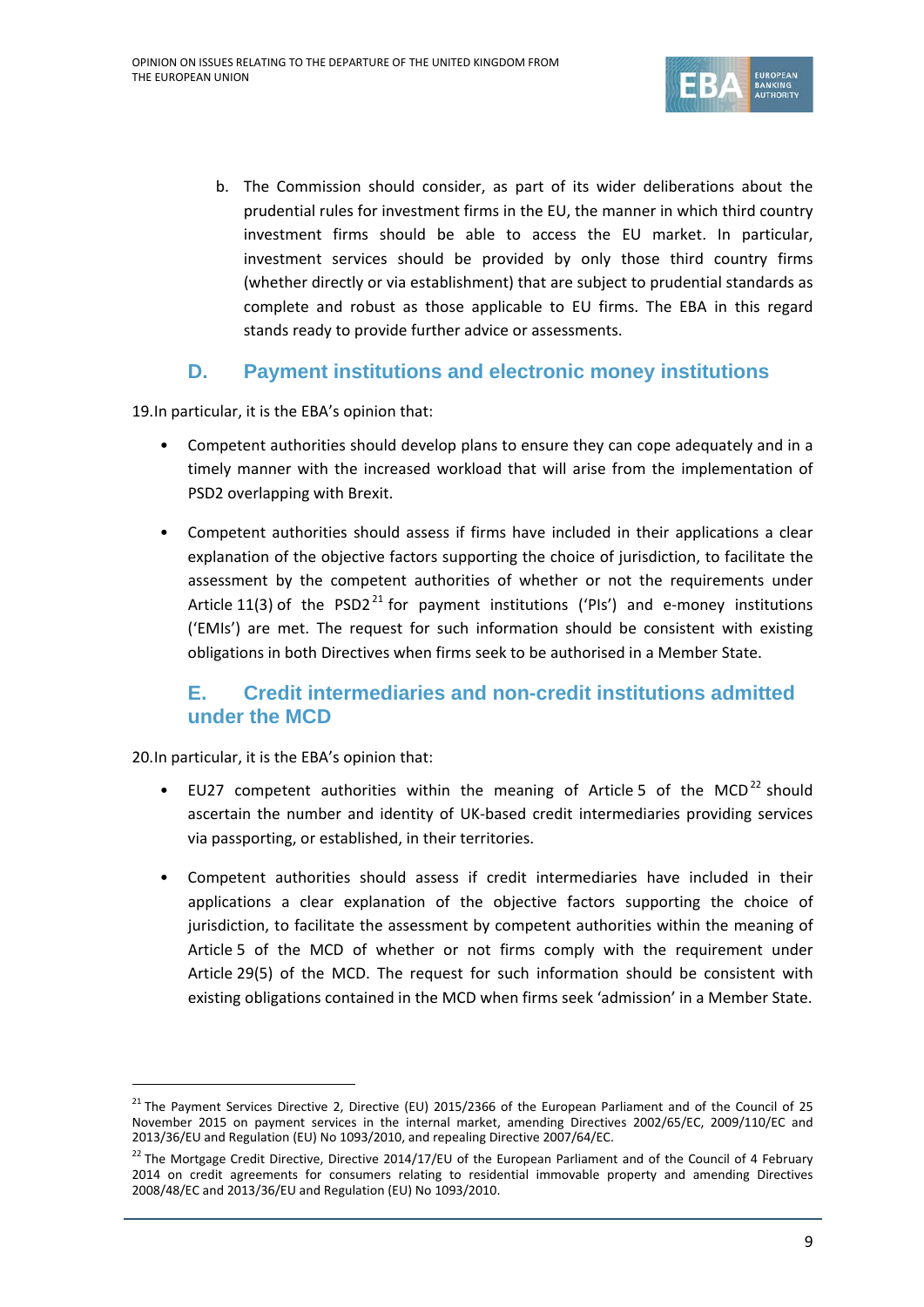b. The Commission should consider, as part of its wider deliberations about the prudential rules for investment firms in the EU, the manner in which third country investment firms should be able to access the EU market. In particular, investment services should be provided by only those third country firms (whether directly or via establishment) that are subject to prudential standards as complete and robust as those applicable to EU firms. The EBA in this regard stands ready to provide further advice or assessments.

## D. Payment institutions and electronic money institutions

19. In particular, it is the EBA's opinion that:

- Competent authorities should develop plans to ensure they can cope adequately and in a timely manner with the increased workload that will arise from the implementation of PSD2 overlapping with Brexit.
- Competent authorities should assess if firms have included in their applications a clear explanation of the objective factors supporting the choice of jurisdiction, to facilitate the assessment by the competent authorities of whether or not the requirements under Article 11(3) of the PSD2[21] for payment institutions ('PIs') and e-money institutions ('EMIs') are met. The request for such information should be consistent with existing obligations in both Directives when firms seek to be authorised in a Member State.

## E. Credit intermediaries and non-credit institutions admitted under the MCD

20. In particular, it is the EBA's opinion that:

- EU27 competent authorities within the meaning of Article 5 of the MCD[22] should ascertain the number and identity of UK-based credit intermediaries providing services via passporting, or established, in their territories.
- Competent authorities should assess if credit intermediaries have included in their applications a clear explanation of the objective factors supporting the choice of jurisdiction, to facilitate the assessment by competent authorities within the meaning of Article 5 of the MCD of whether or not firms comply with the requirement under Article 29(5) of the MCD. The request for such information should be consistent with existing obligations contained in the MCD when firms seek 'admission' in a Member State.

---

[21] The Payment Services Directive 2, Directive (EU) 2015/2366 of the European Parliament and of the Council of 25 November 2015 on payment services in the internal market, amending Directives 2002/65/EC, 2009/110/EC and 2013/36/EU and Regulation (EU) No 1093/2010, and repealing Directive 2007/64/EC.

[22] The Mortgage Credit Directive, Directive 2014/17/EU of the European Parliament and of the Council of 4 February 2014 on credit agreements for consumers relating to residential immovable property and amending Directives 2008/48/EC and 2013/36/EU and Regulation (EU) No 1093/2010.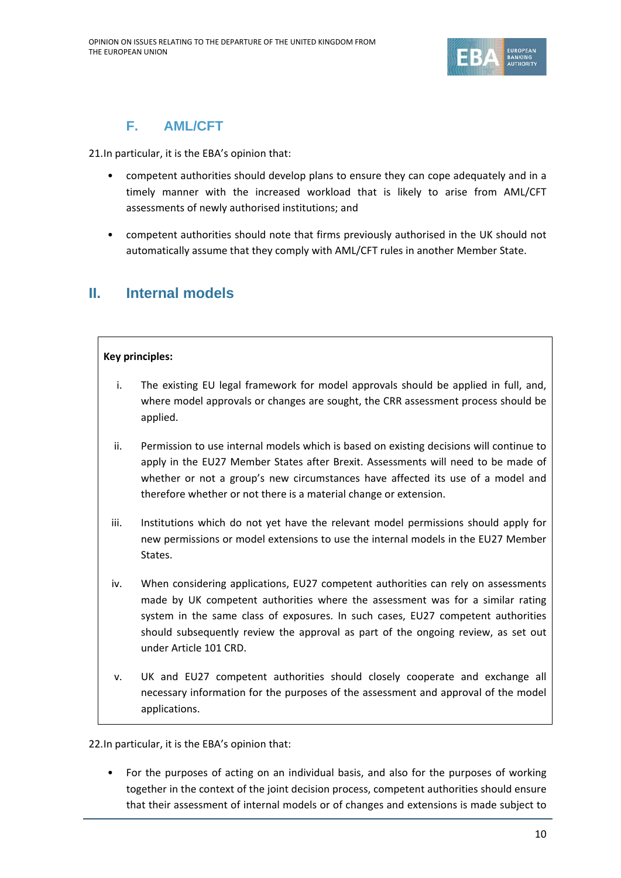### F. AML/CFT

21.In particular, it is the EBA's opinion that:

- competent authorities should develop plans to ensure they can cope adequately and in a timely manner with the increased workload that is likely to arise from AML/CFT assessments of newly authorised institutions; and
- competent authorities should note that firms previously authorised in the UK should not automatically assume that they comply with AML/CFT rules in another Member State.

## II. Internal models

**Key principles:**

i. The existing EU legal framework for model approvals should be applied in full, and, where model approvals or changes are sought, the CRR assessment process should be applied.

ii. Permission to use internal models which is based on existing decisions will continue to apply in the EU27 Member States after Brexit. Assessments will need to be made of whether or not a group's new circumstances have affected its use of a model and therefore whether or not there is a material change or extension.

iii. Institutions which do not yet have the relevant model permissions should apply for new permissions or model extensions to use the internal models in the EU27 Member States.

iv. When considering applications, EU27 competent authorities can rely on assessments made by UK competent authorities where the assessment was for a similar rating system in the same class of exposures. In such cases, EU27 competent authorities should subsequently review the approval as part of the ongoing review, as set out under Article 101 CRD.

v. UK and EU27 competent authorities should closely cooperate and exchange all necessary information for the purposes of the assessment and approval of the model applications.

22.In particular, it is the EBA's opinion that:

- For the purposes of acting on an individual basis, and also for the purposes of working together in the context of the joint decision process, competent authorities should ensure that their assessment of internal models or of changes and extensions is made subject to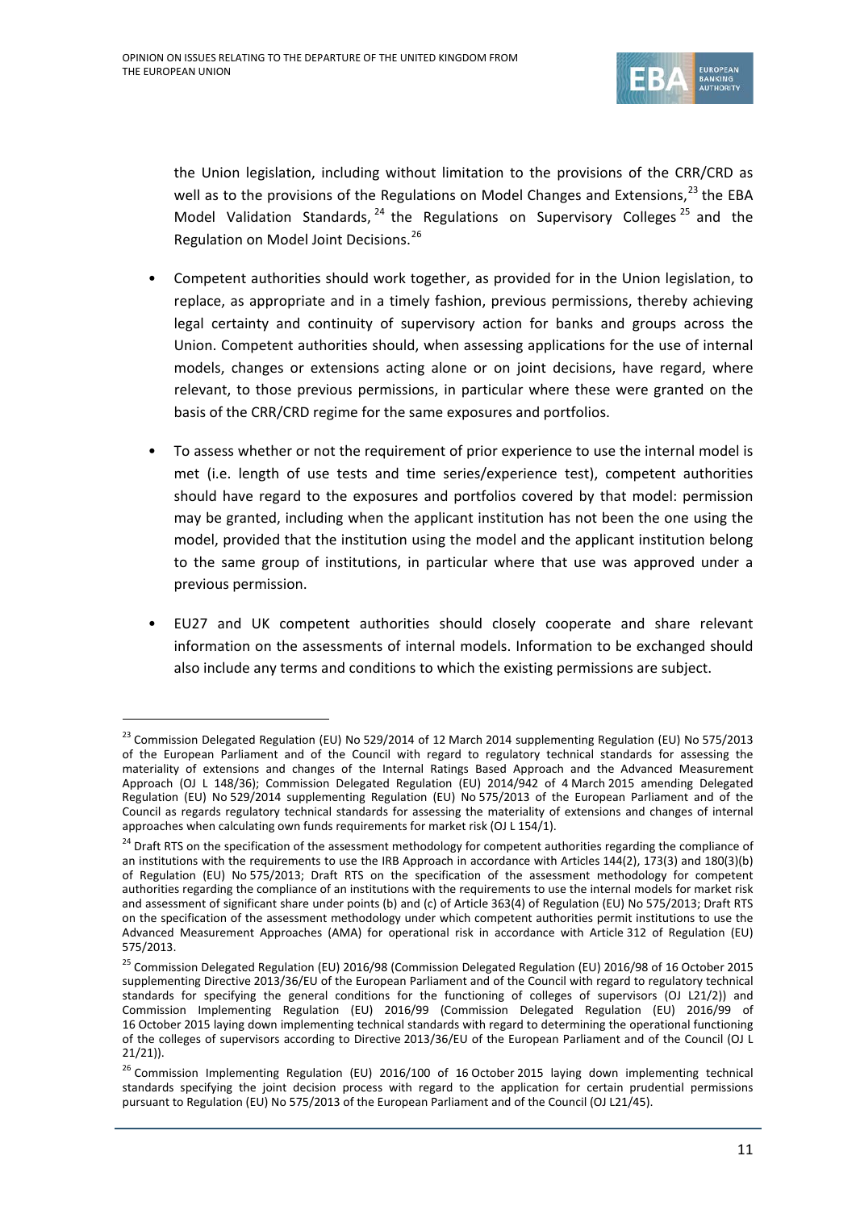the Union legislation, including without limitation to the provisions of the CRR/CRD as well as to the provisions of the Regulations on Model Changes and Extensions,[23] the EBA Model Validation Standards,[24] the Regulations on Supervisory Colleges[25] and the Regulation on Model Joint Decisions.[26]

- Competent authorities should work together, as provided for in the Union legislation, to replace, as appropriate and in a timely fashion, previous permissions, thereby achieving legal certainty and continuity of supervisory action for banks and groups across the Union. Competent authorities should, when assessing applications for the use of internal models, changes or extensions acting alone or on joint decisions, have regard, where relevant, to those previous permissions, in particular where these were granted on the basis of the CRR/CRD regime for the same exposures and portfolios.

- To assess whether or not the requirement of prior experience to use the internal model is met (i.e. length of use tests and time series/experience test), competent authorities should have regard to the exposures and portfolios covered by that model: permission may be granted, including when the applicant institution has not been the one using the model, provided that the institution using the model and the applicant institution belong to the same group of institutions, in particular where that use was approved under a previous permission.

- EU27 and UK competent authorities should closely cooperate and share relevant information on the assessments of internal models. Information to be exchanged should also include any terms and conditions to which the existing permissions are subject.

---

[23] Commission Delegated Regulation (EU) No 529/2014 of 12 March 2014 supplementing Regulation (EU) No 575/2013 of the European Parliament and of the Council with regard to regulatory technical standards for assessing the materiality of extensions and changes of the Internal Ratings Based Approach and the Advanced Measurement Approach (OJ L 148/36); Commission Delegated Regulation (EU) 2014/942 of 4 March 2015 amending Delegated Regulation (EU) No 529/2014 supplementing Regulation (EU) No 575/2013 of the European Parliament and of the Council as regards regulatory technical standards for assessing the materiality of extensions and changes of internal approaches when calculating own funds requirements for market risk (OJ L 154/1).

[24] Draft RTS on the specification of the assessment methodology for competent authorities regarding the compliance of an institutions with the requirements to use the IRB Approach in accordance with Articles 144(2), 173(3) and 180(3)(b) of Regulation (EU) No 575/2013; Draft RTS on the specification of the assessment methodology for competent authorities regarding the compliance of an institutions with the requirements to use the internal models for market risk and assessment of significant share under points (b) and (c) of Article 363(4) of Regulation (EU) No 575/2013; Draft RTS on the specification of the assessment methodology under which competent authorities permit institutions to use the Advanced Measurement Approaches (AMA) for operational risk in accordance with Article 312 of Regulation (EU) 575/2013.

[25] Commission Delegated Regulation (EU) 2016/98 (Commission Delegated Regulation (EU) 2016/98 of 16 October 2015 supplementing Directive 2013/36/EU of the European Parliament and of the Council with regard to regulatory technical standards for specifying the general conditions for the functioning of colleges of supervisors (OJ L21/2)) and Commission Implementing Regulation (EU) 2016/99 (Commission Delegated Regulation (EU) 2016/99 of 16 October 2015 laying down implementing technical standards with regard to determining the operational functioning of the colleges of supervisors according to Directive 2013/36/EU of the European Parliament and of the Council (OJ L 21/21)).

[26] Commission Implementing Regulation (EU) 2016/100 of 16 October 2015 laying down implementing technical standards specifying the joint decision process with regard to the application for certain prudential permissions pursuant to Regulation (EU) No 575/2013 of the European Parliament and of the Council (OJ L21/45).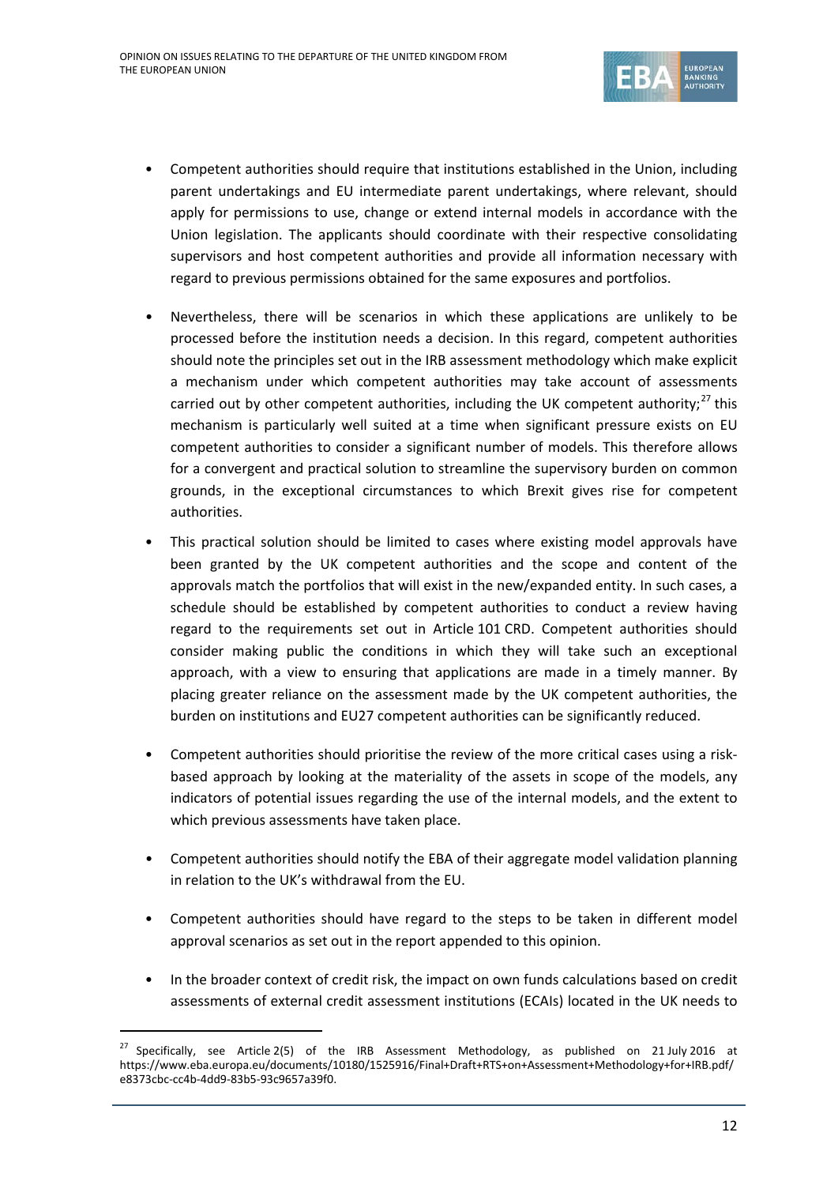- Competent authorities should require that institutions established in the Union, including parent undertakings and EU intermediate parent undertakings, where relevant, should apply for permissions to use, change or extend internal models in accordance with the Union legislation. The applicants should coordinate with their respective consolidating supervisors and host competent authorities and provide all information necessary with regard to previous permissions obtained for the same exposures and portfolios.

- Nevertheless, there will be scenarios in which these applications are unlikely to be processed before the institution needs a decision. In this regard, competent authorities should note the principles set out in the IRB assessment methodology which make explicit a mechanism under which competent authorities may take account of assessments carried out by other competent authorities, including the UK competent authority;[27] this mechanism is particularly well suited at a time when significant pressure exists on EU competent authorities to consider a significant number of models. This therefore allows for a convergent and practical solution to streamline the supervisory burden on common grounds, in the exceptional circumstances to which Brexit gives rise for competent authorities.

- This practical solution should be limited to cases where existing model approvals have been granted by the UK competent authorities and the scope and content of the approvals match the portfolios that will exist in the new/expanded entity. In such cases, a schedule should be established by competent authorities to conduct a review having regard to the requirements set out in Article 101 CRD. Competent authorities should consider making public the conditions in which they will take such an exceptional approach, with a view to ensuring that applications are made in a timely manner. By placing greater reliance on the assessment made by the UK competent authorities, the burden on institutions and EU27 competent authorities can be significantly reduced.

- Competent authorities should prioritise the review of the more critical cases using a risk-based approach by looking at the materiality of the assets in scope of the models, any indicators of potential issues regarding the use of the internal models, and the extent to which previous assessments have taken place.

- Competent authorities should notify the EBA of their aggregate model validation planning in relation to the UK's withdrawal from the EU.

- Competent authorities should have regard to the steps to be taken in different model approval scenarios as set out in the report appended to this opinion.

- In the broader context of credit risk, the impact on own funds calculations based on credit assessments of external credit assessment institutions (ECAIs) located in the UK needs to

---

[27] Specifically, see Article 2(5) of the IRB Assessment Methodology, as published on 21 July 2016 at https://www.eba.europa.eu/documents/10180/1525916/Final+Draft+RTS+on+Assessment+Methodology+for+IRB.pdf/e8373cbc-cc4b-4dd9-83b5-93c9657a39f0.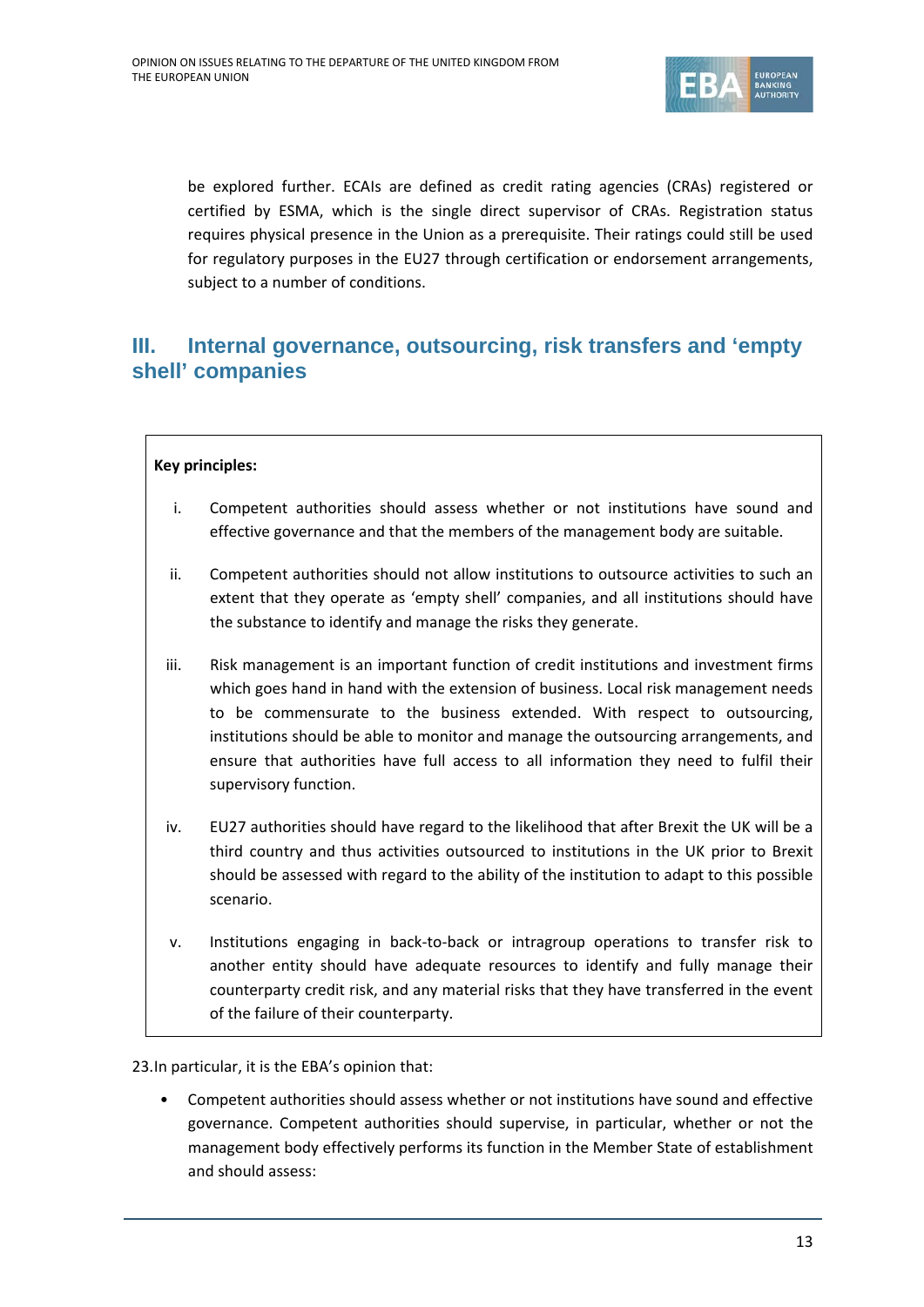be explored further. ECAIs are defined as credit rating agencies (CRAs) registered or certified by ESMA, which is the single direct supervisor of CRAs. Registration status requires physical presence in the Union as a prerequisite. Their ratings could still be used for regulatory purposes in the EU27 through certification or endorsement arrangements, subject to a number of conditions.

## III. Internal governance, outsourcing, risk transfers and 'empty shell' companies

**Key principles:**

i. Competent authorities should assess whether or not institutions have sound and effective governance and that the members of the management body are suitable.

ii. Competent authorities should not allow institutions to outsource activities to such an extent that they operate as 'empty shell' companies, and all institutions should have the substance to identify and manage the risks they generate.

iii. Risk management is an important function of credit institutions and investment firms which goes hand in hand with the extension of business. Local risk management needs to be commensurate to the business extended. With respect to outsourcing, institutions should be able to monitor and manage the outsourcing arrangements, and ensure that authorities have full access to all information they need to fulfil their supervisory function.

iv. EU27 authorities should have regard to the likelihood that after Brexit the UK will be a third country and thus activities outsourced to institutions in the UK prior to Brexit should be assessed with regard to the ability of the institution to adapt to this possible scenario.

v. Institutions engaging in back-to-back or intragroup operations to transfer risk to another entity should have adequate resources to identify and fully manage their counterparty credit risk, and any material risks that they have transferred in the event of the failure of their counterparty.

23. In particular, it is the EBA's opinion that:

- Competent authorities should assess whether or not institutions have sound and effective governance. Competent authorities should supervise, in particular, whether or not the management body effectively performs its function in the Member State of establishment and should assess: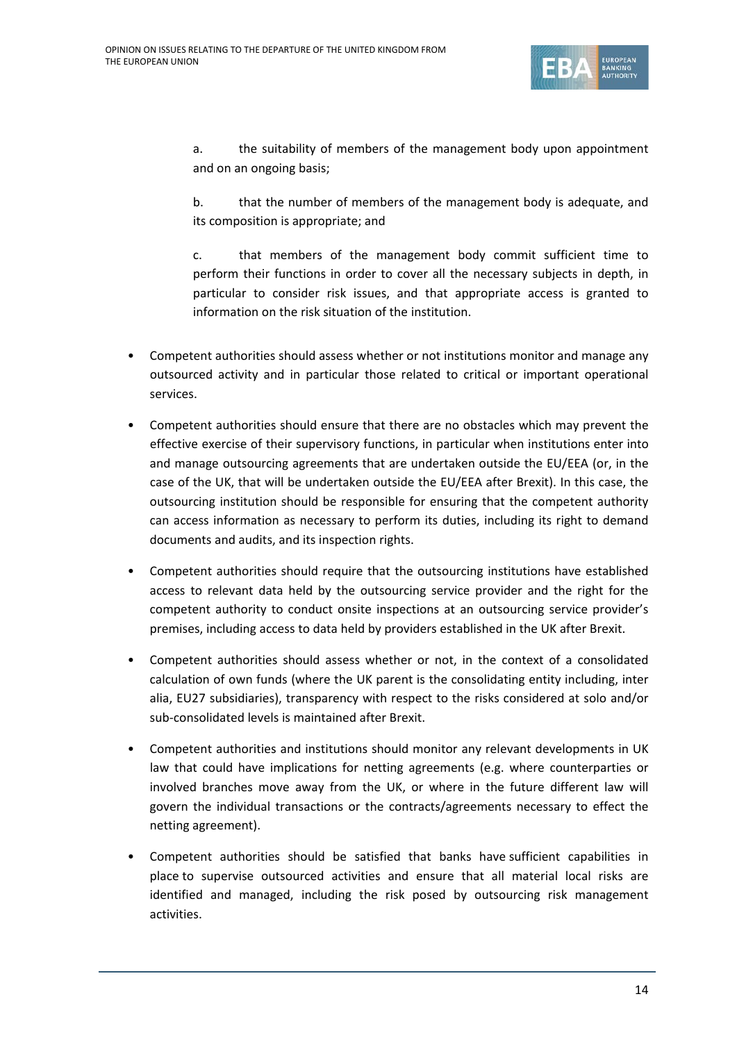a. the suitability of members of the management body upon appointment and on an ongoing basis;

b. that the number of members of the management body is adequate, and its composition is appropriate; and

c. that members of the management body commit sufficient time to perform their functions in order to cover all the necessary subjects in depth, in particular to consider risk issues, and that appropriate access is granted to information on the risk situation of the institution.

- Competent authorities should assess whether or not institutions monitor and manage any outsourced activity and in particular those related to critical or important operational services.
- Competent authorities should ensure that there are no obstacles which may prevent the effective exercise of their supervisory functions, in particular when institutions enter into and manage outsourcing agreements that are undertaken outside the EU/EEA (or, in the case of the UK, that will be undertaken outside the EU/EEA after Brexit). In this case, the outsourcing institution should be responsible for ensuring that the competent authority can access information as necessary to perform its duties, including its right to demand documents and audits, and its inspection rights.
- Competent authorities should require that the outsourcing institutions have established access to relevant data held by the outsourcing service provider and the right for the competent authority to conduct onsite inspections at an outsourcing service provider's premises, including access to data held by providers established in the UK after Brexit.
- Competent authorities should assess whether or not, in the context of a consolidated calculation of own funds (where the UK parent is the consolidating entity including, inter alia, EU27 subsidiaries), transparency with respect to the risks considered at solo and/or sub-consolidated levels is maintained after Brexit.
- Competent authorities and institutions should monitor any relevant developments in UK law that could have implications for netting agreements (e.g. where counterparties or involved branches move away from the UK, or where in the future different law will govern the individual transactions or the contracts/agreements necessary to effect the netting agreement).
- Competent authorities should be satisfied that banks have sufficient capabilities in place to supervise outsourced activities and ensure that all material local risks are identified and managed, including the risk posed by outsourcing risk management activities.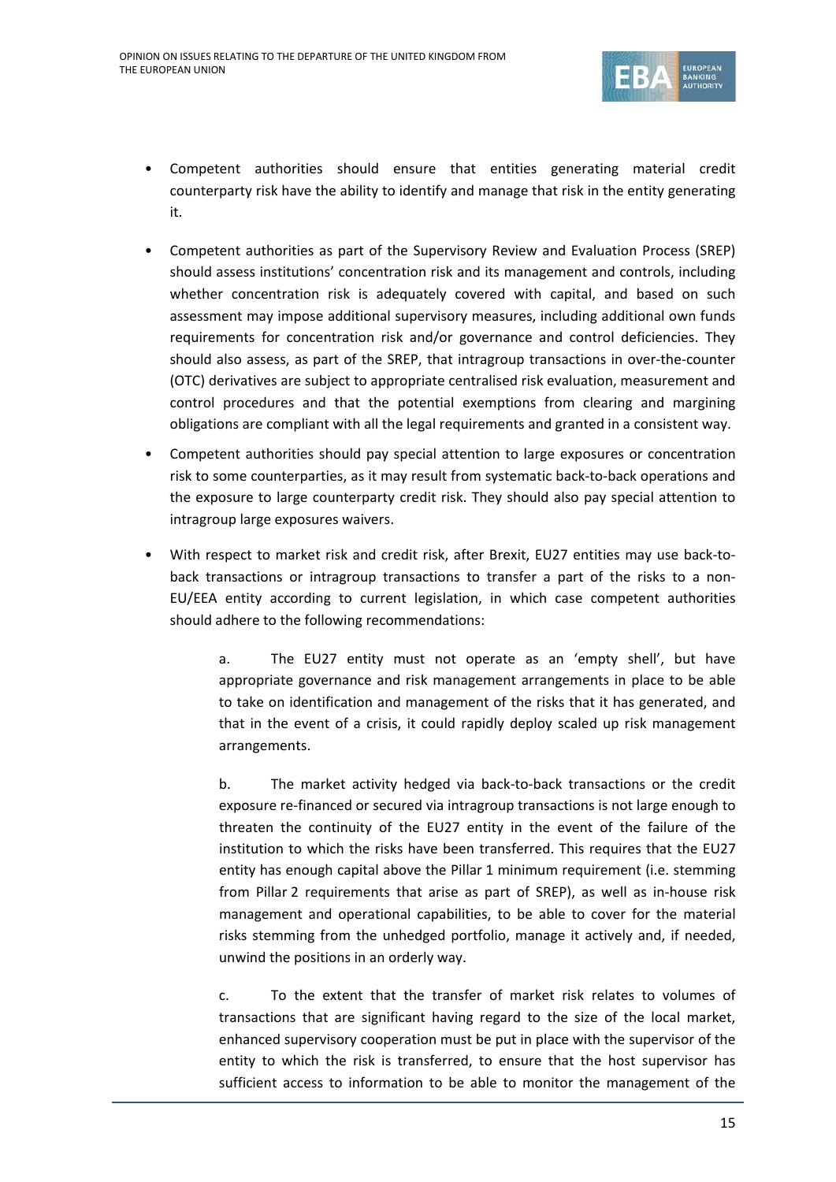- Competent authorities should ensure that entities generating material credit counterparty risk have the ability to identify and manage that risk in the entity generating it.
- Competent authorities as part of the Supervisory Review and Evaluation Process (SREP) should assess institutions' concentration risk and its management and controls, including whether concentration risk is adequately covered with capital, and based on such assessment may impose additional supervisory measures, including additional own funds requirements for concentration risk and/or governance and control deficiencies. They should also assess, as part of the SREP, that intragroup transactions in over-the-counter (OTC) derivatives are subject to appropriate centralised risk evaluation, measurement and control procedures and that the potential exemptions from clearing and margining obligations are compliant with all the legal requirements and granted in a consistent way.
- Competent authorities should pay special attention to large exposures or concentration risk to some counterparties, as it may result from systematic back-to-back operations and the exposure to large counterparty credit risk. They should also pay special attention to intragroup large exposures waivers.
- With respect to market risk and credit risk, after Brexit, EU27 entities may use back-to-back transactions or intragroup transactions to transfer a part of the risks to a non-EU/EEA entity according to current legislation, in which case competent authorities should adhere to the following recommendations:

  a. The EU27 entity must not operate as an 'empty shell', but have appropriate governance and risk management arrangements in place to be able to take on identification and management of the risks that it has generated, and that in the event of a crisis, it could rapidly deploy scaled up risk management arrangements.

  b. The market activity hedged via back-to-back transactions or the credit exposure re-financed or secured via intragroup transactions is not large enough to threaten the continuity of the EU27 entity in the event of the failure of the institution to which the risks have been transferred. This requires that the EU27 entity has enough capital above the Pillar 1 minimum requirement (i.e. stemming from Pillar 2 requirements that arise as part of SREP), as well as in-house risk management and operational capabilities, to be able to cover for the material risks stemming from the unhedged portfolio, manage it actively and, if needed, unwind the positions in an orderly way.

  c. To the extent that the transfer of market risk relates to volumes of transactions that are significant having regard to the size of the local market, enhanced supervisory cooperation must be put in place with the supervisor of the entity to which the risk is transferred, to ensure that the host supervisor has sufficient access to information to be able to monitor the management of the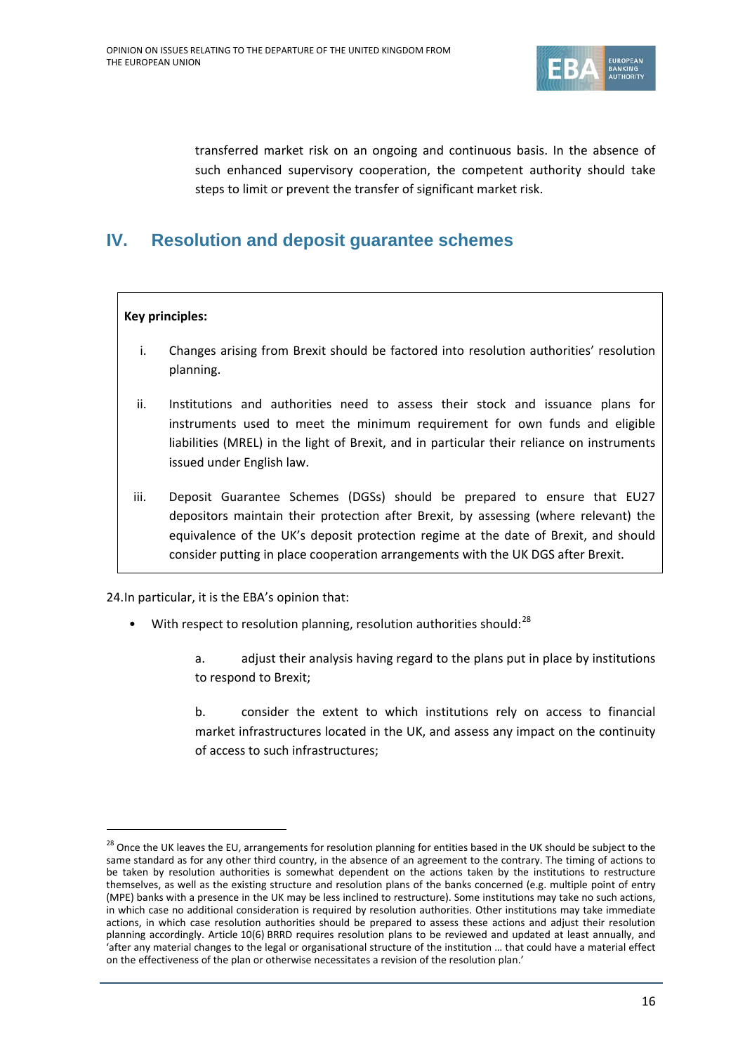transferred market risk on an ongoing and continuous basis. In the absence of such enhanced supervisory cooperation, the competent authority should take steps to limit or prevent the transfer of significant market risk.

## IV. Resolution and deposit guarantee schemes

**Key principles:**

i. Changes arising from Brexit should be factored into resolution authorities' resolution planning.

ii. Institutions and authorities need to assess their stock and issuance plans for instruments used to meet the minimum requirement for own funds and eligible liabilities (MREL) in the light of Brexit, and in particular their reliance on instruments issued under English law.

iii. Deposit Guarantee Schemes (DGSs) should be prepared to ensure that EU27 depositors maintain their protection after Brexit, by assessing (where relevant) the equivalence of the UK's deposit protection regime at the date of Brexit, and should consider putting in place cooperation arrangements with the UK DGS after Brexit.

24. In particular, it is the EBA's opinion that:

- With respect to resolution planning, resolution authorities should:[28]

  a. adjust their analysis having regard to the plans put in place by institutions to respond to Brexit;

  b. consider the extent to which institutions rely on access to financial market infrastructures located in the UK, and assess any impact on the continuity of access to such infrastructures;

[28] Once the UK leaves the EU, arrangements for resolution planning for entities based in the UK should be subject to the same standard as for any other third country, in the absence of an agreement to the contrary. The timing of actions to be taken by resolution authorities is somewhat dependent on the actions taken by the institutions to restructure themselves, as well as the existing structure and resolution plans of the banks concerned (e.g. multiple point of entry (MPE) banks with a presence in the UK may be less inclined to restructure). Some institutions may take no such actions, in which case no additional consideration is required by resolution authorities. Other institutions may take immediate actions, in which case resolution authorities should be prepared to assess these actions and adjust their resolution planning accordingly. Article 10(6) BRRD requires resolution plans to be reviewed and updated at least annually, and 'after any material changes to the legal or organisational structure of the institution … that could have a material effect on the effectiveness of the plan or otherwise necessitates a revision of the resolution plan.'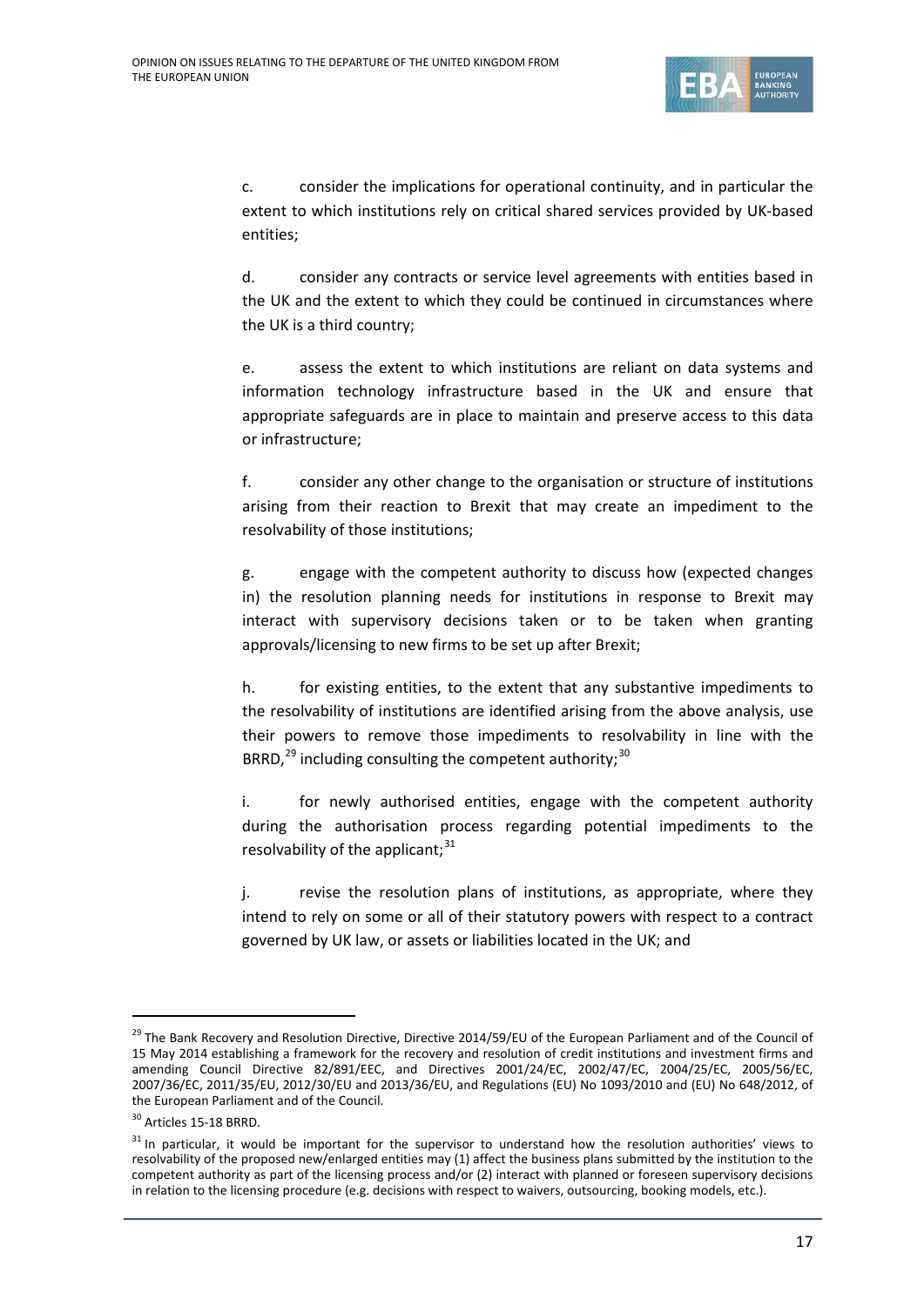c. consider the implications for operational continuity, and in particular the extent to which institutions rely on critical shared services provided by UK-based entities;

d. consider any contracts or service level agreements with entities based in the UK and the extent to which they could be continued in circumstances where the UK is a third country;

e. assess the extent to which institutions are reliant on data systems and information technology infrastructure based in the UK and ensure that appropriate safeguards are in place to maintain and preserve access to this data or infrastructure;

f. consider any other change to the organisation or structure of institutions arising from their reaction to Brexit that may create an impediment to the resolvability of those institutions;

g. engage with the competent authority to discuss how (expected changes in) the resolution planning needs for institutions in response to Brexit may interact with supervisory decisions taken or to be taken when granting approvals/licensing to new firms to be set up after Brexit;

h. for existing entities, to the extent that any substantive impediments to the resolvability of institutions are identified arising from the above analysis, use their powers to remove those impediments to resolvability in line with the BRRD,[29] including consulting the competent authority;[30]

i. for newly authorised entities, engage with the competent authority during the authorisation process regarding potential impediments to the resolvability of the applicant;[31]

j. revise the resolution plans of institutions, as appropriate, where they intend to rely on some or all of their statutory powers with respect to a contract governed by UK law, or assets or liabilities located in the UK; and

---

[29] The Bank Recovery and Resolution Directive, Directive 2014/59/EU of the European Parliament and of the Council of 15 May 2014 establishing a framework for the recovery and resolution of credit institutions and investment firms and amending Council Directive 82/891/EEC, and Directives 2001/24/EC, 2002/47/EC, 2004/25/EC, 2005/56/EC, 2007/36/EC, 2011/35/EU, 2012/30/EU and 2013/36/EU, and Regulations (EU) No 1093/2010 and (EU) No 648/2012, of the European Parliament and of the Council.

[30] Articles 15-18 BRRD.

[31] In particular, it would be important for the supervisor to understand how the resolution authorities' views to resolvability of the proposed new/enlarged entities may (1) affect the business plans submitted by the institution to the competent authority as part of the licensing process and/or (2) interact with planned or foreseen supervisory decisions in relation to the licensing procedure (e.g. decisions with respect to waivers, outsourcing, booking models, etc.).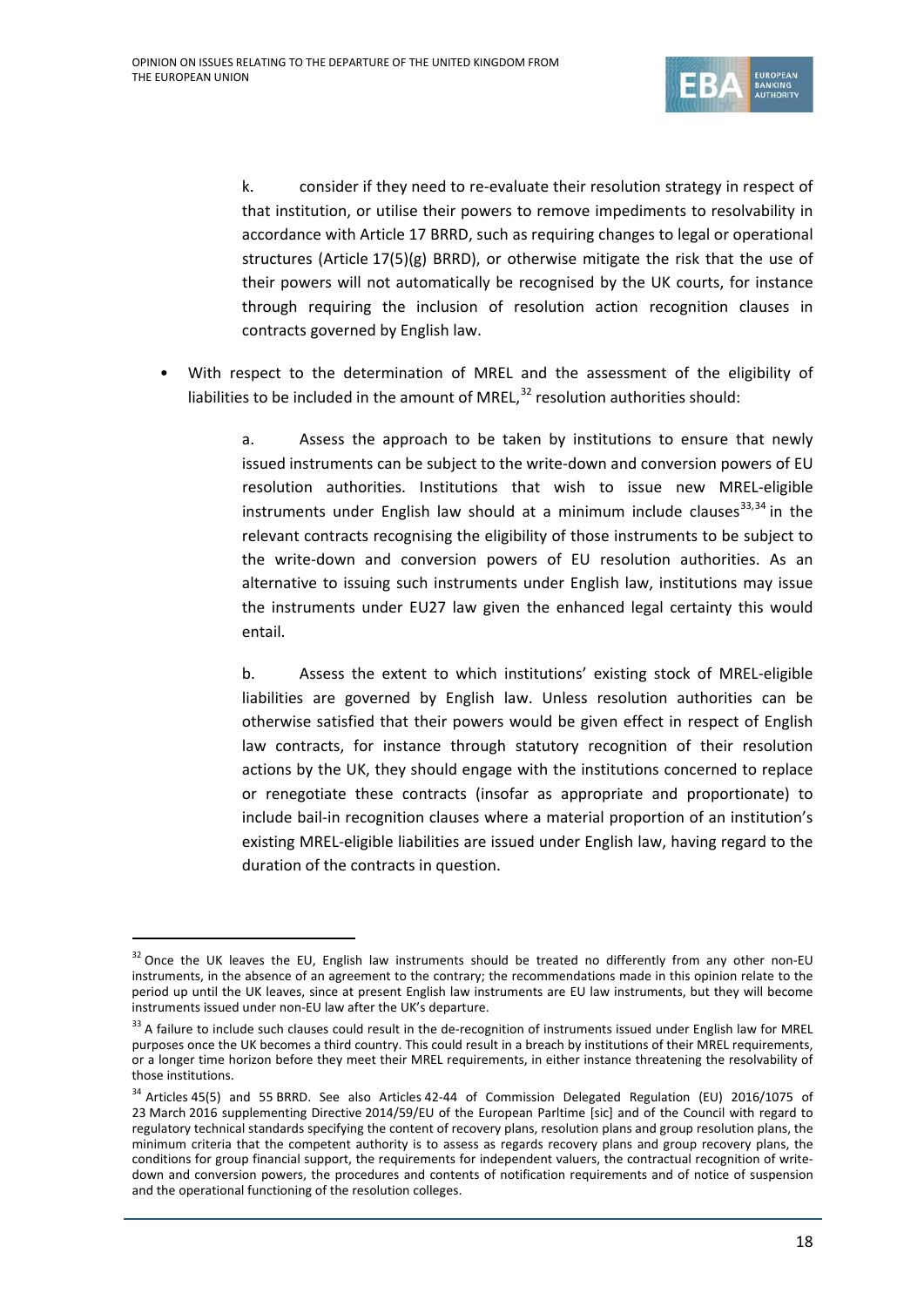k. consider if they need to re-evaluate their resolution strategy in respect of that institution, or utilise their powers to remove impediments to resolvability in accordance with Article 17 BRRD, such as requiring changes to legal or operational structures (Article 17(5)(g) BRRD), or otherwise mitigate the risk that the use of their powers will not automatically be recognised by the UK courts, for instance through requiring the inclusion of resolution action recognition clauses in contracts governed by English law.

- With respect to the determination of MREL and the assessment of the eligibility of liabilities to be included in the amount of MREL,[32] resolution authorities should:

  a. Assess the approach to be taken by institutions to ensure that newly issued instruments can be subject to the write-down and conversion powers of EU resolution authorities. Institutions that wish to issue new MREL-eligible instruments under English law should at a minimum include clauses[33,34] in the relevant contracts recognising the eligibility of those instruments to be subject to the write-down and conversion powers of EU resolution authorities. As an alternative to issuing such instruments under English law, institutions may issue the instruments under EU27 law given the enhanced legal certainty this would entail.

  b. Assess the extent to which institutions' existing stock of MREL-eligible liabilities are governed by English law. Unless resolution authorities can be otherwise satisfied that their powers would be given effect in respect of English law contracts, for instance through statutory recognition of their resolution actions by the UK, they should engage with the institutions concerned to replace or renegotiate these contracts (insofar as appropriate and proportionate) to include bail-in recognition clauses where a material proportion of an institution's existing MREL-eligible liabilities are issued under English law, having regard to the duration of the contracts in question.

---

[32] Once the UK leaves the EU, English law instruments should be treated no differently from any other non-EU instruments, in the absence of an agreement to the contrary; the recommendations made in this opinion relate to the period up until the UK leaves, since at present English law instruments are EU law instruments, but they will become instruments issued under non-EU law after the UK's departure.

[33] A failure to include such clauses could result in the de-recognition of instruments issued under English law for MREL purposes once the UK becomes a third country. This could result in a breach by institutions of their MREL requirements, or a longer time horizon before they meet their MREL requirements, in either instance threatening the resolvability of those institutions.

[34] Articles 45(5) and 55 BRRD. See also Articles 42-44 of Commission Delegated Regulation (EU) 2016/1075 of 23 March 2016 supplementing Directive 2014/59/EU of the European Parltime [sic] and of the Council with regard to regulatory technical standards specifying the content of recovery plans, resolution plans and group resolution plans, the minimum criteria that the competent authority is to assess as regards recovery plans and group recovery plans, the conditions for group financial support, the requirements for independent valuers, the contractual recognition of write-down and conversion powers, the procedures and contents of notification requirements and of notice of suspension and the operational functioning of the resolution colleges.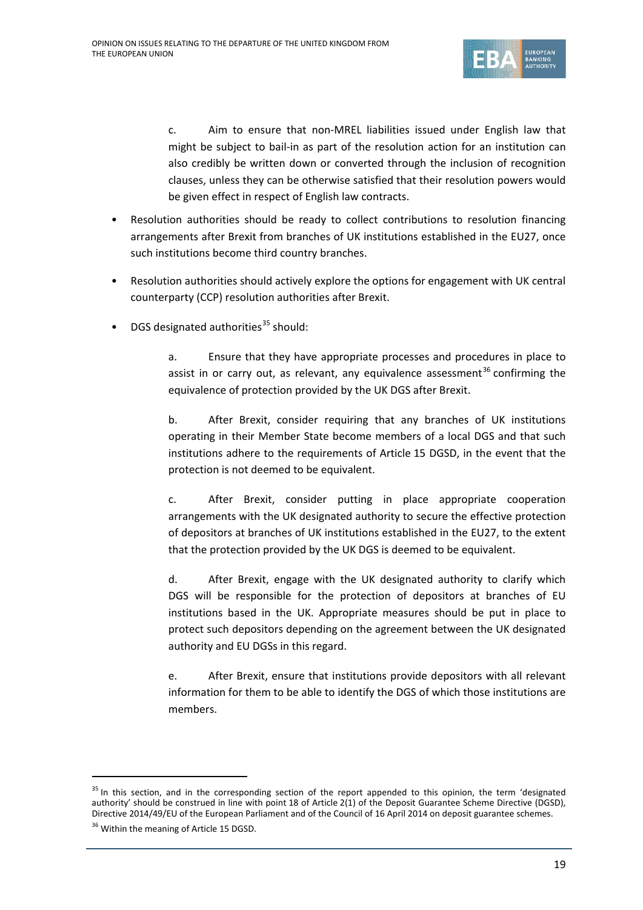c. Aim to ensure that non-MREL liabilities issued under English law that might be subject to bail-in as part of the resolution action for an institution can also credibly be written down or converted through the inclusion of recognition clauses, unless they can be otherwise satisfied that their resolution powers would be given effect in respect of English law contracts.

- Resolution authorities should be ready to collect contributions to resolution financing arrangements after Brexit from branches of UK institutions established in the EU27, once such institutions become third country branches.

- Resolution authorities should actively explore the options for engagement with UK central counterparty (CCP) resolution authorities after Brexit.

- DGS designated authorities[35] should:

    a. Ensure that they have appropriate processes and procedures in place to assist in or carry out, as relevant, any equivalence assessment[36] confirming the equivalence of protection provided by the UK DGS after Brexit.

    b. After Brexit, consider requiring that any branches of UK institutions operating in their Member State become members of a local DGS and that such institutions adhere to the requirements of Article 15 DGSD, in the event that the protection is not deemed to be equivalent.

    c. After Brexit, consider putting in place appropriate cooperation arrangements with the UK designated authority to secure the effective protection of depositors at branches of UK institutions established in the EU27, to the extent that the protection provided by the UK DGS is deemed to be equivalent.

    d. After Brexit, engage with the UK designated authority to clarify which DGS will be responsible for the protection of depositors at branches of EU institutions based in the UK. Appropriate measures should be put in place to protect such depositors depending on the agreement between the UK designated authority and EU DGSs in this regard.

    e. After Brexit, ensure that institutions provide depositors with all relevant information for them to be able to identify the DGS of which those institutions are members.

---

[35] In this section, and in the corresponding section of the report appended to this opinion, the term 'designated authority' should be construed in line with point 18 of Article 2(1) of the Deposit Guarantee Scheme Directive (DGSD), Directive 2014/49/EU of the European Parliament and of the Council of 16 April 2014 on deposit guarantee schemes.

[36] Within the meaning of Article 15 DGSD.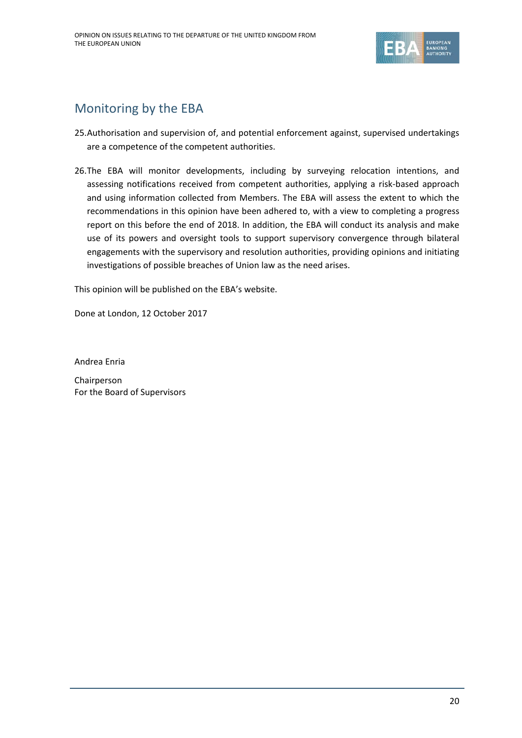## Monitoring by the EBA

25. Authorisation and supervision of, and potential enforcement against, supervised undertakings are a competence of the competent authorities.

26. The EBA will monitor developments, including by surveying relocation intentions, and assessing notifications received from competent authorities, applying a risk-based approach and using information collected from Members. The EBA will assess the extent to which the recommendations in this opinion have been adhered to, with a view to completing a progress report on this before the end of 2018. In addition, the EBA will conduct its analysis and make use of its powers and oversight tools to support supervisory convergence through bilateral engagements with the supervisory and resolution authorities, providing opinions and initiating investigations of possible breaches of Union law as the need arises.

This opinion will be published on the EBA's website.

Done at London, 12 October 2017

Andrea Enria

Chairperson
For the Board of Supervisors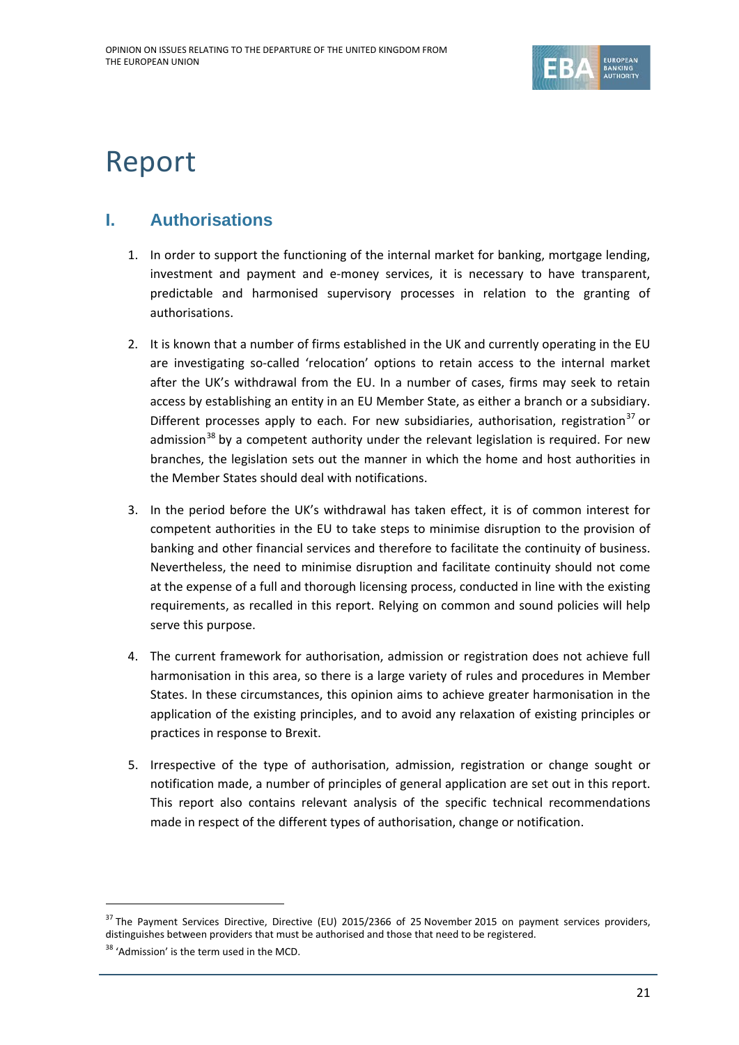# Report

## I. Authorisations

1. In order to support the functioning of the internal market for banking, mortgage lending, investment and payment and e-money services, it is necessary to have transparent, predictable and harmonised supervisory processes in relation to the granting of authorisations.

2. It is known that a number of firms established in the UK and currently operating in the EU are investigating so-called 'relocation' options to retain access to the internal market after the UK's withdrawal from the EU. In a number of cases, firms may seek to retain access by establishing an entity in an EU Member State, as either a branch or a subsidiary. Different processes apply to each. For new subsidiaries, authorisation, registration[37] or admission[38] by a competent authority under the relevant legislation is required. For new branches, the legislation sets out the manner in which the home and host authorities in the Member States should deal with notifications.

3. In the period before the UK's withdrawal has taken effect, it is of common interest for competent authorities in the EU to take steps to minimise disruption to the provision of banking and other financial services and therefore to facilitate the continuity of business. Nevertheless, the need to minimise disruption and facilitate continuity should not come at the expense of a full and thorough licensing process, conducted in line with the existing requirements, as recalled in this report. Relying on common and sound policies will help serve this purpose.

4. The current framework for authorisation, admission or registration does not achieve full harmonisation in this area, so there is a large variety of rules and procedures in Member States. In these circumstances, this opinion aims to achieve greater harmonisation in the application of the existing principles, and to avoid any relaxation of existing principles or practices in response to Brexit.

5. Irrespective of the type of authorisation, admission, registration or change sought or notification made, a number of principles of general application are set out in this report. This report also contains relevant analysis of the specific technical recommendations made in respect of the different types of authorisation, change or notification.

---

[37] The Payment Services Directive, Directive (EU) 2015/2366 of 25 November 2015 on payment services providers, distinguishes between providers that must be authorised and those that need to be registered.

[38] 'Admission' is the term used in the MCD.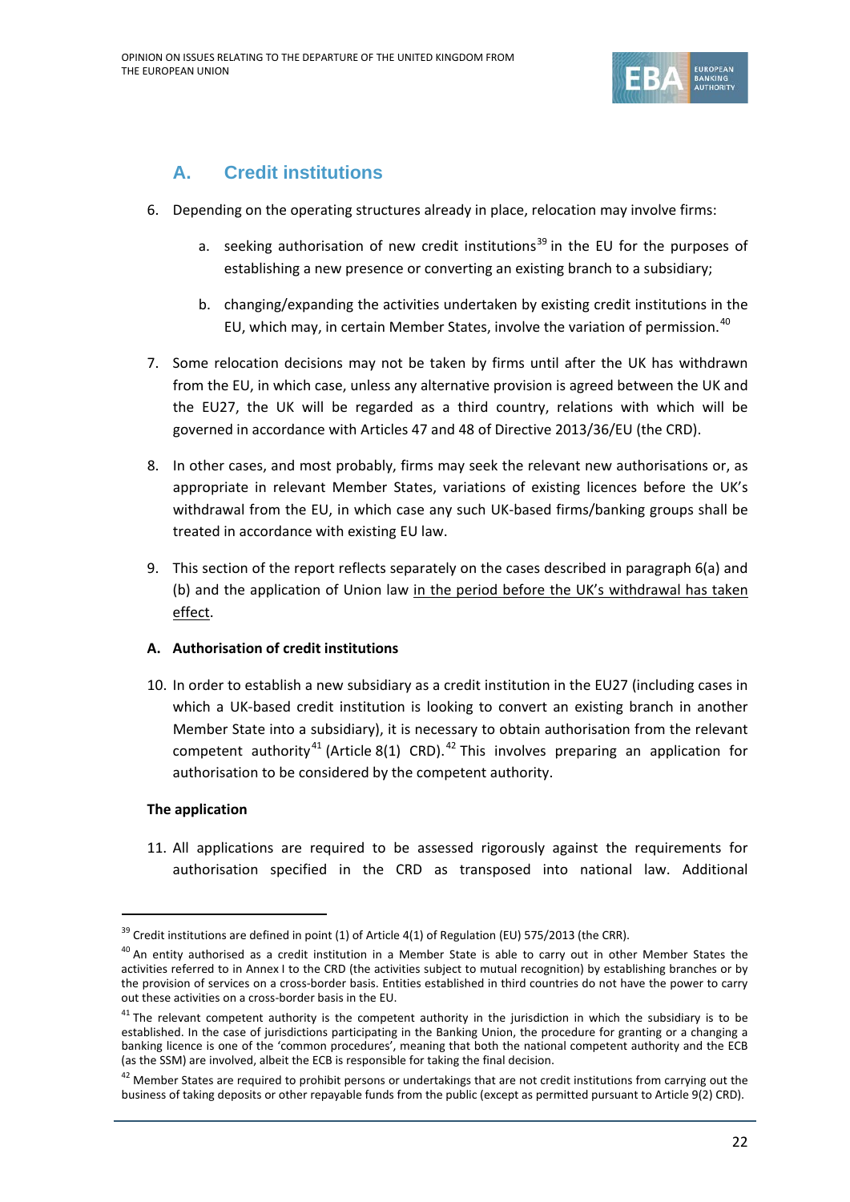## A. Credit institutions

6. Depending on the operating structures already in place, relocation may involve firms:

   a. seeking authorisation of new credit institutions[39] in the EU for the purposes of establishing a new presence or converting an existing branch to a subsidiary;

   b. changing/expanding the activities undertaken by existing credit institutions in the EU, which may, in certain Member States, involve the variation of permission.[40]

7. Some relocation decisions may not be taken by firms until after the UK has withdrawn from the EU, in which case, unless any alternative provision is agreed between the UK and the EU27, the UK will be regarded as a third country, relations with which will be governed in accordance with Articles 47 and 48 of Directive 2013/36/EU (the CRD).

8. In other cases, and most probably, firms may seek the relevant new authorisations or, as appropriate in relevant Member States, variations of existing licences before the UK's withdrawal from the EU, in which case any such UK-based firms/banking groups shall be treated in accordance with existing EU law.

9. This section of the report reflects separately on the cases described in paragraph 6(a) and (b) and the application of Union law <u>in the period before the UK's withdrawal has taken effect</u>.

**A. Authorisation of credit institutions**

10. In order to establish a new subsidiary as a credit institution in the EU27 (including cases in which a UK-based credit institution is looking to convert an existing branch in another Member State into a subsidiary), it is necessary to obtain authorisation from the relevant competent authority[41] (Article 8(1) CRD).[42] This involves preparing an application for authorisation to be considered by the competent authority.

**The application**

11. All applications are required to be assessed rigorously against the requirements for authorisation specified in the CRD as transposed into national law. Additional

---

[39] Credit institutions are defined in point (1) of Article 4(1) of Regulation (EU) 575/2013 (the CRR).

[40] An entity authorised as a credit institution in a Member State is able to carry out in other Member States the activities referred to in Annex I to the CRD (the activities subject to mutual recognition) by establishing branches or by the provision of services on a cross-border basis. Entities established in third countries do not have the power to carry out these activities on a cross-border basis in the EU.

[41] The relevant competent authority is the competent authority in the jurisdiction in which the subsidiary is to be established. In the case of jurisdictions participating in the Banking Union, the procedure for granting or a changing a banking licence is one of the 'common procedures', meaning that both the national competent authority and the ECB (as the SSM) are involved, albeit the ECB is responsible for taking the final decision.

[42] Member States are required to prohibit persons or undertakings that are not credit institutions from carrying out the business of taking deposits or other repayable funds from the public (except as permitted pursuant to Article 9(2) CRD).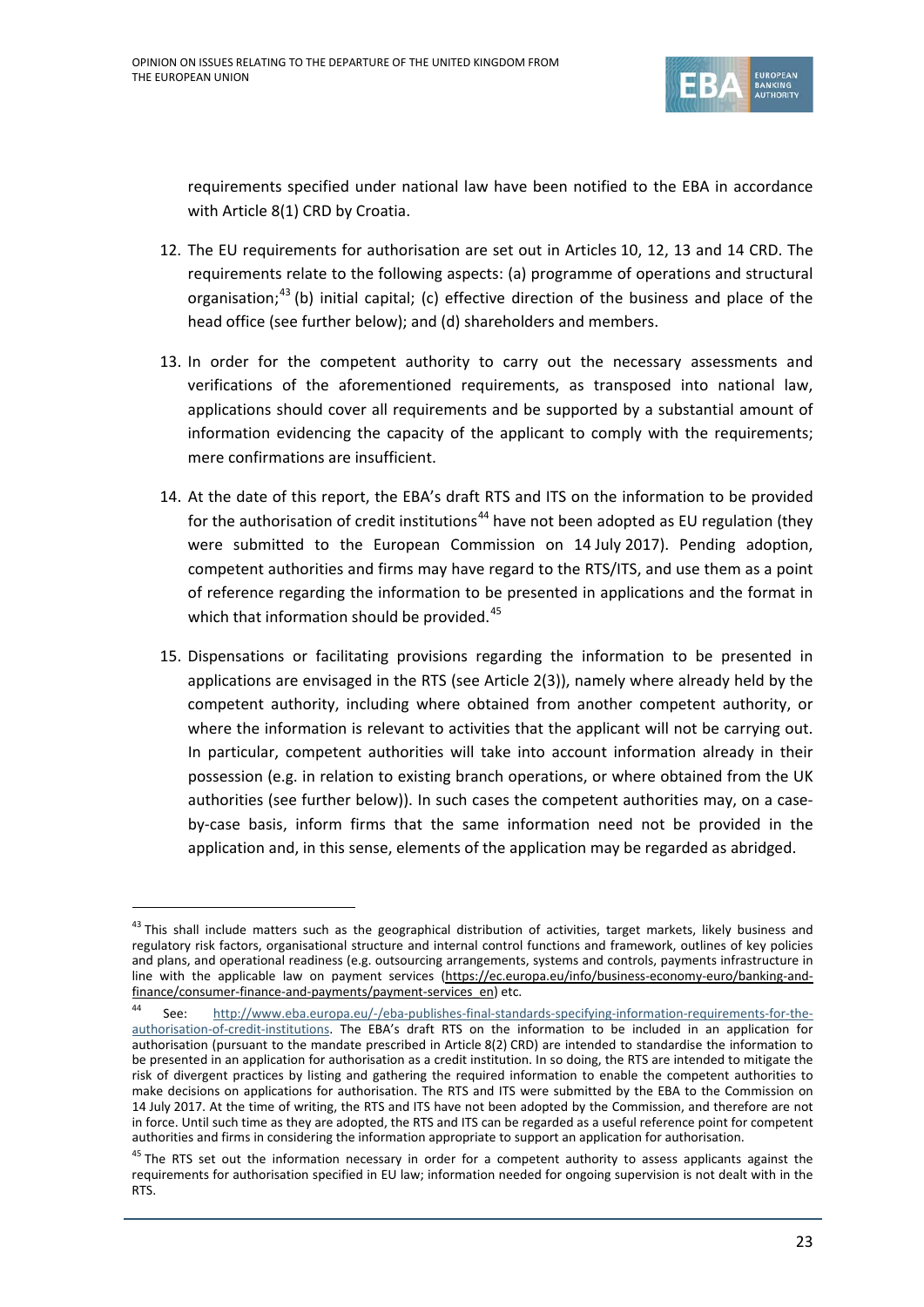requirements specified under national law have been notified to the EBA in accordance with Article 8(1) CRD by Croatia.

12. The EU requirements for authorisation are set out in Articles 10, 12, 13 and 14 CRD. The requirements relate to the following aspects: (a) programme of operations and structural organisation;[43] (b) initial capital; (c) effective direction of the business and place of the head office (see further below); and (d) shareholders and members.

13. In order for the competent authority to carry out the necessary assessments and verifications of the aforementioned requirements, as transposed into national law, applications should cover all requirements and be supported by a substantial amount of information evidencing the capacity of the applicant to comply with the requirements; mere confirmations are insufficient.

14. At the date of this report, the EBA's draft RTS and ITS on the information to be provided for the authorisation of credit institutions[44] have not been adopted as EU regulation (they were submitted to the European Commission on 14 July 2017). Pending adoption, competent authorities and firms may have regard to the RTS/ITS, and use them as a point of reference regarding the information to be presented in applications and the format in which that information should be provided.[45]

15. Dispensations or facilitating provisions regarding the information to be presented in applications are envisaged in the RTS (see Article 2(3)), namely where already held by the competent authority, including where obtained from another competent authority, or where the information is relevant to activities that the applicant will not be carrying out. In particular, competent authorities will take into account information already in their possession (e.g. in relation to existing branch operations, or where obtained from the UK authorities (see further below)). In such cases the competent authorities may, on a case-by-case basis, inform firms that the same information need not be provided in the application and, in this sense, elements of the application may be regarded as abridged.

---

[43] This shall include matters such as the geographical distribution of activities, target markets, likely business and regulatory risk factors, organisational structure and internal control functions and framework, outlines of key policies and plans, and operational readiness (e.g. outsourcing arrangements, systems and controls, payments infrastructure in line with the applicable law on payment services (https://ec.europa.eu/info/business-economy-euro/banking-and-finance/consumer-finance-and-payments/payment-services_en) etc.

[44] See: http://www.eba.europa.eu/-/eba-publishes-final-standards-specifying-information-requirements-for-the-authorisation-of-credit-institutions. The EBA's draft RTS on the information to be included in an application for authorisation (pursuant to the mandate prescribed in Article 8(2) CRD) are intended to standardise the information to be presented in an application for authorisation as a credit institution. In so doing, the RTS are intended to mitigate the risk of divergent practices by listing and gathering the required information to enable the competent authorities to make decisions on applications for authorisation. The RTS and ITS were submitted by the EBA to the Commission on 14 July 2017. At the time of writing, the RTS and ITS have not been adopted by the Commission, and therefore are not in force. Until such time as they are adopted, the RTS and ITS can be regarded as a useful reference point for competent authorities and firms in considering the information appropriate to support an application for authorisation.

[45] The RTS set out the information necessary in order for a competent authority to assess applicants against the requirements for authorisation specified in EU law; information needed for ongoing supervision is not dealt with in the RTS.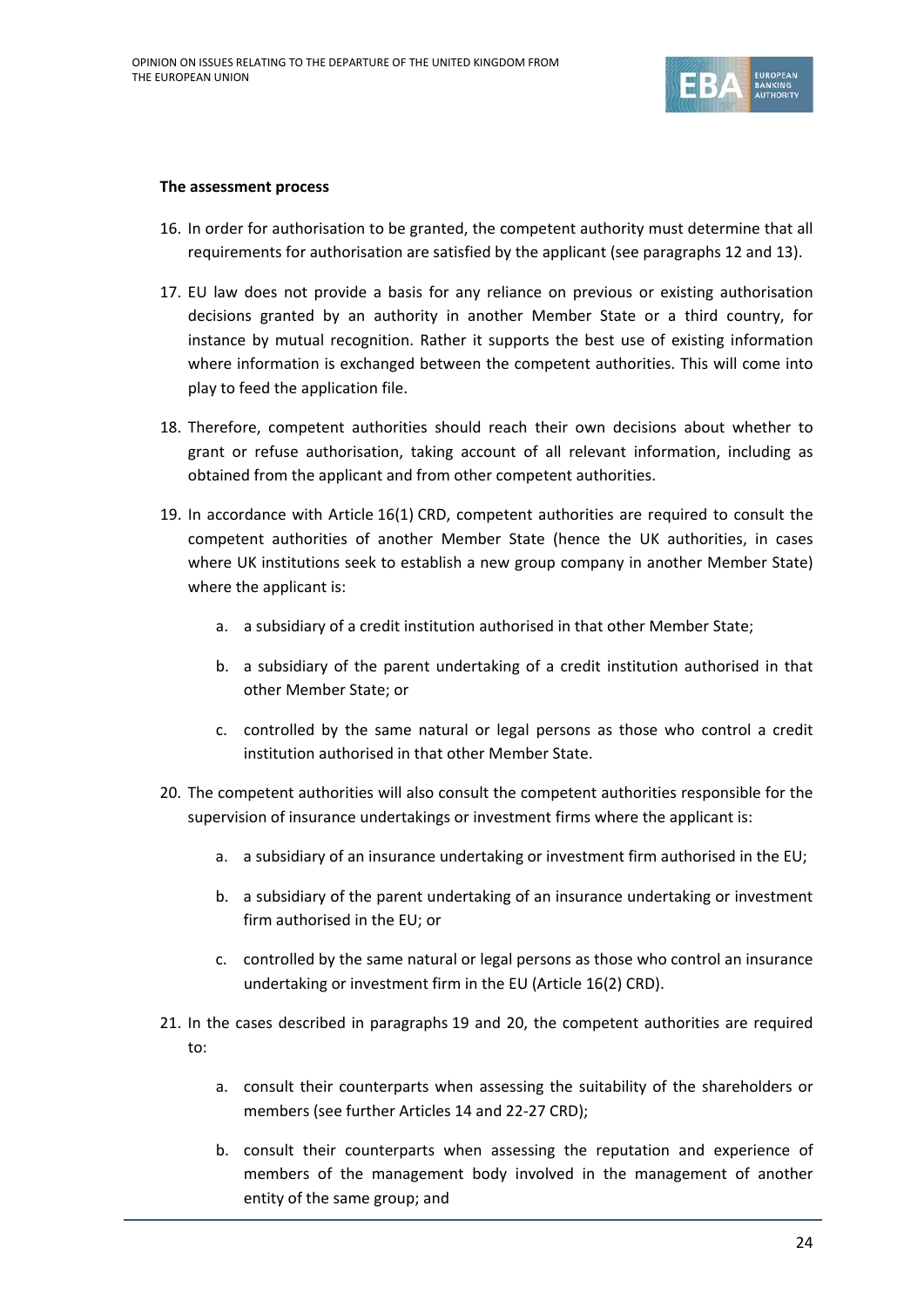**The assessment process**

16. In order for authorisation to be granted, the competent authority must determine that all requirements for authorisation are satisfied by the applicant (see paragraphs 12 and 13).

17. EU law does not provide a basis for any reliance on previous or existing authorisation decisions granted by an authority in another Member State or a third country, for instance by mutual recognition. Rather it supports the best use of existing information where information is exchanged between the competent authorities. This will come into play to feed the application file.

18. Therefore, competent authorities should reach their own decisions about whether to grant or refuse authorisation, taking account of all relevant information, including as obtained from the applicant and from other competent authorities.

19. In accordance with Article 16(1) CRD, competent authorities are required to consult the competent authorities of another Member State (hence the UK authorities, in cases where UK institutions seek to establish a new group company in another Member State) where the applicant is:

    a. a subsidiary of a credit institution authorised in that other Member State;

    b. a subsidiary of the parent undertaking of a credit institution authorised in that other Member State; or

    c. controlled by the same natural or legal persons as those who control a credit institution authorised in that other Member State.

20. The competent authorities will also consult the competent authorities responsible for the supervision of insurance undertakings or investment firms where the applicant is:

    a. a subsidiary of an insurance undertaking or investment firm authorised in the EU;

    b. a subsidiary of the parent undertaking of an insurance undertaking or investment firm authorised in the EU; or

    c. controlled by the same natural or legal persons as those who control an insurance undertaking or investment firm in the EU (Article 16(2) CRD).

21. In the cases described in paragraphs 19 and 20, the competent authorities are required to:

    a. consult their counterparts when assessing the suitability of the shareholders or members (see further Articles 14 and 22-27 CRD);

    b. consult their counterparts when assessing the reputation and experience of members of the management body involved in the management of another entity of the same group; and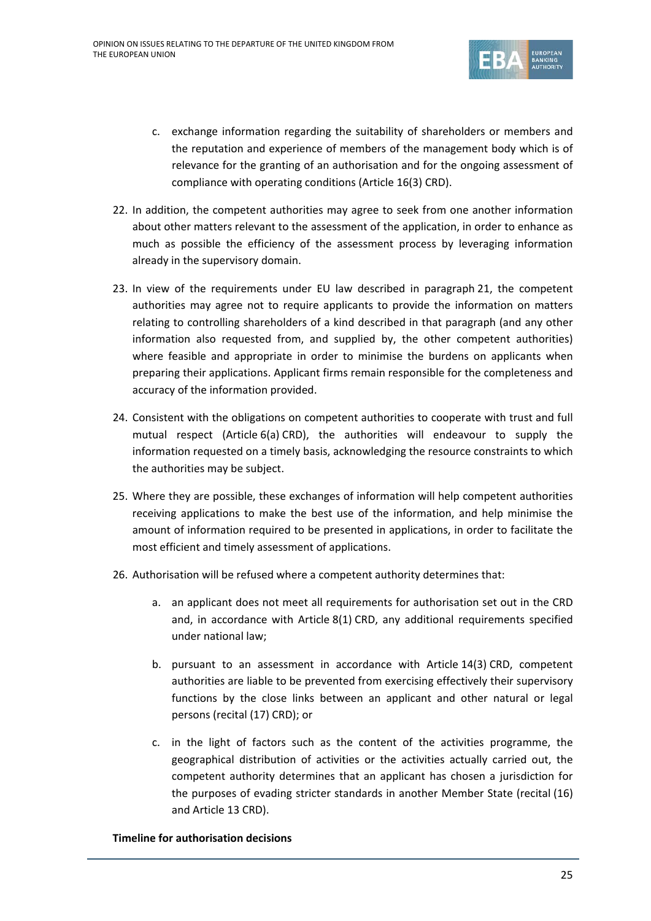c. exchange information regarding the suitability of shareholders or members and the reputation and experience of members of the management body which is of relevance for the granting of an authorisation and for the ongoing assessment of compliance with operating conditions (Article 16(3) CRD).

22. In addition, the competent authorities may agree to seek from one another information about other matters relevant to the assessment of the application, in order to enhance as much as possible the efficiency of the assessment process by leveraging information already in the supervisory domain.

23. In view of the requirements under EU law described in paragraph 21, the competent authorities may agree not to require applicants to provide the information on matters relating to controlling shareholders of a kind described in that paragraph (and any other information also requested from, and supplied by, the other competent authorities) where feasible and appropriate in order to minimise the burdens on applicants when preparing their applications. Applicant firms remain responsible for the completeness and accuracy of the information provided.

24. Consistent with the obligations on competent authorities to cooperate with trust and full mutual respect (Article 6(a) CRD), the authorities will endeavour to supply the information requested on a timely basis, acknowledging the resource constraints to which the authorities may be subject.

25. Where they are possible, these exchanges of information will help competent authorities receiving applications to make the best use of the information, and help minimise the amount of information required to be presented in applications, in order to facilitate the most efficient and timely assessment of applications.

26. Authorisation will be refused where a competent authority determines that:

    a. an applicant does not meet all requirements for authorisation set out in the CRD and, in accordance with Article 8(1) CRD, any additional requirements specified under national law;

    b. pursuant to an assessment in accordance with Article 14(3) CRD, competent authorities are liable to be prevented from exercising effectively their supervisory functions by the close links between an applicant and other natural or legal persons (recital (17) CRD); or

    c. in the light of factors such as the content of the activities programme, the geographical distribution of activities or the activities actually carried out, the competent authority determines that an applicant has chosen a jurisdiction for the purposes of evading stricter standards in another Member State (recital (16) and Article 13 CRD).

**Timeline for authorisation decisions**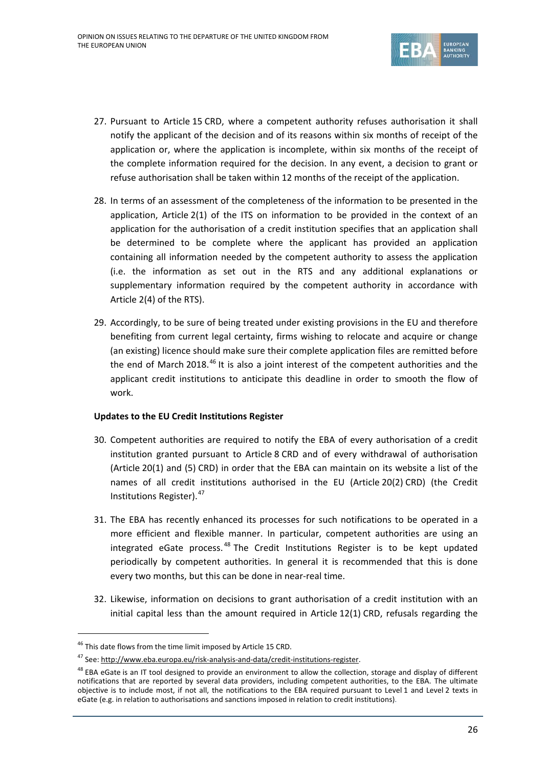27. Pursuant to Article 15 CRD, where a competent authority refuses authorisation it shall notify the applicant of the decision and of its reasons within six months of receipt of the application or, where the application is incomplete, within six months of the receipt of the complete information required for the decision. In any event, a decision to grant or refuse authorisation shall be taken within 12 months of the receipt of the application.

28. In terms of an assessment of the completeness of the information to be presented in the application, Article 2(1) of the ITS on information to be provided in the context of an application for the authorisation of a credit institution specifies that an application shall be determined to be complete where the applicant has provided an application containing all information needed by the competent authority to assess the application (i.e. the information as set out in the RTS and any additional explanations or supplementary information required by the competent authority in accordance with Article 2(4) of the RTS).

29. Accordingly, to be sure of being treated under existing provisions in the EU and therefore benefiting from current legal certainty, firms wishing to relocate and acquire or change (an existing) licence should make sure their complete application files are remitted before the end of March 2018.[46] It is also a joint interest of the competent authorities and the applicant credit institutions to anticipate this deadline in order to smooth the flow of work.

**Updates to the EU Credit Institutions Register**

30. Competent authorities are required to notify the EBA of every authorisation of a credit institution granted pursuant to Article 8 CRD and of every withdrawal of authorisation (Article 20(1) and (5) CRD) in order that the EBA can maintain on its website a list of the names of all credit institutions authorised in the EU (Article 20(2) CRD) (the Credit Institutions Register).[47]

31. The EBA has recently enhanced its processes for such notifications to be operated in a more efficient and flexible manner. In particular, competent authorities are using an integrated eGate process.[48] The Credit Institutions Register is to be kept updated periodically by competent authorities. In general it is recommended that this is done every two months, but this can be done in near-real time.

32. Likewise, information on decisions to grant authorisation of a credit institution with an initial capital less than the amount required in Article 12(1) CRD, refusals regarding the

---

[46] This date flows from the time limit imposed by Article 15 CRD.

[47] See: http://www.eba.europa.eu/risk-analysis-and-data/credit-institutions-register.

[48] EBA eGate is an IT tool designed to provide an environment to allow the collection, storage and display of different notifications that are reported by several data providers, including competent authorities, to the EBA. The ultimate objective is to include most, if not all, the notifications to the EBA required pursuant to Level 1 and Level 2 texts in eGate (e.g. in relation to authorisations and sanctions imposed in relation to credit institutions).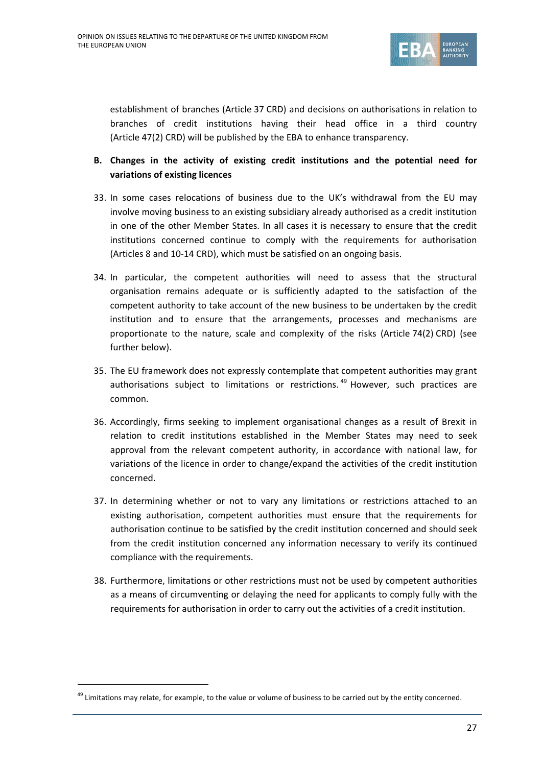establishment of branches (Article 37 CRD) and decisions on authorisations in relation to branches of credit institutions having their head office in a third country (Article 47(2) CRD) will be published by the EBA to enhance transparency.

## B. Changes in the activity of existing credit institutions and the potential need for variations of existing licences

33. In some cases relocations of business due to the UK's withdrawal from the EU may involve moving business to an existing subsidiary already authorised as a credit institution in one of the other Member States. In all cases it is necessary to ensure that the credit institutions concerned continue to comply with the requirements for authorisation (Articles 8 and 10-14 CRD), which must be satisfied on an ongoing basis.

34. In particular, the competent authorities will need to assess that the structural organisation remains adequate or is sufficiently adapted to the satisfaction of the competent authority to take account of the new business to be undertaken by the credit institution and to ensure that the arrangements, processes and mechanisms are proportionate to the nature, scale and complexity of the risks (Article 74(2) CRD) (see further below).

35. The EU framework does not expressly contemplate that competent authorities may grant authorisations subject to limitations or restrictions.[49] However, such practices are common.

36. Accordingly, firms seeking to implement organisational changes as a result of Brexit in relation to credit institutions established in the Member States may need to seek approval from the relevant competent authority, in accordance with national law, for variations of the licence in order to change/expand the activities of the credit institution concerned.

37. In determining whether or not to vary any limitations or restrictions attached to an existing authorisation, competent authorities must ensure that the requirements for authorisation continue to be satisfied by the credit institution concerned and should seek from the credit institution concerned any information necessary to verify its continued compliance with the requirements.

38. Furthermore, limitations or other restrictions must not be used by competent authorities as a means of circumventing or delaying the need for applicants to comply fully with the requirements for authorisation in order to carry out the activities of a credit institution.

[49] Limitations may relate, for example, to the value or volume of business to be carried out by the entity concerned.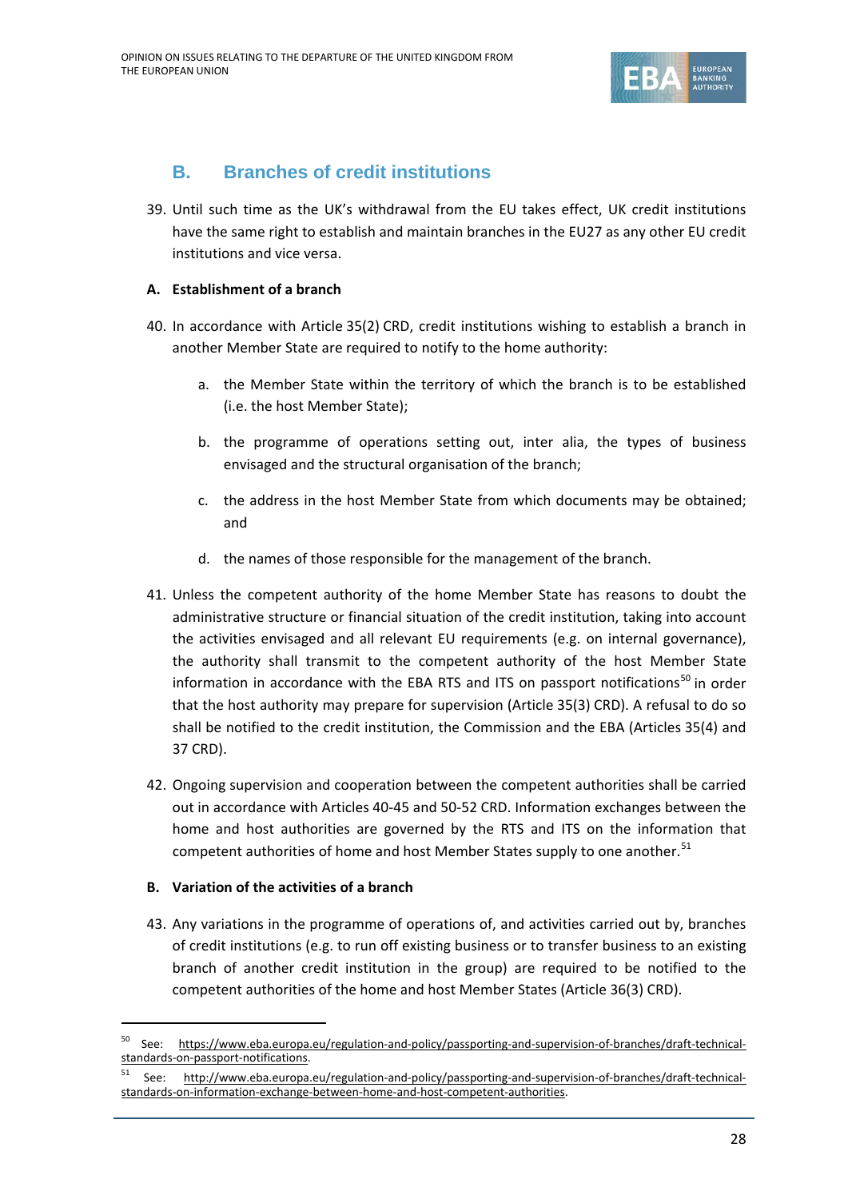## B. Branches of credit institutions

39. Until such time as the UK's withdrawal from the EU takes effect, UK credit institutions have the same right to establish and maintain branches in the EU27 as any other EU credit institutions and vice versa.

**A. Establishment of a branch**

40. In accordance with Article 35(2) CRD, credit institutions wishing to establish a branch in another Member State are required to notify to the home authority:

    a. the Member State within the territory of which the branch is to be established (i.e. the host Member State);

    b. the programme of operations setting out, inter alia, the types of business envisaged and the structural organisation of the branch;

    c. the address in the host Member State from which documents may be obtained; and

    d. the names of those responsible for the management of the branch.

41. Unless the competent authority of the home Member State has reasons to doubt the administrative structure or financial situation of the credit institution, taking into account the activities envisaged and all relevant EU requirements (e.g. on internal governance), the authority shall transmit to the competent authority of the host Member State information in accordance with the EBA RTS and ITS on passport notifications[50] in order that the host authority may prepare for supervision (Article 35(3) CRD). A refusal to do so shall be notified to the credit institution, the Commission and the EBA (Articles 35(4) and 37 CRD).

42. Ongoing supervision and cooperation between the competent authorities shall be carried out in accordance with Articles 40-45 and 50-52 CRD. Information exchanges between the home and host authorities are governed by the RTS and ITS on the information that competent authorities of home and host Member States supply to one another.[51]

**B. Variation of the activities of a branch**

43. Any variations in the programme of operations of, and activities carried out by, branches of credit institutions (e.g. to run off existing business or to transfer business to an existing branch of another credit institution in the group) are required to be notified to the competent authorities of the home and host Member States (Article 36(3) CRD).

---

[50] See: https://www.eba.europa.eu/regulation-and-policy/passporting-and-supervision-of-branches/draft-technical-standards-on-passport-notifications.

[51] See: http://www.eba.europa.eu/regulation-and-policy/passporting-and-supervision-of-branches/draft-technical-standards-on-information-exchange-between-home-and-host-competent-authorities.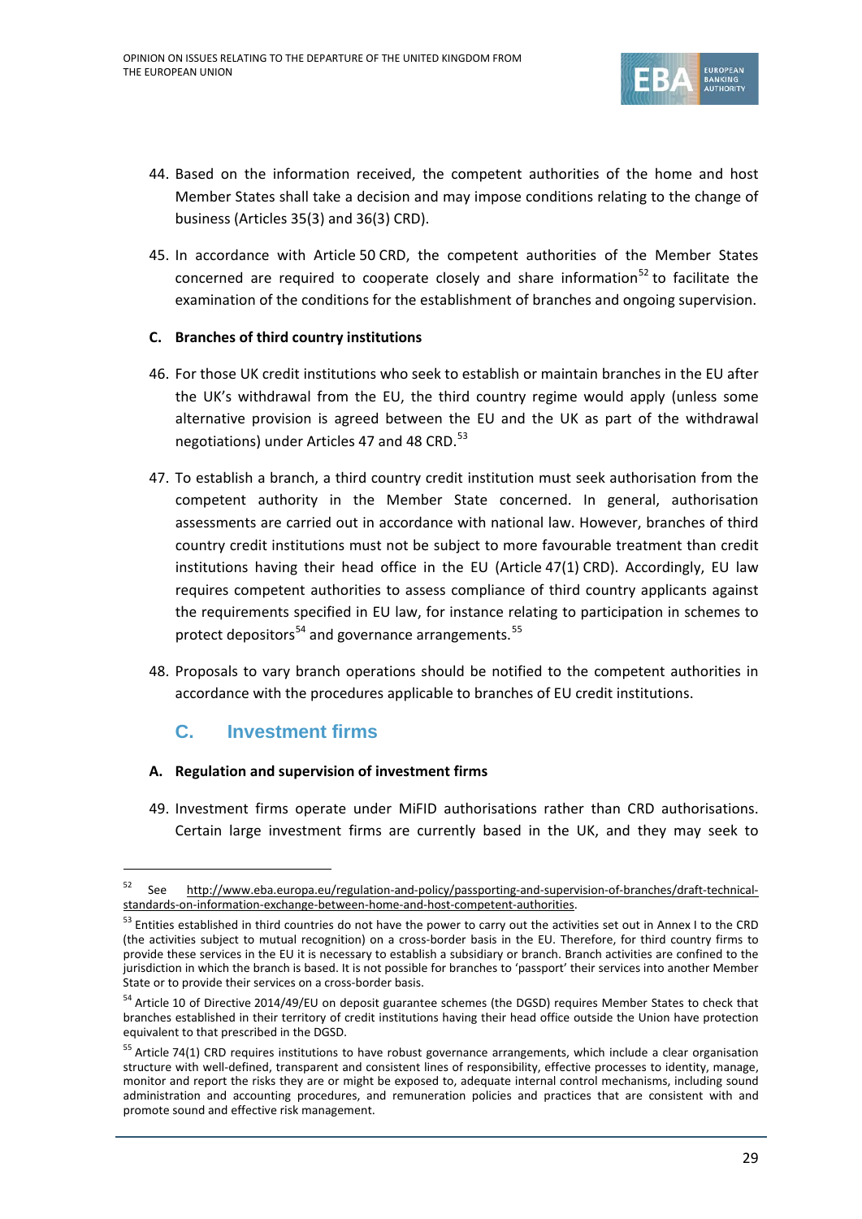44. Based on the information received, the competent authorities of the home and host Member States shall take a decision and may impose conditions relating to the change of business (Articles 35(3) and 36(3) CRD).

45. In accordance with Article 50 CRD, the competent authorities of the Member States concerned are required to cooperate closely and share information[52] to facilitate the examination of the conditions for the establishment of branches and ongoing supervision.

**C. Branches of third country institutions**

46. For those UK credit institutions who seek to establish or maintain branches in the EU after the UK's withdrawal from the EU, the third country regime would apply (unless some alternative provision is agreed between the EU and the UK as part of the withdrawal negotiations) under Articles 47 and 48 CRD.[53]

47. To establish a branch, a third country credit institution must seek authorisation from the competent authority in the Member State concerned. In general, authorisation assessments are carried out in accordance with national law. However, branches of third country credit institutions must not be subject to more favourable treatment than credit institutions having their head office in the EU (Article 47(1) CRD). Accordingly, EU law requires competent authorities to assess compliance of third country applicants against the requirements specified in EU law, for instance relating to participation in schemes to protect depositors[54] and governance arrangements.[55]

48. Proposals to vary branch operations should be notified to the competent authorities in accordance with the procedures applicable to branches of EU credit institutions.

## C. Investment firms

**A. Regulation and supervision of investment firms**

49. Investment firms operate under MiFID authorisations rather than CRD authorisations. Certain large investment firms are currently based in the UK, and they may seek to

---

[52] See http://www.eba.europa.eu/regulation-and-policy/passporting-and-supervision-of-branches/draft-technical-standards-on-information-exchange-between-home-and-host-competent-authorities.

[53] Entities established in third countries do not have the power to carry out the activities set out in Annex I to the CRD (the activities subject to mutual recognition) on a cross-border basis in the EU. Therefore, for third country firms to provide these services in the EU it is necessary to establish a subsidiary or branch. Branch activities are confined to the jurisdiction in which the branch is based. It is not possible for branches to 'passport' their services into another Member State or to provide their services on a cross-border basis.

[54] Article 10 of Directive 2014/49/EU on deposit guarantee schemes (the DGSD) requires Member States to check that branches established in their territory of credit institutions having their head office outside the Union have protection equivalent to that prescribed in the DGSD.

[55] Article 74(1) CRD requires institutions to have robust governance arrangements, which include a clear organisation structure with well-defined, transparent and consistent lines of responsibility, effective processes to identity, manage, monitor and report the risks they are or might be exposed to, adequate internal control mechanisms, including sound administration and accounting procedures, and remuneration policies and practices that are consistent with and promote sound and effective risk management.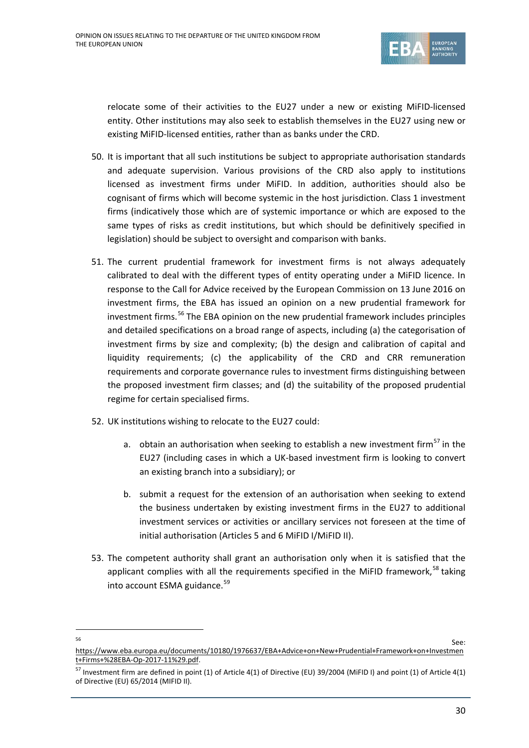relocate some of their activities to the EU27 under a new or existing MiFID-licensed entity. Other institutions may also seek to establish themselves in the EU27 using new or existing MiFID-licensed entities, rather than as banks under the CRD.

50. It is important that all such institutions be subject to appropriate authorisation standards and adequate supervision. Various provisions of the CRD also apply to institutions licensed as investment firms under MiFID. In addition, authorities should also be cognisant of firms which will become systemic in the host jurisdiction. Class 1 investment firms (indicatively those which are of systemic importance or which are exposed to the same types of risks as credit institutions, but which should be definitively specified in legislation) should be subject to oversight and comparison with banks.

51. The current prudential framework for investment firms is not always adequately calibrated to deal with the different types of entity operating under a MiFID licence. In response to the Call for Advice received by the European Commission on 13 June 2016 on investment firms, the EBA has issued an opinion on a new prudential framework for investment firms.[56] The EBA opinion on the new prudential framework includes principles and detailed specifications on a broad range of aspects, including (a) the categorisation of investment firms by size and complexity; (b) the design and calibration of capital and liquidity requirements; (c) the applicability of the CRD and CRR remuneration requirements and corporate governance rules to investment firms distinguishing between the proposed investment firm classes; and (d) the suitability of the proposed prudential regime for certain specialised firms.

52. UK institutions wishing to relocate to the EU27 could:

    a. obtain an authorisation when seeking to establish a new investment firm[57] in the EU27 (including cases in which a UK-based investment firm is looking to convert an existing branch into a subsidiary); or

    b. submit a request for the extension of an authorisation when seeking to extend the business undertaken by existing investment firms in the EU27 to additional investment services or activities or ancillary services not foreseen at the time of initial authorisation (Articles 5 and 6 MiFID I/MiFID II).

53. The competent authority shall grant an authorisation only when it is satisfied that the applicant complies with all the requirements specified in the MiFID framework,[58] taking into account ESMA guidance.[59]

---

[56] See: https://www.eba.europa.eu/documents/10180/1976637/EBA+Advice+on+New+Prudential+Framework+on+Investment+Firms+%28EBA-Op-2017-11%29.pdf.

[57] Investment firm are defined in point (1) of Article 4(1) of Directive (EU) 39/2004 (MiFID I) and point (1) of Article 4(1) of Directive (EU) 65/2014 (MIFID II).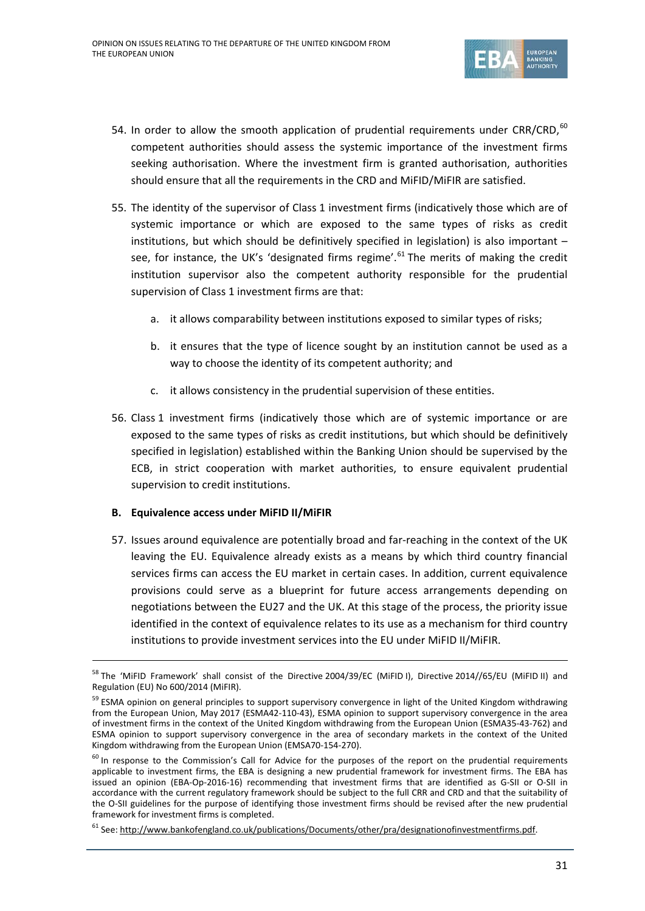54. In order to allow the smooth application of prudential requirements under CRR/CRD,[60] competent authorities should assess the systemic importance of the investment firms seeking authorisation. Where the investment firm is granted authorisation, authorities should ensure that all the requirements in the CRD and MiFID/MiFIR are satisfied.

55. The identity of the supervisor of Class 1 investment firms (indicatively those which are of systemic importance or which are exposed to the same types of risks as credit institutions, but which should be definitively specified in legislation) is also important – see, for instance, the UK's 'designated firms regime'.[61] The merits of making the credit institution supervisor also the competent authority responsible for the prudential supervision of Class 1 investment firms are that:

    a. it allows comparability between institutions exposed to similar types of risks;

    b. it ensures that the type of licence sought by an institution cannot be used as a way to choose the identity of its competent authority; and

    c. it allows consistency in the prudential supervision of these entities.

56. Class 1 investment firms (indicatively those which are of systemic importance or are exposed to the same types of risks as credit institutions, but which should be definitively specified in legislation) established within the Banking Union should be supervised by the ECB, in strict cooperation with market authorities, to ensure equivalent prudential supervision to credit institutions.

### B. Equivalence access under MiFID II/MiFIR

57. Issues around equivalence are potentially broad and far-reaching in the context of the UK leaving the EU. Equivalence already exists as a means by which third country financial services firms can access the EU market in certain cases. In addition, current equivalence provisions could serve as a blueprint for future access arrangements depending on negotiations between the EU27 and the UK. At this stage of the process, the priority issue identified in the context of equivalence relates to its use as a mechanism for third country institutions to provide investment services into the EU under MiFID II/MiFIR.

---

[58] The 'MiFID Framework' shall consist of the Directive 2004/39/EC (MiFID I), Directive 2014//65/EU (MiFID II) and Regulation (EU) No 600/2014 (MiFIR).

[59] ESMA opinion on general principles to support supervisory convergence in light of the United Kingdom withdrawing from the European Union, May 2017 (ESMA42-110-43), ESMA opinion to support supervisory convergence in the area of investment firms in the context of the United Kingdom withdrawing from the European Union (ESMA35-43-762) and ESMA opinion to support supervisory convergence in the area of secondary markets in the context of the United Kingdom withdrawing from the European Union (EMSA70-154-270).

[60] In response to the Commission's Call for Advice for the purposes of the report on the prudential requirements applicable to investment firms, the EBA is designing a new prudential framework for investment firms. The EBA has issued an opinion (EBA-Op-2016-16) recommending that investment firms that are identified as G-SII or O-SII in accordance with the current regulatory framework should be subject to the full CRR and CRD and that the suitability of the O-SII guidelines for the purpose of identifying those investment firms should be revised after the new prudential framework for investment firms is completed.

[61] See: http://www.bankofengland.co.uk/publications/Documents/other/pra/designationofinvestmentfirms.pdf.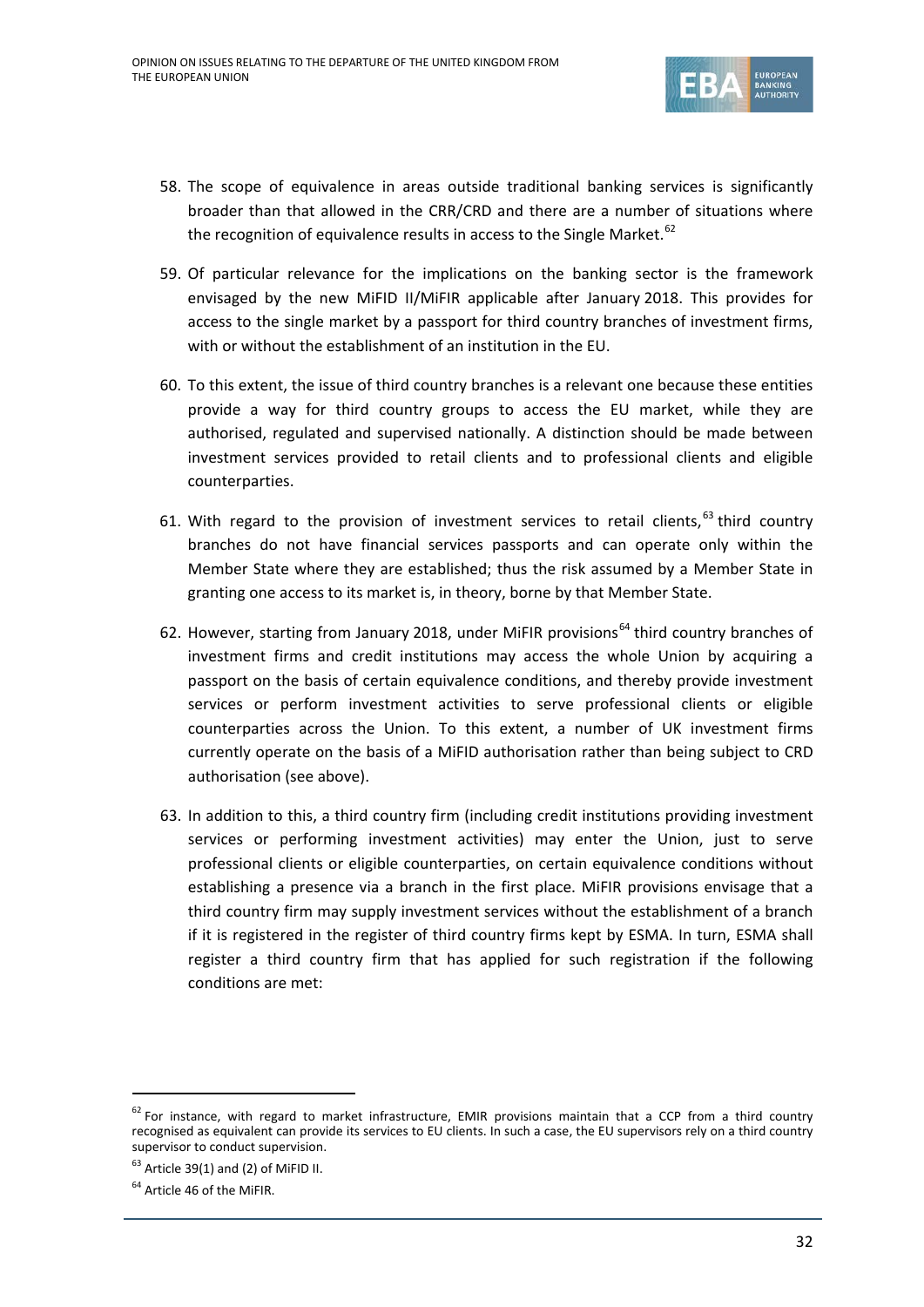58. The scope of equivalence in areas outside traditional banking services is significantly broader than that allowed in the CRR/CRD and there are a number of situations where the recognition of equivalence results in access to the Single Market.[62]

59. Of particular relevance for the implications on the banking sector is the framework envisaged by the new MiFID II/MiFIR applicable after January 2018. This provides for access to the single market by a passport for third country branches of investment firms, with or without the establishment of an institution in the EU.

60. To this extent, the issue of third country branches is a relevant one because these entities provide a way for third country groups to access the EU market, while they are authorised, regulated and supervised nationally. A distinction should be made between investment services provided to retail clients and to professional clients and eligible counterparties.

61. With regard to the provision of investment services to retail clients,[63] third country branches do not have financial services passports and can operate only within the Member State where they are established; thus the risk assumed by a Member State in granting one access to its market is, in theory, borne by that Member State.

62. However, starting from January 2018, under MiFIR provisions[64] third country branches of investment firms and credit institutions may access the whole Union by acquiring a passport on the basis of certain equivalence conditions, and thereby provide investment services or perform investment activities to serve professional clients or eligible counterparties across the Union. To this extent, a number of UK investment firms currently operate on the basis of a MiFID authorisation rather than being subject to CRD authorisation (see above).

63. In addition to this, a third country firm (including credit institutions providing investment services or performing investment activities) may enter the Union, just to serve professional clients or eligible counterparties, on certain equivalence conditions without establishing a presence via a branch in the first place. MiFIR provisions envisage that a third country firm may supply investment services without the establishment of a branch if it is registered in the register of third country firms kept by ESMA. In turn, ESMA shall register a third country firm that has applied for such registration if the following conditions are met:

---

[62] For instance, with regard to market infrastructure, EMIR provisions maintain that a CCP from a third country recognised as equivalent can provide its services to EU clients. In such a case, the EU supervisors rely on a third country supervisor to conduct supervision.

[63] Article 39(1) and (2) of MiFID II.

[64] Article 46 of the MiFIR.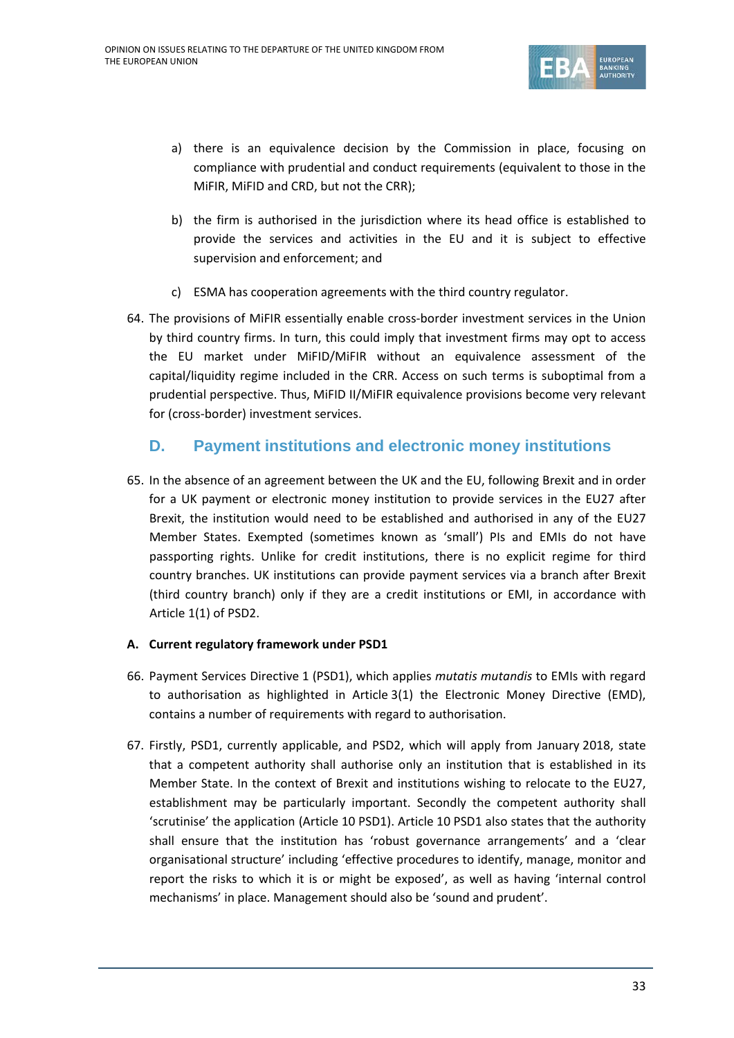a) there is an equivalence decision by the Commission in place, focusing on compliance with prudential and conduct requirements (equivalent to those in the MiFIR, MiFID and CRD, but not the CRR);

b) the firm is authorised in the jurisdiction where its head office is established to provide the services and activities in the EU and it is subject to effective supervision and enforcement; and

c) ESMA has cooperation agreements with the third country regulator.

64. The provisions of MiFIR essentially enable cross-border investment services in the Union by third country firms. In turn, this could imply that investment firms may opt to access the EU market under MiFID/MiFIR without an equivalence assessment of the capital/liquidity regime included in the CRR. Access on such terms is suboptimal from a prudential perspective. Thus, MiFID II/MiFIR equivalence provisions become very relevant for (cross-border) investment services.

## D. Payment institutions and electronic money institutions

65. In the absence of an agreement between the UK and the EU, following Brexit and in order for a UK payment or electronic money institution to provide services in the EU27 after Brexit, the institution would need to be established and authorised in any of the EU27 Member States. Exempted (sometimes known as 'small') PIs and EMIs do not have passporting rights. Unlike for credit institutions, there is no explicit regime for third country branches. UK institutions can provide payment services via a branch after Brexit (third country branch) only if they are a credit institutions or EMI, in accordance with Article 1(1) of PSD2.

### A. Current regulatory framework under PSD1

66. Payment Services Directive 1 (PSD1), which applies *mutatis mutandis* to EMIs with regard to authorisation as highlighted in Article 3(1) the Electronic Money Directive (EMD), contains a number of requirements with regard to authorisation.

67. Firstly, PSD1, currently applicable, and PSD2, which will apply from January 2018, state that a competent authority shall authorise only an institution that is established in its Member State. In the context of Brexit and institutions wishing to relocate to the EU27, establishment may be particularly important. Secondly the competent authority shall 'scrutinise' the application (Article 10 PSD1). Article 10 PSD1 also states that the authority shall ensure that the institution has 'robust governance arrangements' and a 'clear organisational structure' including 'effective procedures to identify, manage, monitor and report the risks to which it is or might be exposed', as well as having 'internal control mechanisms' in place. Management should also be 'sound and prudent'.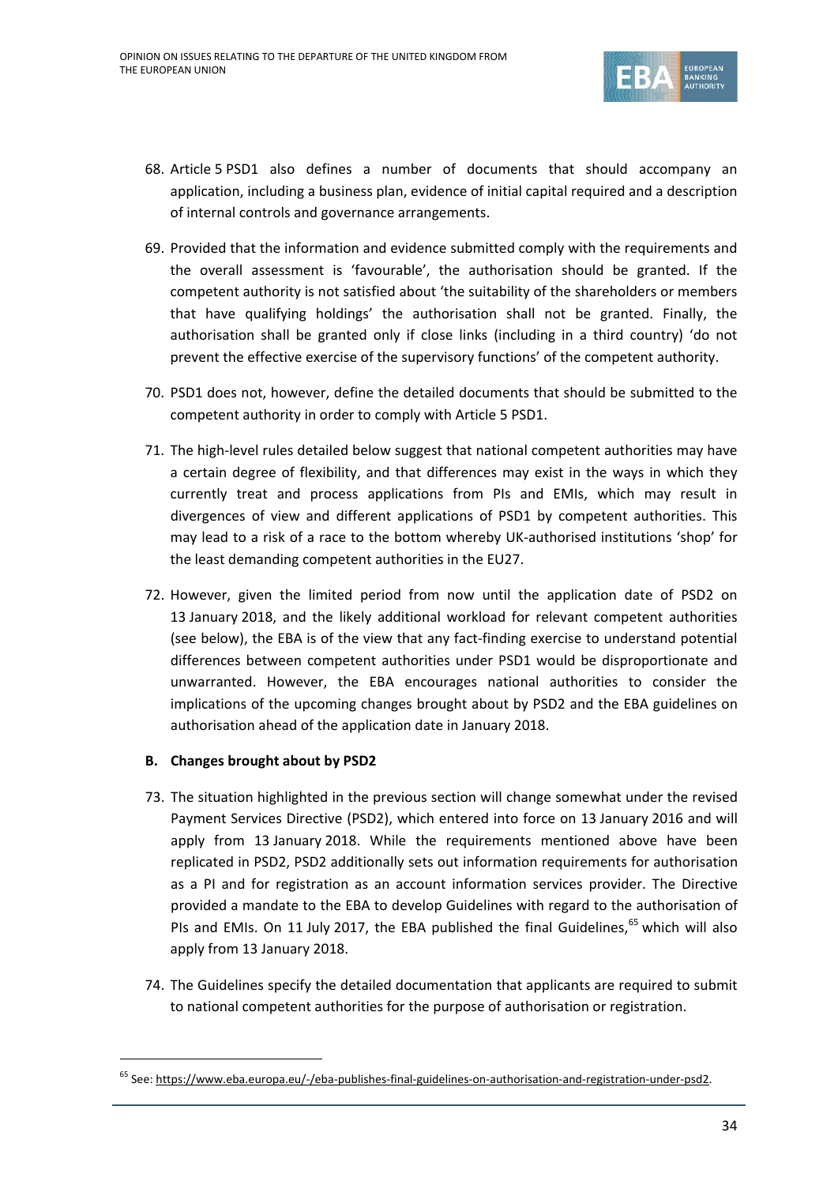68. Article 5 PSD1 also defines a number of documents that should accompany an application, including a business plan, evidence of initial capital required and a description of internal controls and governance arrangements.

69. Provided that the information and evidence submitted comply with the requirements and the overall assessment is 'favourable', the authorisation should be granted. If the competent authority is not satisfied about 'the suitability of the shareholders or members that have qualifying holdings' the authorisation shall not be granted. Finally, the authorisation shall be granted only if close links (including in a third country) 'do not prevent the effective exercise of the supervisory functions' of the competent authority.

70. PSD1 does not, however, define the detailed documents that should be submitted to the competent authority in order to comply with Article 5 PSD1.

71. The high-level rules detailed below suggest that national competent authorities may have a certain degree of flexibility, and that differences may exist in the ways in which they currently treat and process applications from PIs and EMIs, which may result in divergences of view and different applications of PSD1 by competent authorities. This may lead to a risk of a race to the bottom whereby UK-authorised institutions 'shop' for the least demanding competent authorities in the EU27.

72. However, given the limited period from now until the application date of PSD2 on 13 January 2018, and the likely additional workload for relevant competent authorities (see below), the EBA is of the view that any fact-finding exercise to understand potential differences between competent authorities under PSD1 would be disproportionate and unwarranted. However, the EBA encourages national authorities to consider the implications of the upcoming changes brought about by PSD2 and the EBA guidelines on authorisation ahead of the application date in January 2018.

**B. Changes brought about by PSD2**

73. The situation highlighted in the previous section will change somewhat under the revised Payment Services Directive (PSD2), which entered into force on 13 January 2016 and will apply from 13 January 2018. While the requirements mentioned above have been replicated in PSD2, PSD2 additionally sets out information requirements for authorisation as a PI and for registration as an account information services provider. The Directive provided a mandate to the EBA to develop Guidelines with regard to the authorisation of PIs and EMIs. On 11 July 2017, the EBA published the final Guidelines,[65] which will also apply from 13 January 2018.

74. The Guidelines specify the detailed documentation that applicants are required to submit to national competent authorities for the purpose of authorisation or registration.

[65] See: https://www.eba.europa.eu/-/eba-publishes-final-guidelines-on-authorisation-and-registration-under-psd2.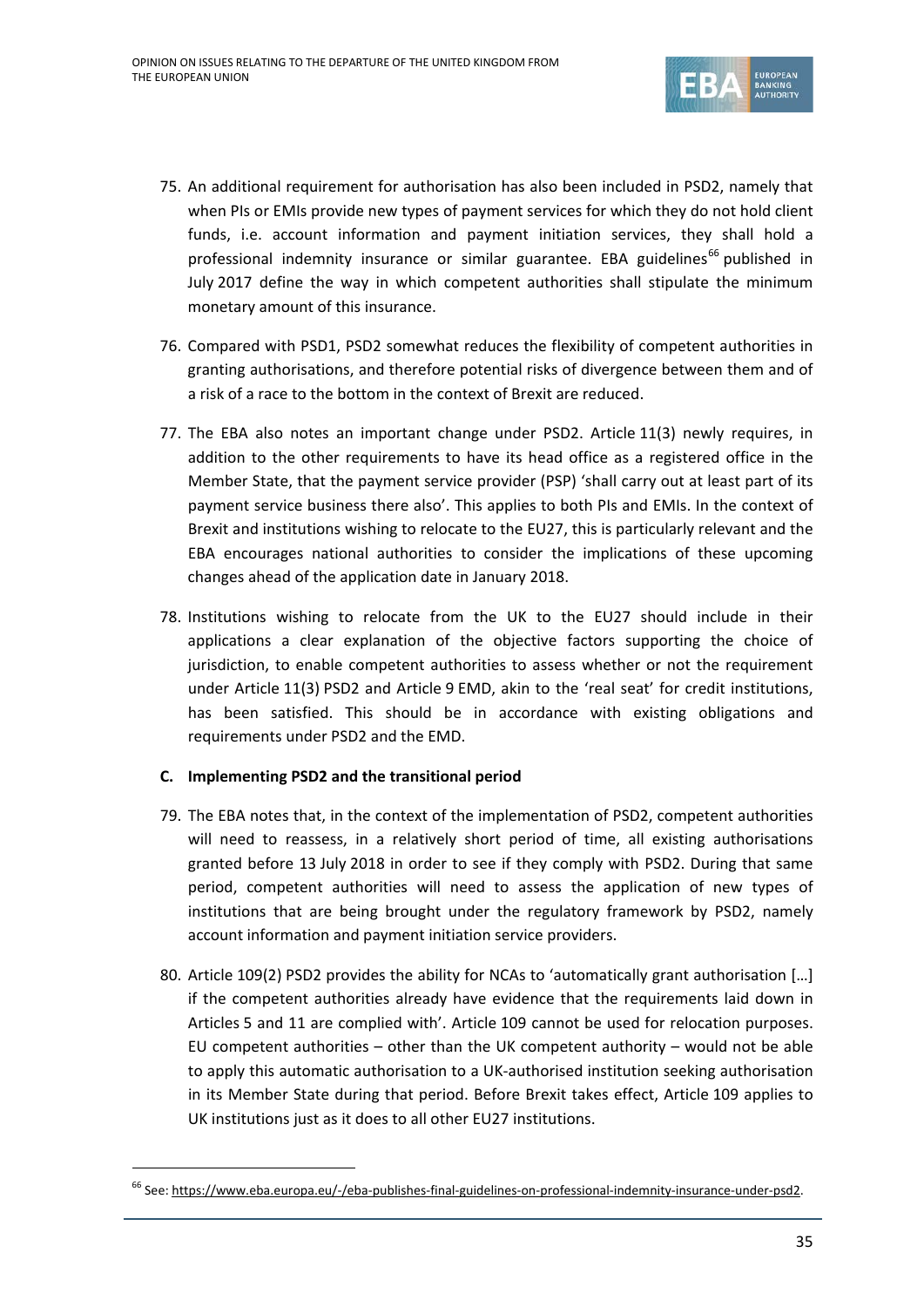75. An additional requirement for authorisation has also been included in PSD2, namely that when PIs or EMIs provide new types of payment services for which they do not hold client funds, i.e. account information and payment initiation services, they shall hold a professional indemnity insurance or similar guarantee. EBA guidelines[66] published in July 2017 define the way in which competent authorities shall stipulate the minimum monetary amount of this insurance.

76. Compared with PSD1, PSD2 somewhat reduces the flexibility of competent authorities in granting authorisations, and therefore potential risks of divergence between them and of a risk of a race to the bottom in the context of Brexit are reduced.

77. The EBA also notes an important change under PSD2. Article 11(3) newly requires, in addition to the other requirements to have its head office as a registered office in the Member State, that the payment service provider (PSP) 'shall carry out at least part of its payment service business there also'. This applies to both PIs and EMIs. In the context of Brexit and institutions wishing to relocate to the EU27, this is particularly relevant and the EBA encourages national authorities to consider the implications of these upcoming changes ahead of the application date in January 2018.

78. Institutions wishing to relocate from the UK to the EU27 should include in their applications a clear explanation of the objective factors supporting the choice of jurisdiction, to enable competent authorities to assess whether or not the requirement under Article 11(3) PSD2 and Article 9 EMD, akin to the 'real seat' for credit institutions, has been satisfied. This should be in accordance with existing obligations and requirements under PSD2 and the EMD.

### C. Implementing PSD2 and the transitional period

79. The EBA notes that, in the context of the implementation of PSD2, competent authorities will need to reassess, in a relatively short period of time, all existing authorisations granted before 13 July 2018 in order to see if they comply with PSD2. During that same period, competent authorities will need to assess the application of new types of institutions that are being brought under the regulatory framework by PSD2, namely account information and payment initiation service providers.

80. Article 109(2) PSD2 provides the ability for NCAs to 'automatically grant authorisation […] if the competent authorities already have evidence that the requirements laid down in Articles 5 and 11 are complied with'. Article 109 cannot be used for relocation purposes. EU competent authorities – other than the UK competent authority – would not be able to apply this automatic authorisation to a UK-authorised institution seeking authorisation in its Member State during that period. Before Brexit takes effect, Article 109 applies to UK institutions just as it does to all other EU27 institutions.

---

[66] See: https://www.eba.europa.eu/-/eba-publishes-final-guidelines-on-professional-indemnity-insurance-under-psd2.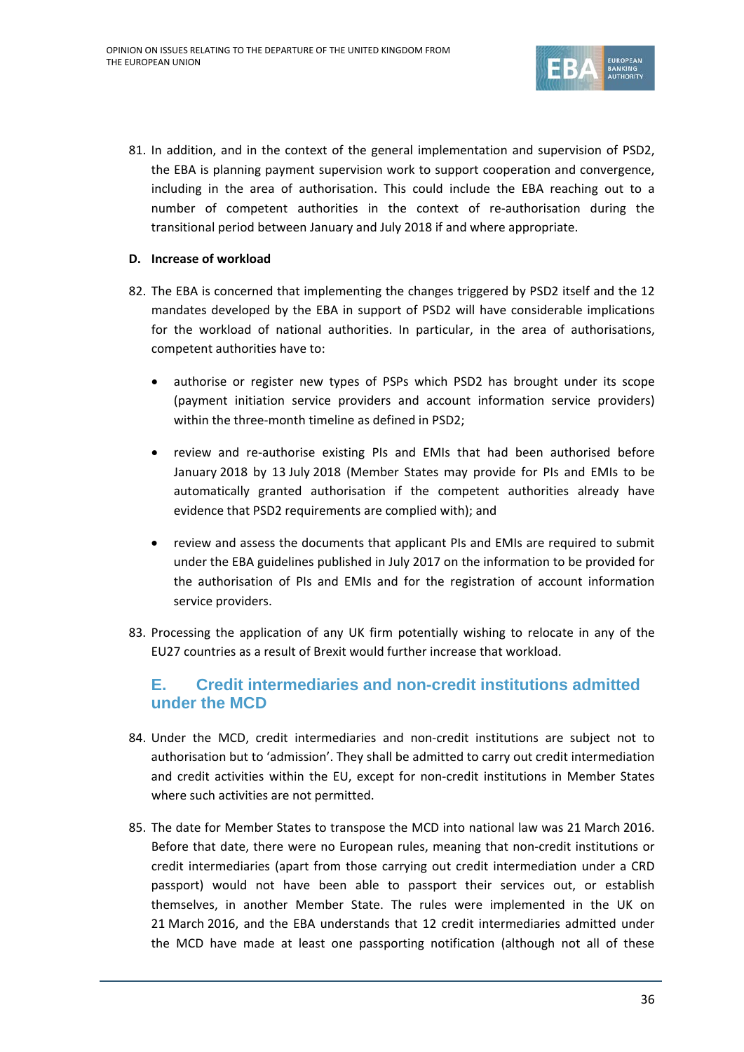81. In addition, and in the context of the general implementation and supervision of PSD2, the EBA is planning payment supervision work to support cooperation and convergence, including in the area of authorisation. This could include the EBA reaching out to a number of competent authorities in the context of re-authorisation during the transitional period between January and July 2018 if and where appropriate.

**D. Increase of workload**

82. The EBA is concerned that implementing the changes triggered by PSD2 itself and the 12 mandates developed by the EBA in support of PSD2 will have considerable implications for the workload of national authorities. In particular, in the area of authorisations, competent authorities have to:

 - authorise or register new types of PSPs which PSD2 has brought under its scope (payment initiation service providers and account information service providers) within the three-month timeline as defined in PSD2;
 - review and re-authorise existing PIs and EMIs that had been authorised before January 2018 by 13 July 2018 (Member States may provide for PIs and EMIs to be automatically granted authorisation if the competent authorities already have evidence that PSD2 requirements are complied with); and
 - review and assess the documents that applicant PIs and EMIs are required to submit under the EBA guidelines published in July 2017 on the information to be provided for the authorisation of PIs and EMIs and for the registration of account information service providers.

83. Processing the application of any UK firm potentially wishing to relocate in any of the EU27 countries as a result of Brexit would further increase that workload.

## E. Credit intermediaries and non-credit institutions admitted under the MCD

84. Under the MCD, credit intermediaries and non-credit institutions are subject not to authorisation but to 'admission'. They shall be admitted to carry out credit intermediation and credit activities within the EU, except for non-credit institutions in Member States where such activities are not permitted.

85. The date for Member States to transpose the MCD into national law was 21 March 2016. Before that date, there were no European rules, meaning that non-credit institutions or credit intermediaries (apart from those carrying out credit intermediation under a CRD passport) would not have been able to passport their services out, or establish themselves, in another Member State. The rules were implemented in the UK on 21 March 2016, and the EBA understands that 12 credit intermediaries admitted under the MCD have made at least one passporting notification (although not all of these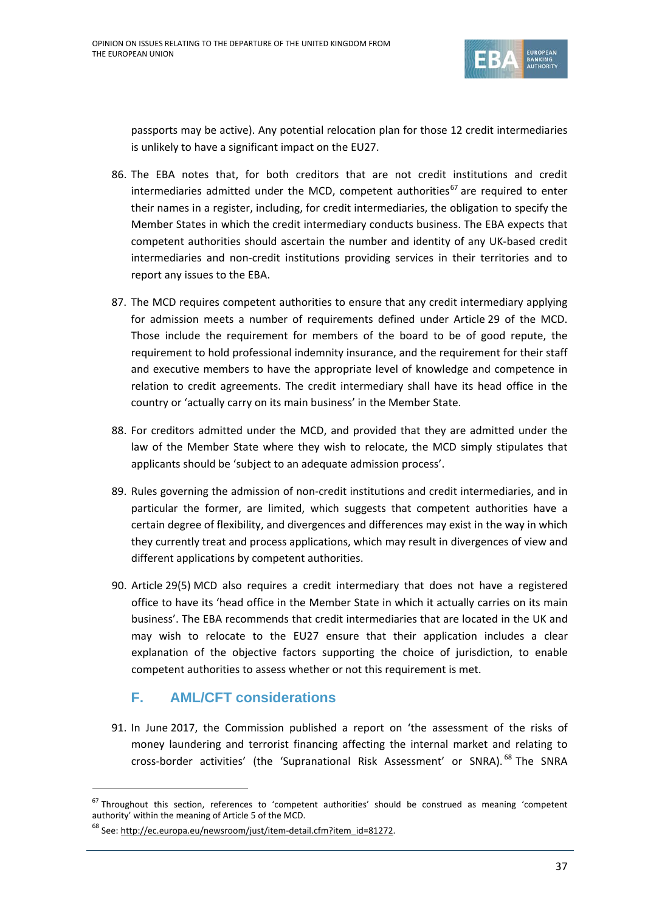passports may be active). Any potential relocation plan for those 12 credit intermediaries is unlikely to have a significant impact on the EU27.

86. The EBA notes that, for both creditors that are not credit institutions and credit intermediaries admitted under the MCD, competent authorities[67] are required to enter their names in a register, including, for credit intermediaries, the obligation to specify the Member States in which the credit intermediary conducts business. The EBA expects that competent authorities should ascertain the number and identity of any UK-based credit intermediaries and non-credit institutions providing services in their territories and to report any issues to the EBA.

87. The MCD requires competent authorities to ensure that any credit intermediary applying for admission meets a number of requirements defined under Article 29 of the MCD. Those include the requirement for members of the board to be of good repute, the requirement to hold professional indemnity insurance, and the requirement for their staff and executive members to have the appropriate level of knowledge and competence in relation to credit agreements. The credit intermediary shall have its head office in the country or 'actually carry on its main business' in the Member State.

88. For creditors admitted under the MCD, and provided that they are admitted under the law of the Member State where they wish to relocate, the MCD simply stipulates that applicants should be 'subject to an adequate admission process'.

89. Rules governing the admission of non-credit institutions and credit intermediaries, and in particular the former, are limited, which suggests that competent authorities have a certain degree of flexibility, and divergences and differences may exist in the way in which they currently treat and process applications, which may result in divergences of view and different applications by competent authorities.

90. Article 29(5) MCD also requires a credit intermediary that does not have a registered office to have its 'head office in the Member State in which it actually carries on its main business'. The EBA recommends that credit intermediaries that are located in the UK and may wish to relocate to the EU27 ensure that their application includes a clear explanation of the objective factors supporting the choice of jurisdiction, to enable competent authorities to assess whether or not this requirement is met.

## F. AML/CFT considerations

91. In June 2017, the Commission published a report on 'the assessment of the risks of money laundering and terrorist financing affecting the internal market and relating to cross-border activities' (the 'Supranational Risk Assessment' or SNRA).[68] The SNRA

---

[67] Throughout this section, references to 'competent authorities' should be construed as meaning 'competent authority' within the meaning of Article 5 of the MCD.

[68] See: http://ec.europa.eu/newsroom/just/item-detail.cfm?item_id=81272.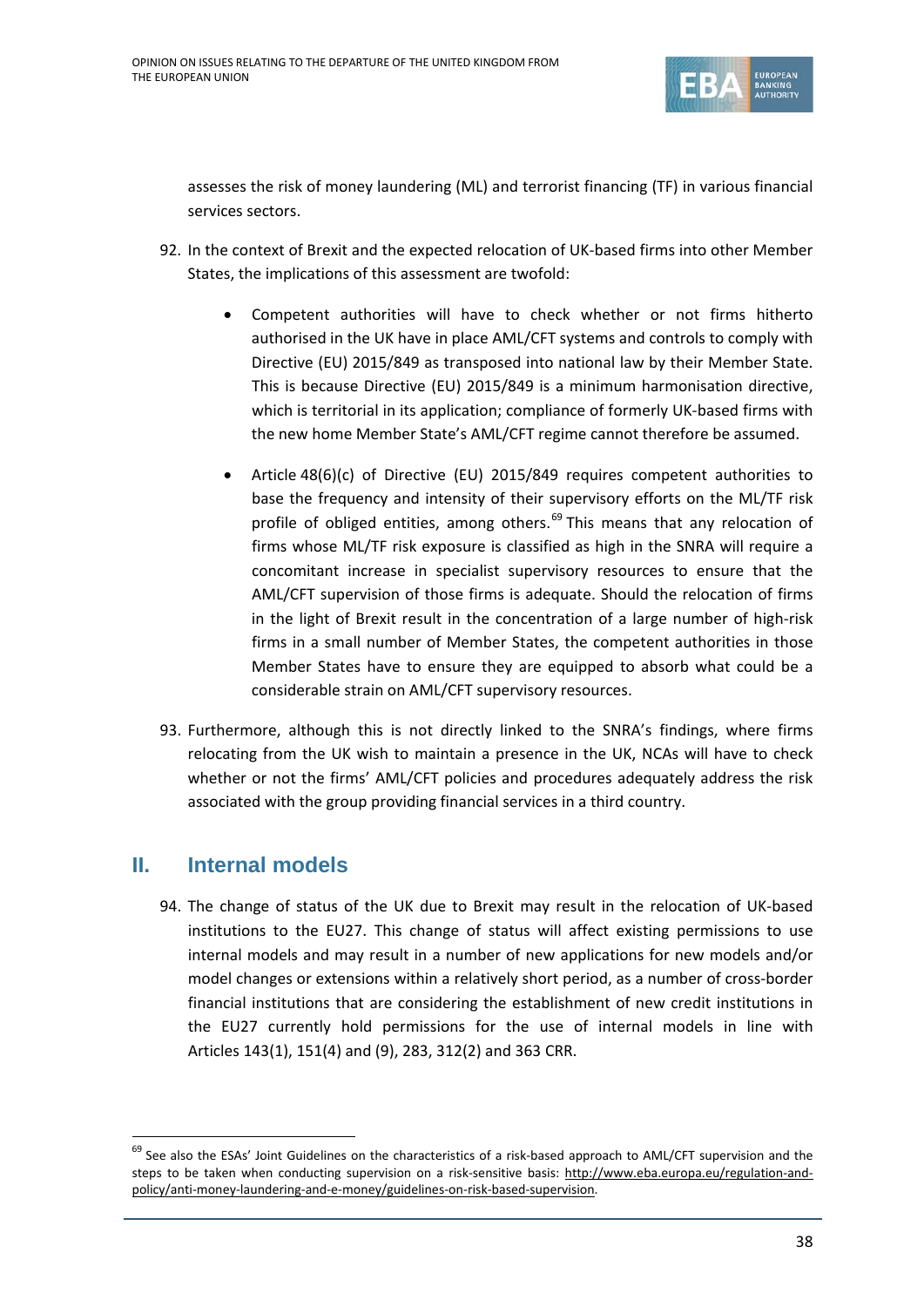assesses the risk of money laundering (ML) and terrorist financing (TF) in various financial services sectors.

92. In the context of Brexit and the expected relocation of UK-based firms into other Member States, the implications of this assessment are twofold:

    - Competent authorities will have to check whether or not firms hitherto authorised in the UK have in place AML/CFT systems and controls to comply with Directive (EU) 2015/849 as transposed into national law by their Member State. This is because Directive (EU) 2015/849 is a minimum harmonisation directive, which is territorial in its application; compliance of formerly UK-based firms with the new home Member State's AML/CFT regime cannot therefore be assumed.
    - Article 48(6)(c) of Directive (EU) 2015/849 requires competent authorities to base the frequency and intensity of their supervisory efforts on the ML/TF risk profile of obliged entities, among others.[69] This means that any relocation of firms whose ML/TF risk exposure is classified as high in the SNRA will require a concomitant increase in specialist supervisory resources to ensure that the AML/CFT supervision of those firms is adequate. Should the relocation of firms in the light of Brexit result in the concentration of a large number of high-risk firms in a small number of Member States, the competent authorities in those Member States have to ensure they are equipped to absorb what could be a considerable strain on AML/CFT supervisory resources.

93. Furthermore, although this is not directly linked to the SNRA's findings, where firms relocating from the UK wish to maintain a presence in the UK, NCAs will have to check whether or not the firms' AML/CFT policies and procedures adequately address the risk associated with the group providing financial services in a third country.

## II. Internal models

94. The change of status of the UK due to Brexit may result in the relocation of UK-based institutions to the EU27. This change of status will affect existing permissions to use internal models and may result in a number of new applications for new models and/or model changes or extensions within a relatively short period, as a number of cross-border financial institutions that are considering the establishment of new credit institutions in the EU27 currently hold permissions for the use of internal models in line with Articles 143(1), 151(4) and (9), 283, 312(2) and 363 CRR.

---

[69] See also the ESAs' Joint Guidelines on the characteristics of a risk-based approach to AML/CFT supervision and the steps to be taken when conducting supervision on a risk-sensitive basis: http://www.eba.europa.eu/regulation-and-policy/anti-money-laundering-and-e-money/guidelines-on-risk-based-supervision.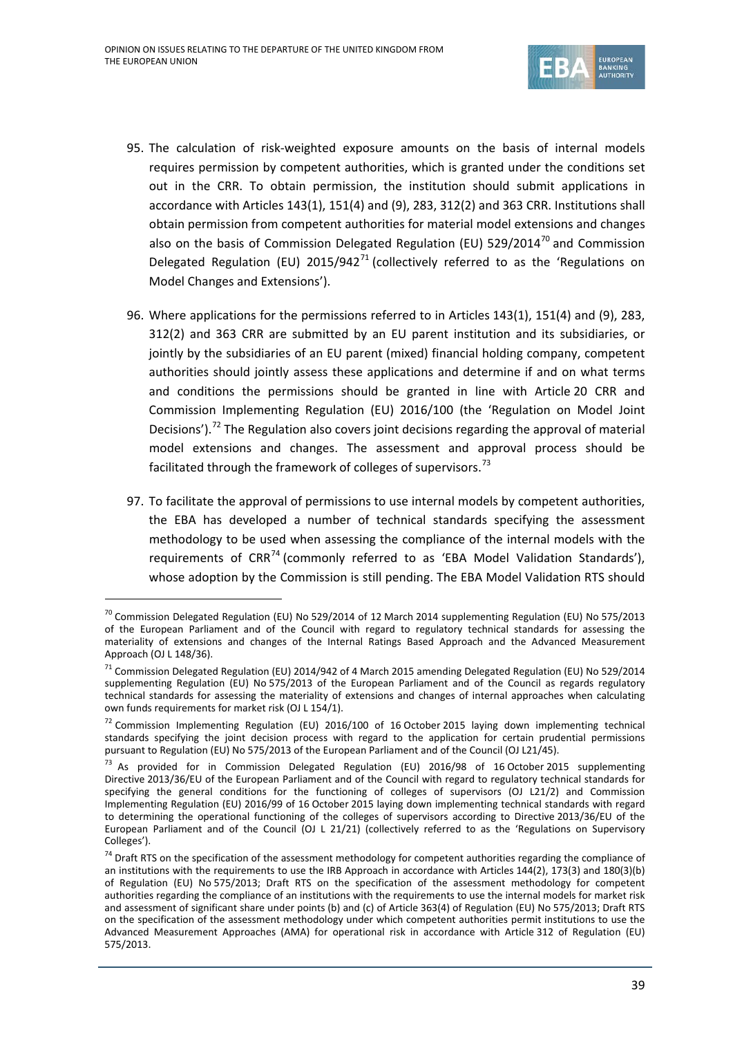95. The calculation of risk-weighted exposure amounts on the basis of internal models requires permission by competent authorities, which is granted under the conditions set out in the CRR. To obtain permission, the institution should submit applications in accordance with Articles 143(1), 151(4) and (9), 283, 312(2) and 363 CRR. Institutions shall obtain permission from competent authorities for material model extensions and changes also on the basis of Commission Delegated Regulation (EU) 529/2014[70] and Commission Delegated Regulation (EU) 2015/942[71] (collectively referred to as the 'Regulations on Model Changes and Extensions').

96. Where applications for the permissions referred to in Articles 143(1), 151(4) and (9), 283, 312(2) and 363 CRR are submitted by an EU parent institution and its subsidiaries, or jointly by the subsidiaries of an EU parent (mixed) financial holding company, competent authorities should jointly assess these applications and determine if and on what terms and conditions the permissions should be granted in line with Article 20 CRR and Commission Implementing Regulation (EU) 2016/100 (the 'Regulation on Model Joint Decisions').[72] The Regulation also covers joint decisions regarding the approval of material model extensions and changes. The assessment and approval process should be facilitated through the framework of colleges of supervisors.[73]

97. To facilitate the approval of permissions to use internal models by competent authorities, the EBA has developed a number of technical standards specifying the assessment methodology to be used when assessing the compliance of the internal models with the requirements of CRR[74] (commonly referred to as 'EBA Model Validation Standards'), whose adoption by the Commission is still pending. The EBA Model Validation RTS should

---

[70] Commission Delegated Regulation (EU) No 529/2014 of 12 March 2014 supplementing Regulation (EU) No 575/2013 of the European Parliament and of the Council with regard to regulatory technical standards for assessing the materiality of extensions and changes of the Internal Ratings Based Approach and the Advanced Measurement Approach (OJ L 148/36).

[71] Commission Delegated Regulation (EU) 2014/942 of 4 March 2015 amending Delegated Regulation (EU) No 529/2014 supplementing Regulation (EU) No 575/2013 of the European Parliament and of the Council as regards regulatory technical standards for assessing the materiality of extensions and changes of internal approaches when calculating own funds requirements for market risk (OJ L 154/1).

[72] Commission Implementing Regulation (EU) 2016/100 of 16 October 2015 laying down implementing technical standards specifying the joint decision process with regard to the application for certain prudential permissions pursuant to Regulation (EU) No 575/2013 of the European Parliament and of the Council (OJ L21/45).

[73] As provided for in Commission Delegated Regulation (EU) 2016/98 of 16 October 2015 supplementing Directive 2013/36/EU of the European Parliament and of the Council with regard to regulatory technical standards for specifying the general conditions for the functioning of colleges of supervisors (OJ L21/2) and Commission Implementing Regulation (EU) 2016/99 of 16 October 2015 laying down implementing technical standards with regard to determining the operational functioning of the colleges of supervisors according to Directive 2013/36/EU of the European Parliament and of the Council (OJ L 21/21) (collectively referred to as the 'Regulations on Supervisory Colleges').

[74] Draft RTS on the specification of the assessment methodology for competent authorities regarding the compliance of an institutions with the requirements to use the IRB Approach in accordance with Articles 144(2), 173(3) and 180(3)(b) of Regulation (EU) No 575/2013; Draft RTS on the specification of the assessment methodology for competent authorities regarding the compliance of an institutions with the requirements to use the internal models for market risk and assessment of significant share under points (b) and (c) of Article 363(4) of Regulation (EU) No 575/2013; Draft RTS on the specification of the assessment methodology under which competent authorities permit institutions to use the Advanced Measurement Approaches (AMA) for operational risk in accordance with Article 312 of Regulation (EU) 575/2013.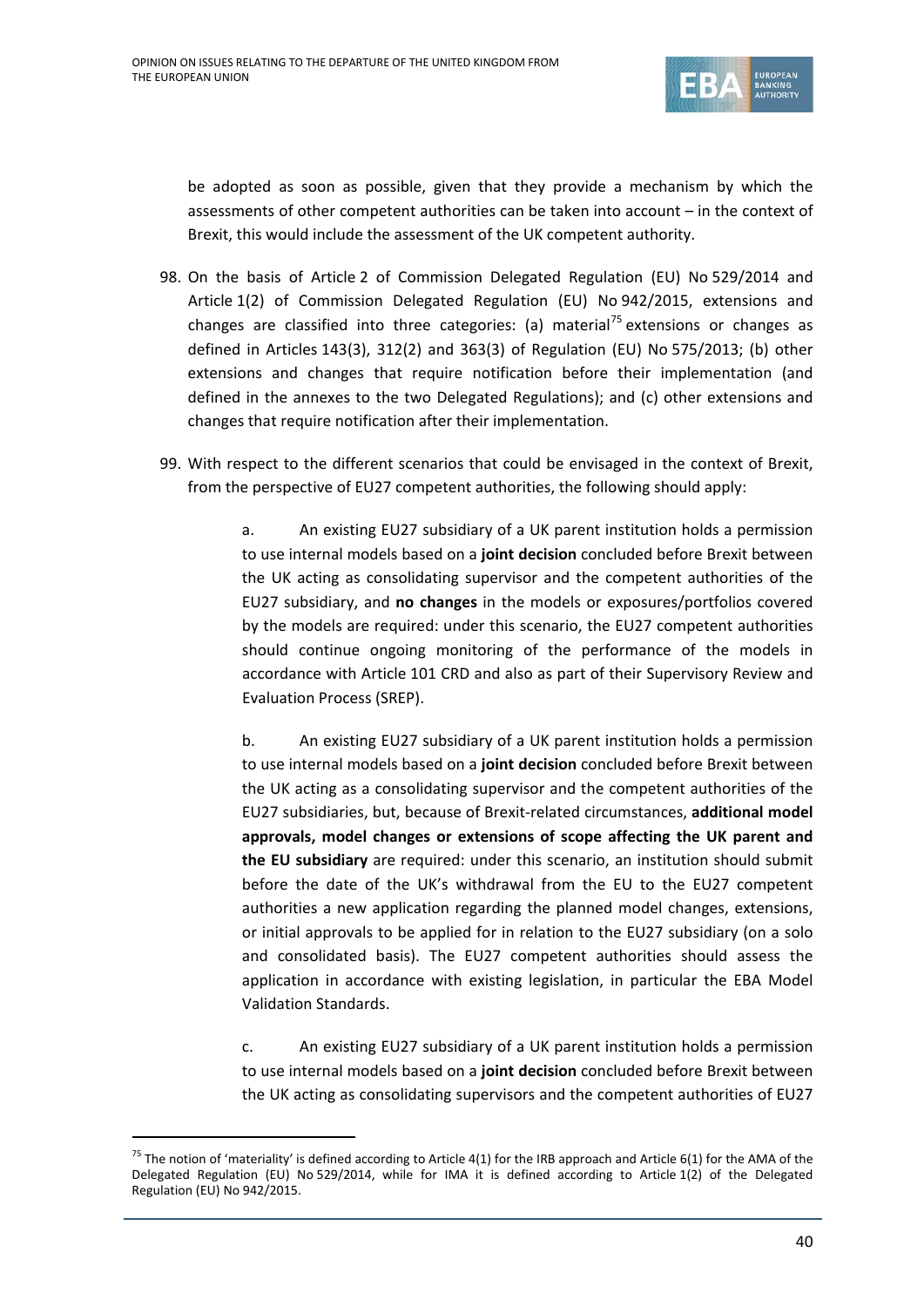be adopted as soon as possible, given that they provide a mechanism by which the assessments of other competent authorities can be taken into account – in the context of Brexit, this would include the assessment of the UK competent authority.

98. On the basis of Article 2 of Commission Delegated Regulation (EU) No 529/2014 and Article 1(2) of Commission Delegated Regulation (EU) No 942/2015, extensions and changes are classified into three categories: (a) material[75] extensions or changes as defined in Articles 143(3), 312(2) and 363(3) of Regulation (EU) No 575/2013; (b) other extensions and changes that require notification before their implementation (and defined in the annexes to the two Delegated Regulations); and (c) other extensions and changes that require notification after their implementation.

99. With respect to the different scenarios that could be envisaged in the context of Brexit, from the perspective of EU27 competent authorities, the following should apply:

    a. An existing EU27 subsidiary of a UK parent institution holds a permission to use internal models based on a **joint decision** concluded before Brexit between the UK acting as consolidating supervisor and the competent authorities of the EU27 subsidiary, and **no changes** in the models or exposures/portfolios covered by the models are required: under this scenario, the EU27 competent authorities should continue ongoing monitoring of the performance of the models in accordance with Article 101 CRD and also as part of their Supervisory Review and Evaluation Process (SREP).

    b. An existing EU27 subsidiary of a UK parent institution holds a permission to use internal models based on a **joint decision** concluded before Brexit between the UK acting as a consolidating supervisor and the competent authorities of the EU27 subsidiaries, but, because of Brexit-related circumstances, **additional model approvals, model changes or extensions of scope affecting the UK parent and the EU subsidiary** are required: under this scenario, an institution should submit before the date of the UK's withdrawal from the EU to the EU27 competent authorities a new application regarding the planned model changes, extensions, or initial approvals to be applied for in relation to the EU27 subsidiary (on a solo and consolidated basis). The EU27 competent authorities should assess the application in accordance with existing legislation, in particular the EBA Model Validation Standards.

    c. An existing EU27 subsidiary of a UK parent institution holds a permission to use internal models based on a **joint decision** concluded before Brexit between the UK acting as consolidating supervisors and the competent authorities of EU27

---

[75] The notion of 'materiality' is defined according to Article 4(1) for the IRB approach and Article 6(1) for the AMA of the Delegated Regulation (EU) No 529/2014, while for IMA it is defined according to Article 1(2) of the Delegated Regulation (EU) No 942/2015.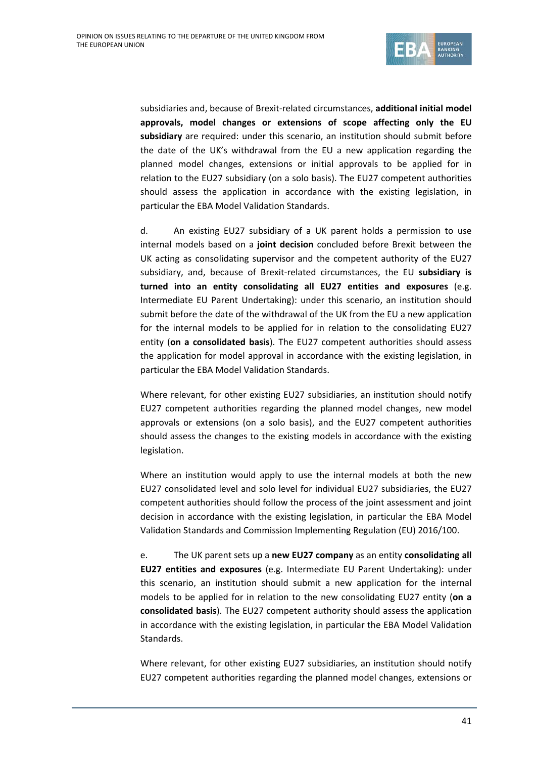subsidiaries and, because of Brexit-related circumstances, **additional initial model approvals, model changes or extensions of scope affecting only the EU subsidiary** are required: under this scenario, an institution should submit before the date of the UK's withdrawal from the EU a new application regarding the planned model changes, extensions or initial approvals to be applied for in relation to the EU27 subsidiary (on a solo basis). The EU27 competent authorities should assess the application in accordance with the existing legislation, in particular the EBA Model Validation Standards.

d. An existing EU27 subsidiary of a UK parent holds a permission to use internal models based on a **joint decision** concluded before Brexit between the UK acting as consolidating supervisor and the competent authority of the EU27 subsidiary, and, because of Brexit-related circumstances, the EU **subsidiary is turned into an entity consolidating all EU27 entities and exposures** (e.g. Intermediate EU Parent Undertaking): under this scenario, an institution should submit before the date of the withdrawal of the UK from the EU a new application for the internal models to be applied for in relation to the consolidating EU27 entity (**on a consolidated basis**). The EU27 competent authorities should assess the application for model approval in accordance with the existing legislation, in particular the EBA Model Validation Standards.

Where relevant, for other existing EU27 subsidiaries, an institution should notify EU27 competent authorities regarding the planned model changes, new model approvals or extensions (on a solo basis), and the EU27 competent authorities should assess the changes to the existing models in accordance with the existing legislation.

Where an institution would apply to use the internal models at both the new EU27 consolidated level and solo level for individual EU27 subsidiaries, the EU27 competent authorities should follow the process of the joint assessment and joint decision in accordance with the existing legislation, in particular the EBA Model Validation Standards and Commission Implementing Regulation (EU) 2016/100.

e. The UK parent sets up a **new EU27 company** as an entity **consolidating all EU27 entities and exposures** (e.g. Intermediate EU Parent Undertaking): under this scenario, an institution should submit a new application for the internal models to be applied for in relation to the new consolidating EU27 entity (**on a consolidated basis**). The EU27 competent authority should assess the application in accordance with the existing legislation, in particular the EBA Model Validation Standards.

Where relevant, for other existing EU27 subsidiaries, an institution should notify EU27 competent authorities regarding the planned model changes, extensions or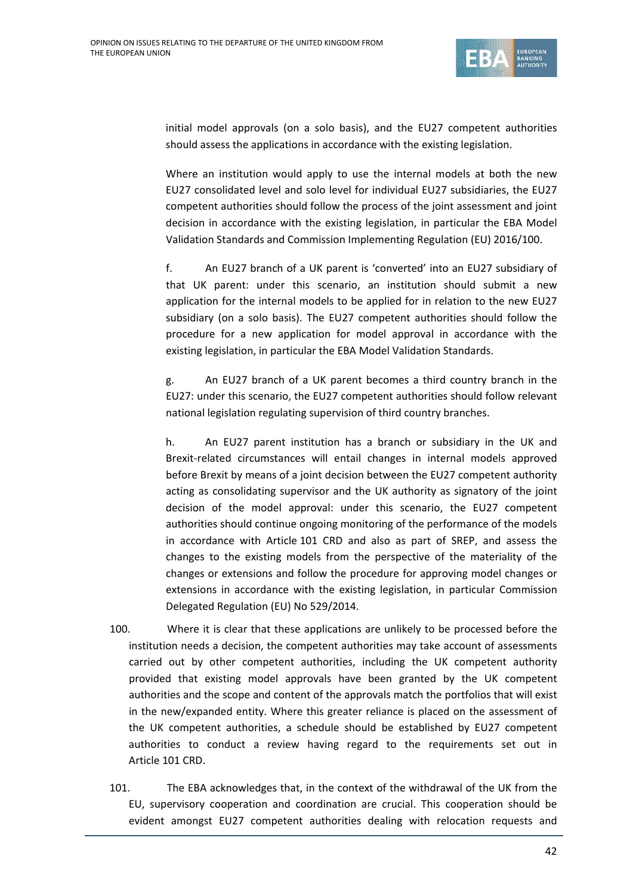initial model approvals (on a solo basis), and the EU27 competent authorities should assess the applications in accordance with the existing legislation.

Where an institution would apply to use the internal models at both the new EU27 consolidated level and solo level for individual EU27 subsidiaries, the EU27 competent authorities should follow the process of the joint assessment and joint decision in accordance with the existing legislation, in particular the EBA Model Validation Standards and Commission Implementing Regulation (EU) 2016/100.

f. An EU27 branch of a UK parent is 'converted' into an EU27 subsidiary of that UK parent: under this scenario, an institution should submit a new application for the internal models to be applied for in relation to the new EU27 subsidiary (on a solo basis). The EU27 competent authorities should follow the procedure for a new application for model approval in accordance with the existing legislation, in particular the EBA Model Validation Standards.

g. An EU27 branch of a UK parent becomes a third country branch in the EU27: under this scenario, the EU27 competent authorities should follow relevant national legislation regulating supervision of third country branches.

h. An EU27 parent institution has a branch or subsidiary in the UK and Brexit-related circumstances will entail changes in internal models approved before Brexit by means of a joint decision between the EU27 competent authority acting as consolidating supervisor and the UK authority as signatory of the joint decision of the model approval: under this scenario, the EU27 competent authorities should continue ongoing monitoring of the performance of the models in accordance with Article 101 CRD and also as part of SREP, and assess the changes to the existing models from the perspective of the materiality of the changes or extensions and follow the procedure for approving model changes or extensions in accordance with the existing legislation, in particular Commission Delegated Regulation (EU) No 529/2014.

100. Where it is clear that these applications are unlikely to be processed before the institution needs a decision, the competent authorities may take account of assessments carried out by other competent authorities, including the UK competent authority provided that existing model approvals have been granted by the UK competent authorities and the scope and content of the approvals match the portfolios that will exist in the new/expanded entity. Where this greater reliance is placed on the assessment of the UK competent authorities, a schedule should be established by EU27 competent authorities to conduct a review having regard to the requirements set out in Article 101 CRD.

101. The EBA acknowledges that, in the context of the withdrawal of the UK from the EU, supervisory cooperation and coordination are crucial. This cooperation should be evident amongst EU27 competent authorities dealing with relocation requests and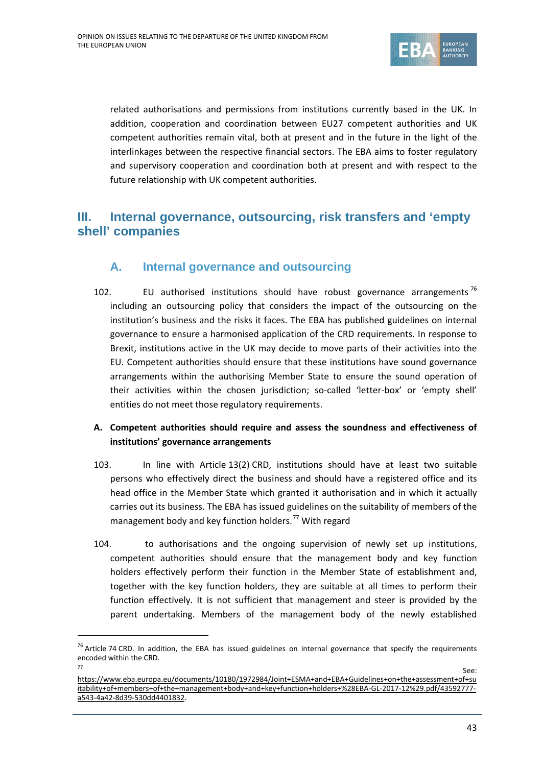related authorisations and permissions from institutions currently based in the UK. In addition, cooperation and coordination between EU27 competent authorities and UK competent authorities remain vital, both at present and in the future in the light of the interlinkages between the respective financial sectors. The EBA aims to foster regulatory and supervisory cooperation and coordination both at present and with respect to the future relationship with UK competent authorities.

## III. Internal governance, outsourcing, risk transfers and 'empty shell' companies

### A. Internal governance and outsourcing

102. EU authorised institutions should have robust governance arrangements[76] including an outsourcing policy that considers the impact of the outsourcing on the institution's business and the risks it faces. The EBA has published guidelines on internal governance to ensure a harmonised application of the CRD requirements. In response to Brexit, institutions active in the UK may decide to move parts of their activities into the EU. Competent authorities should ensure that these institutions have sound governance arrangements within the authorising Member State to ensure the sound operation of their activities within the chosen jurisdiction; so-called 'letter-box' or 'empty shell' entities do not meet those regulatory requirements.

**A. Competent authorities should require and assess the soundness and effectiveness of institutions' governance arrangements**

103. In line with Article 13(2) CRD, institutions should have at least two suitable persons who effectively direct the business and should have a registered office and its head office in the Member State which granted it authorisation and in which it actually carries out its business. The EBA has issued guidelines on the suitability of members of the management body and key function holders.[77] With regard

104. to authorisations and the ongoing supervision of newly set up institutions, competent authorities should ensure that the management body and key function holders effectively perform their function in the Member State of establishment and, together with the key function holders, they are suitable at all times to perform their function effectively. It is not sufficient that management and steer is provided by the parent undertaking. Members of the management body of the newly established

---

[76] Article 74 CRD. In addition, the EBA has issued guidelines on internal governance that specify the requirements encoded within the CRD.

[77] See: https://www.eba.europa.eu/documents/10180/1972984/Joint+ESMA+and+EBA+Guidelines+on+the+assessment+of+suitability+of+members+of+the+management+body+and+key+function+holders+%28EBA-GL-2017-12%29.pdf/43592777-a543-4a42-8d39-530dd4401832.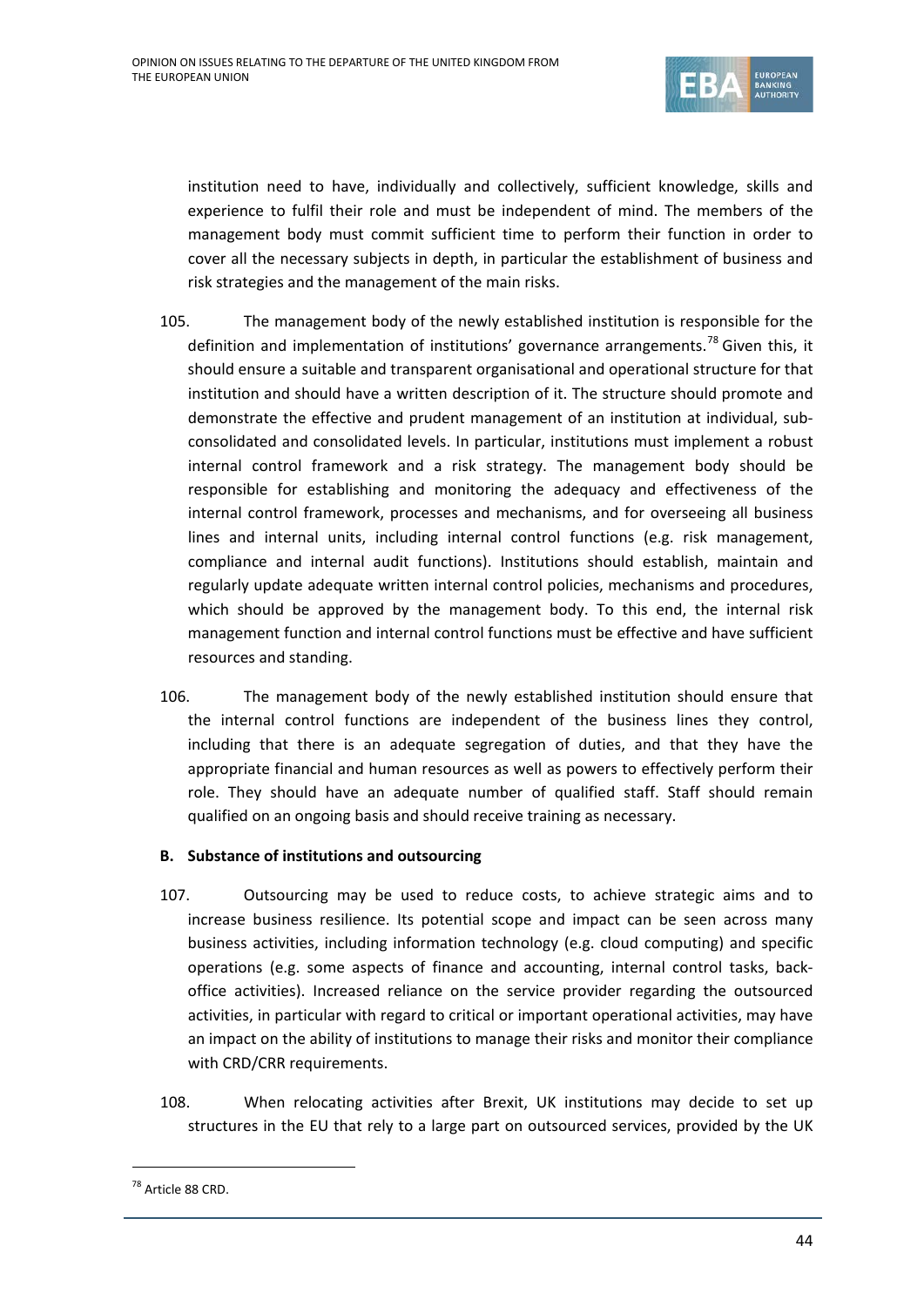institution need to have, individually and collectively, sufficient knowledge, skills and experience to fulfil their role and must be independent of mind. The members of the management body must commit sufficient time to perform their function in order to cover all the necessary subjects in depth, in particular the establishment of business and risk strategies and the management of the main risks.

105. The management body of the newly established institution is responsible for the definition and implementation of institutions' governance arrangements.[78] Given this, it should ensure a suitable and transparent organisational and operational structure for that institution and should have a written description of it. The structure should promote and demonstrate the effective and prudent management of an institution at individual, sub-consolidated and consolidated levels. In particular, institutions must implement a robust internal control framework and a risk strategy. The management body should be responsible for establishing and monitoring the adequacy and effectiveness of the internal control framework, processes and mechanisms, and for overseeing all business lines and internal units, including internal control functions (e.g. risk management, compliance and internal audit functions). Institutions should establish, maintain and regularly update adequate written internal control policies, mechanisms and procedures, which should be approved by the management body. To this end, the internal risk management function and internal control functions must be effective and have sufficient resources and standing.

106. The management body of the newly established institution should ensure that the internal control functions are independent of the business lines they control, including that there is an adequate segregation of duties, and that they have the appropriate financial and human resources as well as powers to effectively perform their role. They should have an adequate number of qualified staff. Staff should remain qualified on an ongoing basis and should receive training as necessary.

**B. Substance of institutions and outsourcing**

107. Outsourcing may be used to reduce costs, to achieve strategic aims and to increase business resilience. Its potential scope and impact can be seen across many business activities, including information technology (e.g. cloud computing) and specific operations (e.g. some aspects of finance and accounting, internal control tasks, back-office activities). Increased reliance on the service provider regarding the outsourced activities, in particular with regard to critical or important operational activities, may have an impact on the ability of institutions to manage their risks and monitor their compliance with CRD/CRR requirements.

108. When relocating activities after Brexit, UK institutions may decide to set up structures in the EU that rely to a large part on outsourced services, provided by the UK

[78] Article 88 CRD.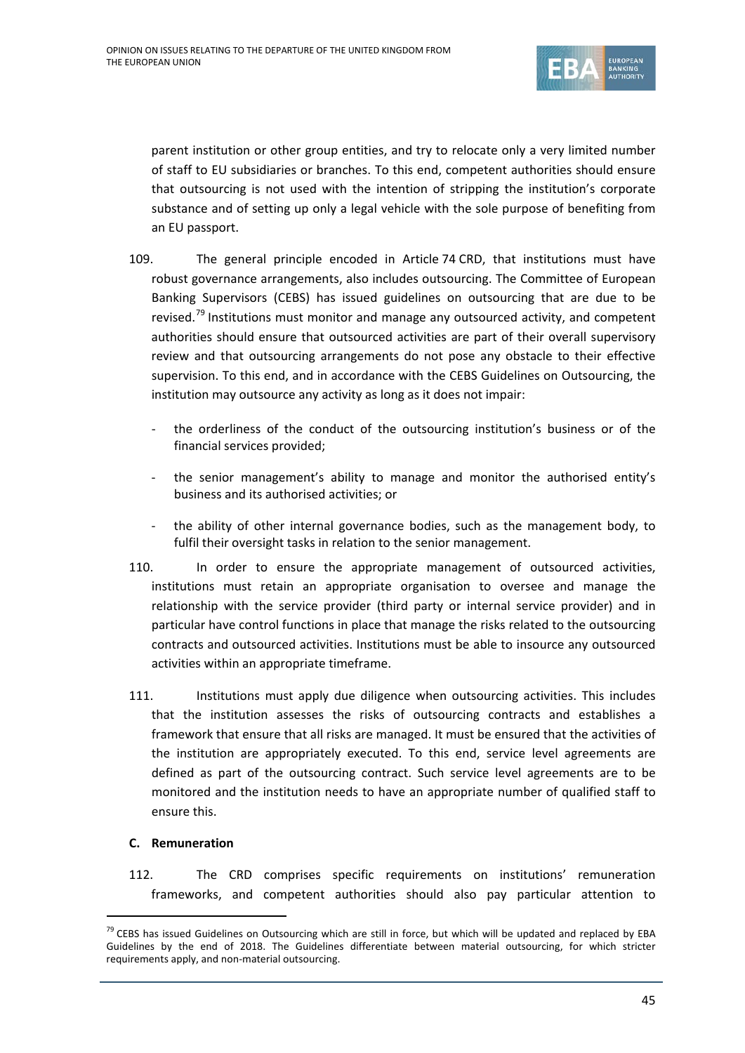parent institution or other group entities, and try to relocate only a very limited number of staff to EU subsidiaries or branches. To this end, competent authorities should ensure that outsourcing is not used with the intention of stripping the institution's corporate substance and of setting up only a legal vehicle with the sole purpose of benefiting from an EU passport.

109. The general principle encoded in Article 74 CRD, that institutions must have robust governance arrangements, also includes outsourcing. The Committee of European Banking Supervisors (CEBS) has issued guidelines on outsourcing that are due to be revised.[79] Institutions must monitor and manage any outsourced activity, and competent authorities should ensure that outsourced activities are part of their overall supervisory review and that outsourcing arrangements do not pose any obstacle to their effective supervision. To this end, and in accordance with the CEBS Guidelines on Outsourcing, the institution may outsource any activity as long as it does not impair:

- the orderliness of the conduct of the outsourcing institution's business or of the financial services provided;
- the senior management's ability to manage and monitor the authorised entity's business and its authorised activities; or
- the ability of other internal governance bodies, such as the management body, to fulfil their oversight tasks in relation to the senior management.

110. In order to ensure the appropriate management of outsourced activities, institutions must retain an appropriate organisation to oversee and manage the relationship with the service provider (third party or internal service provider) and in particular have control functions in place that manage the risks related to the outsourcing contracts and outsourced activities. Institutions must be able to insource any outsourced activities within an appropriate timeframe.

111. Institutions must apply due diligence when outsourcing activities. This includes that the institution assesses the risks of outsourcing contracts and establishes a framework that ensure that all risks are managed. It must be ensured that the activities of the institution are appropriately executed. To this end, service level agreements are defined as part of the outsourcing contract. Such service level agreements are to be monitored and the institution needs to have an appropriate number of qualified staff to ensure this.

### C. Remuneration

112. The CRD comprises specific requirements on institutions' remuneration frameworks, and competent authorities should also pay particular attention to

[79] CEBS has issued Guidelines on Outsourcing which are still in force, but which will be updated and replaced by EBA Guidelines by the end of 2018. The Guidelines differentiate between material outsourcing, for which stricter requirements apply, and non-material outsourcing.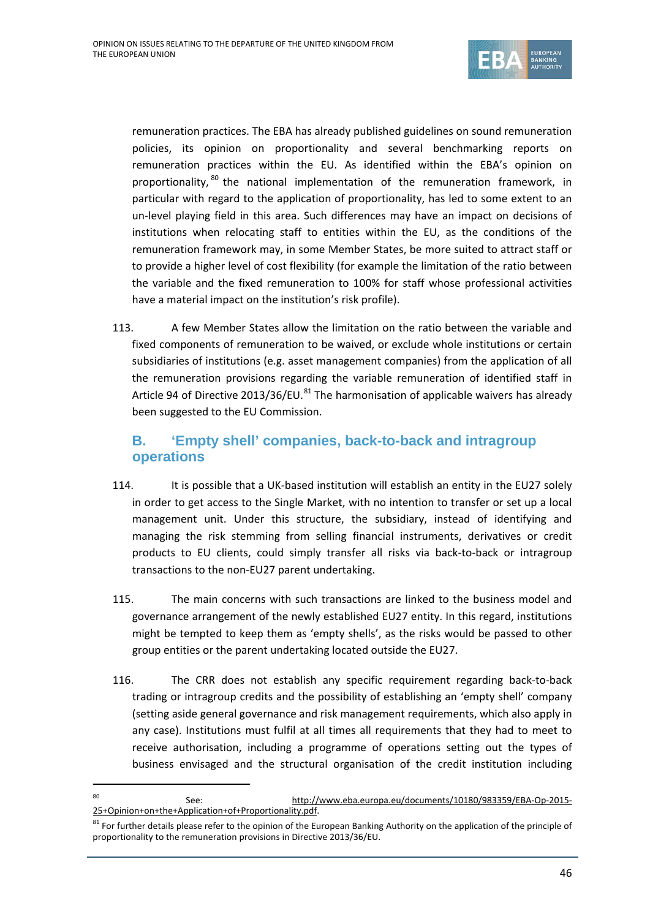remuneration practices. The EBA has already published guidelines on sound remuneration policies, its opinion on proportionality and several benchmarking reports on remuneration practices within the EU. As identified within the EBA's opinion on proportionality,[80] the national implementation of the remuneration framework, in particular with regard to the application of proportionality, has led to some extent to an un-level playing field in this area. Such differences may have an impact on decisions of institutions when relocating staff to entities within the EU, as the conditions of the remuneration framework may, in some Member States, be more suited to attract staff or to provide a higher level of cost flexibility (for example the limitation of the ratio between the variable and the fixed remuneration to 100% for staff whose professional activities have a material impact on the institution's risk profile).

113. A few Member States allow the limitation on the ratio between the variable and fixed components of remuneration to be waived, or exclude whole institutions or certain subsidiaries of institutions (e.g. asset management companies) from the application of all the remuneration provisions regarding the variable remuneration of identified staff in Article 94 of Directive 2013/36/EU.[81] The harmonisation of applicable waivers has already been suggested to the EU Commission.

## B. 'Empty shell' companies, back-to-back and intragroup operations

114. It is possible that a UK-based institution will establish an entity in the EU27 solely in order to get access to the Single Market, with no intention to transfer or set up a local management unit. Under this structure, the subsidiary, instead of identifying and managing the risk stemming from selling financial instruments, derivatives or credit products to EU clients, could simply transfer all risks via back-to-back or intragroup transactions to the non-EU27 parent undertaking.

115. The main concerns with such transactions are linked to the business model and governance arrangement of the newly established EU27 entity. In this regard, institutions might be tempted to keep them as 'empty shells', as the risks would be passed to other group entities or the parent undertaking located outside the EU27.

116. The CRR does not establish any specific requirement regarding back-to-back trading or intragroup credits and the possibility of establishing an 'empty shell' company (setting aside general governance and risk management requirements, which also apply in any case). Institutions must fulfil at all times all requirements that they had to meet to receive authorisation, including a programme of operations setting out the types of business envisaged and the structural organisation of the credit institution including

---

[80] See: http://www.eba.europa.eu/documents/10180/983359/EBA-Op-2015-25+Opinion+on+the+Application+of+Proportionality.pdf.

[81] For further details please refer to the opinion of the European Banking Authority on the application of the principle of proportionality to the remuneration provisions in Directive 2013/36/EU.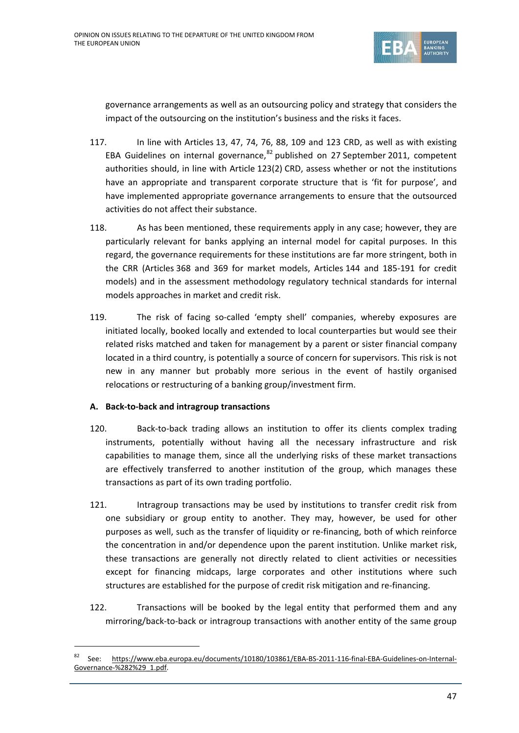governance arrangements as well as an outsourcing policy and strategy that considers the impact of the outsourcing on the institution's business and the risks it faces.

117. In line with Articles 13, 47, 74, 76, 88, 109 and 123 CRD, as well as with existing EBA Guidelines on internal governance,[82] published on 27 September 2011, competent authorities should, in line with Article 123(2) CRD, assess whether or not the institutions have an appropriate and transparent corporate structure that is 'fit for purpose', and have implemented appropriate governance arrangements to ensure that the outsourced activities do not affect their substance.

118. As has been mentioned, these requirements apply in any case; however, they are particularly relevant for banks applying an internal model for capital purposes. In this regard, the governance requirements for these institutions are far more stringent, both in the CRR (Articles 368 and 369 for market models, Articles 144 and 185-191 for credit models) and in the assessment methodology regulatory technical standards for internal models approaches in market and credit risk.

119. The risk of facing so-called 'empty shell' companies, whereby exposures are initiated locally, booked locally and extended to local counterparties but would see their related risks matched and taken for management by a parent or sister financial company located in a third country, is potentially a source of concern for supervisors. This risk is not new in any manner but probably more serious in the event of hastily organised relocations or restructuring of a banking group/investment firm.

**A. Back-to-back and intragroup transactions**

120. Back-to-back trading allows an institution to offer its clients complex trading instruments, potentially without having all the necessary infrastructure and risk capabilities to manage them, since all the underlying risks of these market transactions are effectively transferred to another institution of the group, which manages these transactions as part of its own trading portfolio.

121. Intragroup transactions may be used by institutions to transfer credit risk from one subsidiary or group entity to another. They may, however, be used for other purposes as well, such as the transfer of liquidity or re-financing, both of which reinforce the concentration in and/or dependence upon the parent institution. Unlike market risk, these transactions are generally not directly related to client activities or necessities except for financing midcaps, large corporates and other institutions where such structures are established for the purpose of credit risk mitigation and re-financing.

122. Transactions will be booked by the legal entity that performed them and any mirroring/back-to-back or intragroup transactions with another entity of the same group

---

[82] See: https://www.eba.europa.eu/documents/10180/103861/EBA-BS-2011-116-final-EBA-Guidelines-on-Internal-Governance-%282%29_1.pdf.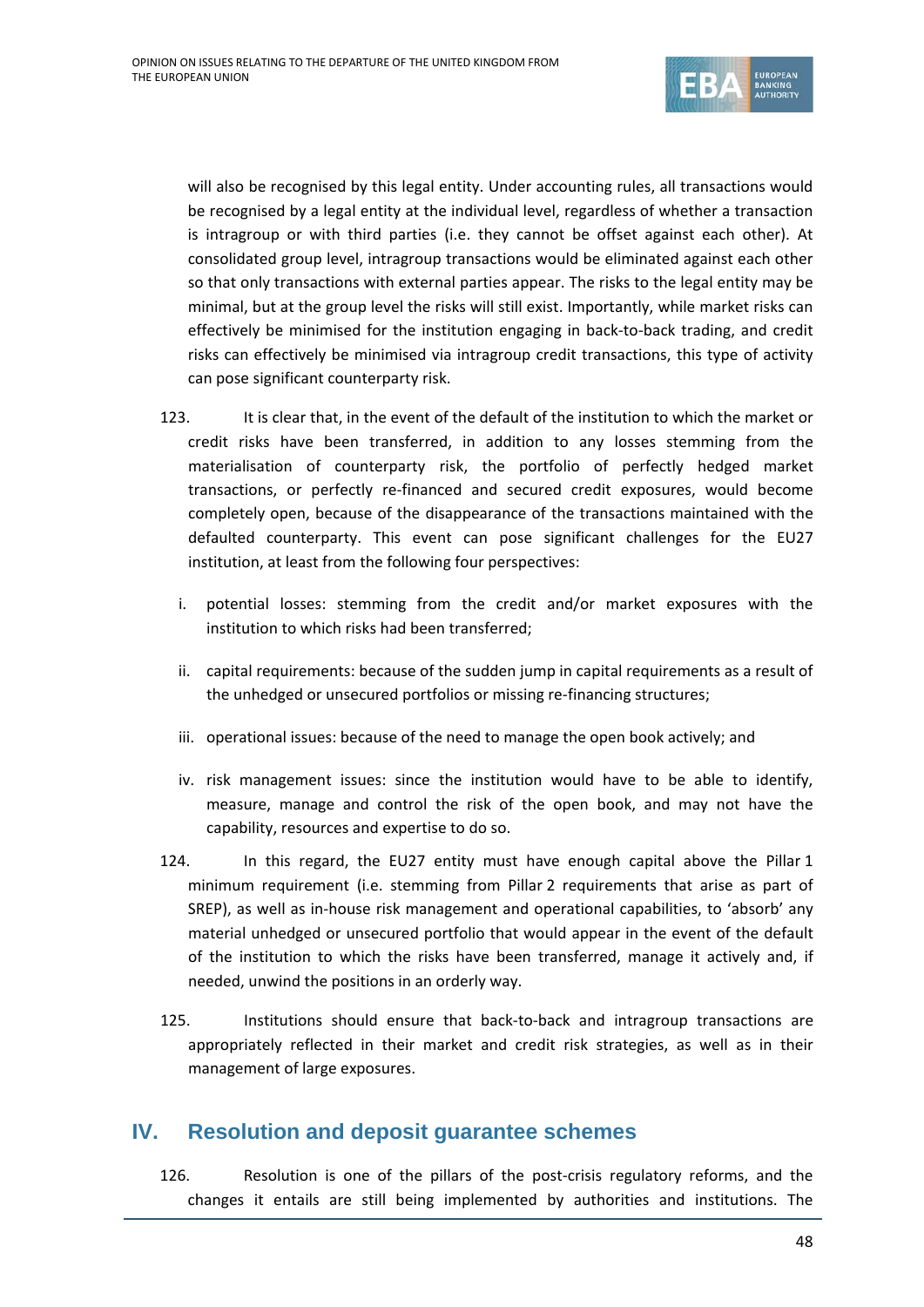will also be recognised by this legal entity. Under accounting rules, all transactions would be recognised by a legal entity at the individual level, regardless of whether a transaction is intragroup or with third parties (i.e. they cannot be offset against each other). At consolidated group level, intragroup transactions would be eliminated against each other so that only transactions with external parties appear. The risks to the legal entity may be minimal, but at the group level the risks will still exist. Importantly, while market risks can effectively be minimised for the institution engaging in back-to-back trading, and credit risks can effectively be minimised via intragroup credit transactions, this type of activity can pose significant counterparty risk.

123. It is clear that, in the event of the default of the institution to which the market or credit risks have been transferred, in addition to any losses stemming from the materialisation of counterparty risk, the portfolio of perfectly hedged market transactions, or perfectly re-financed and secured credit exposures, would become completely open, because of the disappearance of the transactions maintained with the defaulted counterparty. This event can pose significant challenges for the EU27 institution, at least from the following four perspectives:

i. potential losses: stemming from the credit and/or market exposures with the institution to which risks had been transferred;

ii. capital requirements: because of the sudden jump in capital requirements as a result of the unhedged or unsecured portfolios or missing re-financing structures;

iii. operational issues: because of the need to manage the open book actively; and

iv. risk management issues: since the institution would have to be able to identify, measure, manage and control the risk of the open book, and may not have the capability, resources and expertise to do so.

124. In this regard, the EU27 entity must have enough capital above the Pillar 1 minimum requirement (i.e. stemming from Pillar 2 requirements that arise as part of SREP), as well as in-house risk management and operational capabilities, to 'absorb' any material unhedged or unsecured portfolio that would appear in the event of the default of the institution to which the risks have been transferred, manage it actively and, if needed, unwind the positions in an orderly way.

125. Institutions should ensure that back-to-back and intragroup transactions are appropriately reflected in their market and credit risk strategies, as well as in their management of large exposures.

## IV. Resolution and deposit guarantee schemes

126. Resolution is one of the pillars of the post-crisis regulatory reforms, and the changes it entails are still being implemented by authorities and institutions. The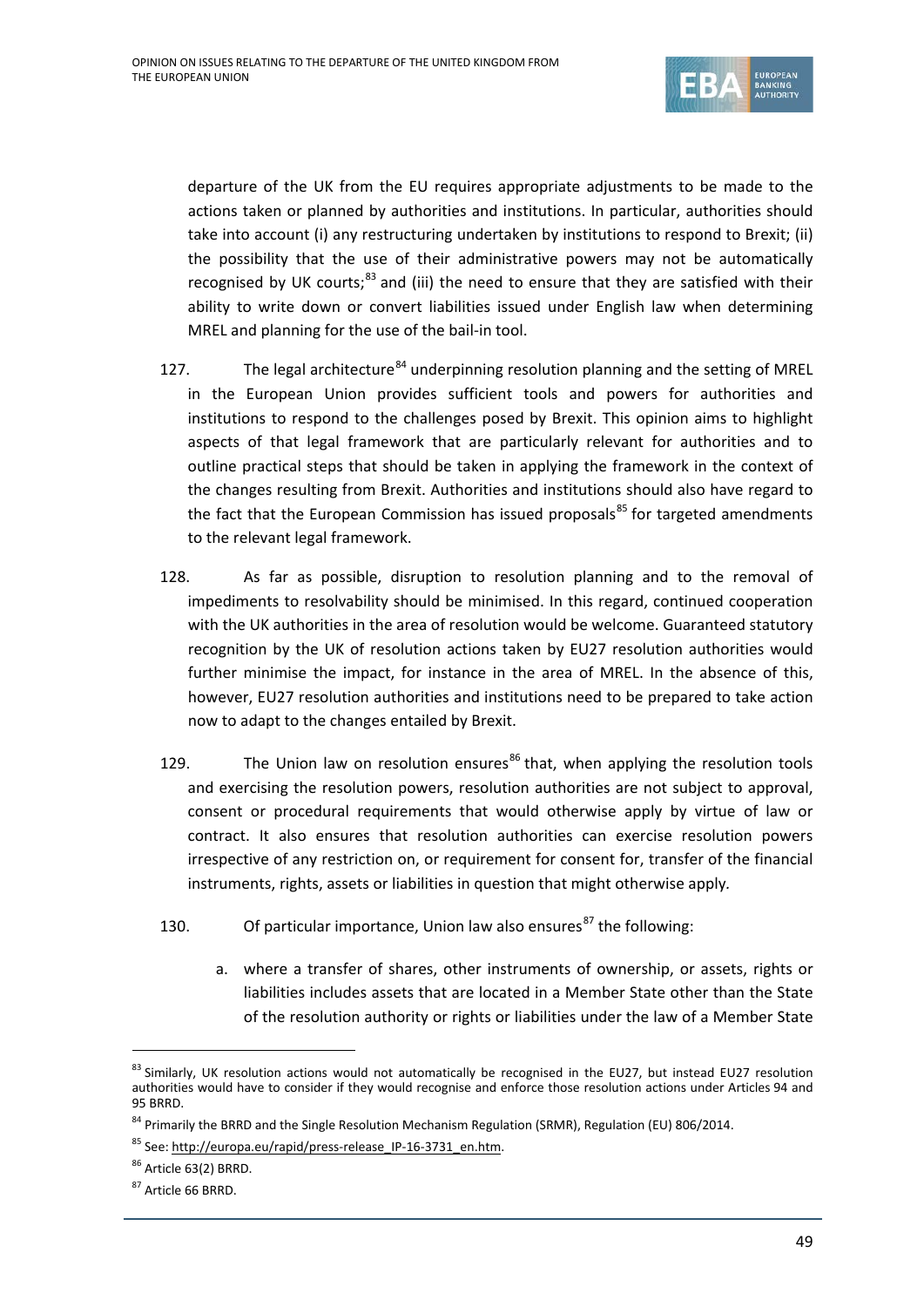departure of the UK from the EU requires appropriate adjustments to be made to the actions taken or planned by authorities and institutions. In particular, authorities should take into account (i) any restructuring undertaken by institutions to respond to Brexit; (ii) the possibility that the use of their administrative powers may not be automatically recognised by UK courts;[83] and (iii) the need to ensure that they are satisfied with their ability to write down or convert liabilities issued under English law when determining MREL and planning for the use of the bail-in tool.

127. The legal architecture[84] underpinning resolution planning and the setting of MREL in the European Union provides sufficient tools and powers for authorities and institutions to respond to the challenges posed by Brexit. This opinion aims to highlight aspects of that legal framework that are particularly relevant for authorities and to outline practical steps that should be taken in applying the framework in the context of the changes resulting from Brexit. Authorities and institutions should also have regard to the fact that the European Commission has issued proposals[85] for targeted amendments to the relevant legal framework.

128. As far as possible, disruption to resolution planning and to the removal of impediments to resolvability should be minimised. In this regard, continued cooperation with the UK authorities in the area of resolution would be welcome. Guaranteed statutory recognition by the UK of resolution actions taken by EU27 resolution authorities would further minimise the impact, for instance in the area of MREL. In the absence of this, however, EU27 resolution authorities and institutions need to be prepared to take action now to adapt to the changes entailed by Brexit.

129. The Union law on resolution ensures[86] that, when applying the resolution tools and exercising the resolution powers, resolution authorities are not subject to approval, consent or procedural requirements that would otherwise apply by virtue of law or contract. It also ensures that resolution authorities can exercise resolution powers irrespective of any restriction on, or requirement for consent for, transfer of the financial instruments, rights, assets or liabilities in question that might otherwise apply.

130. Of particular importance, Union law also ensures[87] the following:

a. where a transfer of shares, other instruments of ownership, or assets, rights or liabilities includes assets that are located in a Member State other than the State of the resolution authority or rights or liabilities under the law of a Member State

---

[83] Similarly, UK resolution actions would not automatically be recognised in the EU27, but instead EU27 resolution authorities would have to consider if they would recognise and enforce those resolution actions under Articles 94 and 95 BRRD.

[84] Primarily the BRRD and the Single Resolution Mechanism Regulation (SRMR), Regulation (EU) 806/2014.

[85] See: http://europa.eu/rapid/press-release_IP-16-3731_en.htm.

[86] Article 63(2) BRRD.

[87] Article 66 BRRD.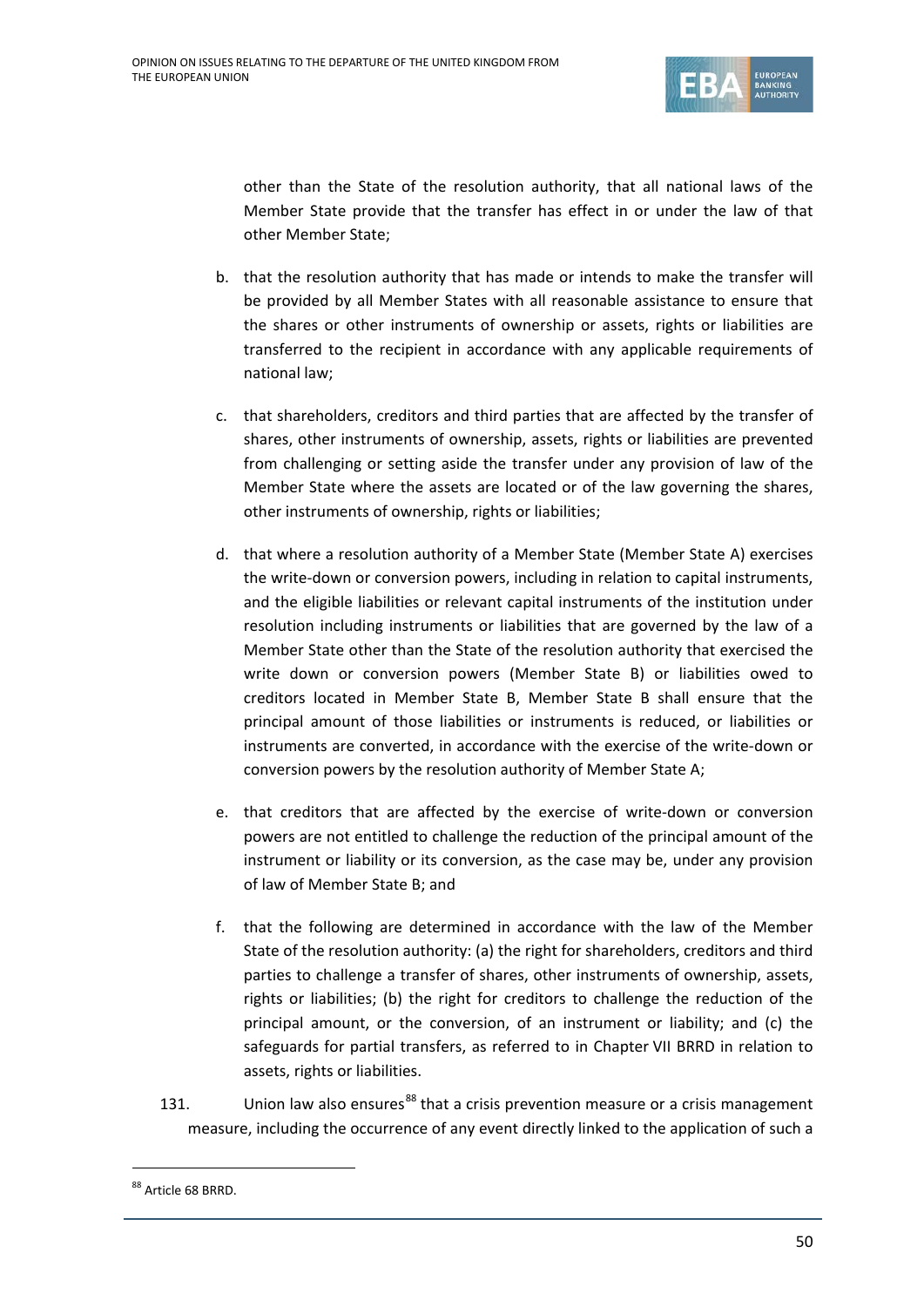other than the State of the resolution authority, that all national laws of the Member State provide that the transfer has effect in or under the law of that other Member State;

b. that the resolution authority that has made or intends to make the transfer will be provided by all Member States with all reasonable assistance to ensure that the shares or other instruments of ownership or assets, rights or liabilities are transferred to the recipient in accordance with any applicable requirements of national law;

c. that shareholders, creditors and third parties that are affected by the transfer of shares, other instruments of ownership, assets, rights or liabilities are prevented from challenging or setting aside the transfer under any provision of law of the Member State where the assets are located or of the law governing the shares, other instruments of ownership, rights or liabilities;

d. that where a resolution authority of a Member State (Member State A) exercises the write-down or conversion powers, including in relation to capital instruments, and the eligible liabilities or relevant capital instruments of the institution under resolution including instruments or liabilities that are governed by the law of a Member State other than the State of the resolution authority that exercised the write down or conversion powers (Member State B) or liabilities owed to creditors located in Member State B, Member State B shall ensure that the principal amount of those liabilities or instruments is reduced, or liabilities or instruments are converted, in accordance with the exercise of the write-down or conversion powers by the resolution authority of Member State A;

e. that creditors that are affected by the exercise of write-down or conversion powers are not entitled to challenge the reduction of the principal amount of the instrument or liability or its conversion, as the case may be, under any provision of law of Member State B; and

f. that the following are determined in accordance with the law of the Member State of the resolution authority: (a) the right for shareholders, creditors and third parties to challenge a transfer of shares, other instruments of ownership, assets, rights or liabilities; (b) the right for creditors to challenge the reduction of the principal amount, or the conversion, of an instrument or liability; and (c) the safeguards for partial transfers, as referred to in Chapter VII BRRD in relation to assets, rights or liabilities.

131. Union law also ensures[88] that a crisis prevention measure or a crisis management measure, including the occurrence of any event directly linked to the application of such a

[88] Article 68 BRRD.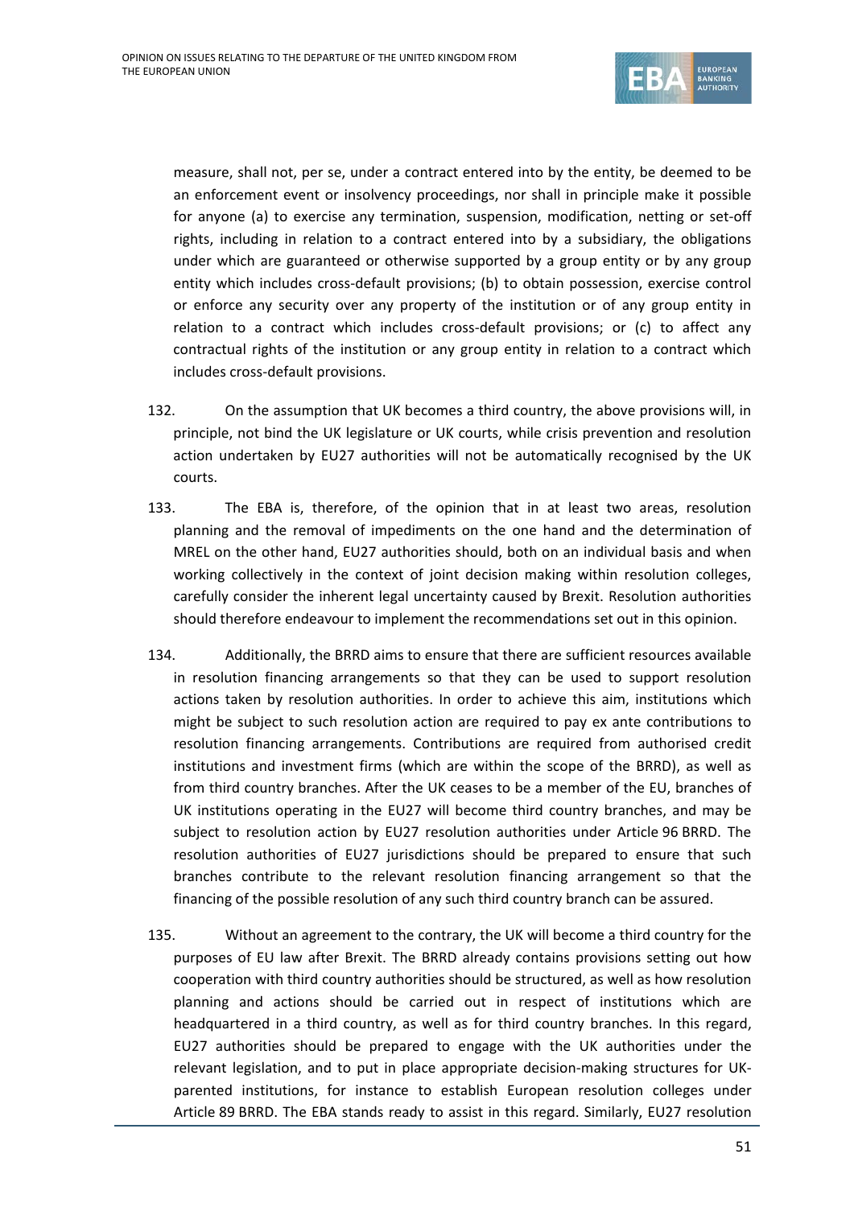measure, shall not, per se, under a contract entered into by the entity, be deemed to be an enforcement event or insolvency proceedings, nor shall in principle make it possible for anyone (a) to exercise any termination, suspension, modification, netting or set-off rights, including in relation to a contract entered into by a subsidiary, the obligations under which are guaranteed or otherwise supported by a group entity or by any group entity which includes cross-default provisions; (b) to obtain possession, exercise control or enforce any security over any property of the institution or of any group entity in relation to a contract which includes cross-default provisions; or (c) to affect any contractual rights of the institution or any group entity in relation to a contract which includes cross-default provisions.

132. On the assumption that UK becomes a third country, the above provisions will, in principle, not bind the UK legislature or UK courts, while crisis prevention and resolution action undertaken by EU27 authorities will not be automatically recognised by the UK courts.

133. The EBA is, therefore, of the opinion that in at least two areas, resolution planning and the removal of impediments on the one hand and the determination of MREL on the other hand, EU27 authorities should, both on an individual basis and when working collectively in the context of joint decision making within resolution colleges, carefully consider the inherent legal uncertainty caused by Brexit. Resolution authorities should therefore endeavour to implement the recommendations set out in this opinion.

134. Additionally, the BRRD aims to ensure that there are sufficient resources available in resolution financing arrangements so that they can be used to support resolution actions taken by resolution authorities. In order to achieve this aim, institutions which might be subject to such resolution action are required to pay ex ante contributions to resolution financing arrangements. Contributions are required from authorised credit institutions and investment firms (which are within the scope of the BRRD), as well as from third country branches. After the UK ceases to be a member of the EU, branches of UK institutions operating in the EU27 will become third country branches, and may be subject to resolution action by EU27 resolution authorities under Article 96 BRRD. The resolution authorities of EU27 jurisdictions should be prepared to ensure that such branches contribute to the relevant resolution financing arrangement so that the financing of the possible resolution of any such third country branch can be assured.

135. Without an agreement to the contrary, the UK will become a third country for the purposes of EU law after Brexit. The BRRD already contains provisions setting out how cooperation with third country authorities should be structured, as well as how resolution planning and actions should be carried out in respect of institutions which are headquartered in a third country, as well as for third country branches. In this regard, EU27 authorities should be prepared to engage with the UK authorities under the relevant legislation, and to put in place appropriate decision-making structures for UK-parented institutions, for instance to establish European resolution colleges under Article 89 BRRD. The EBA stands ready to assist in this regard. Similarly, EU27 resolution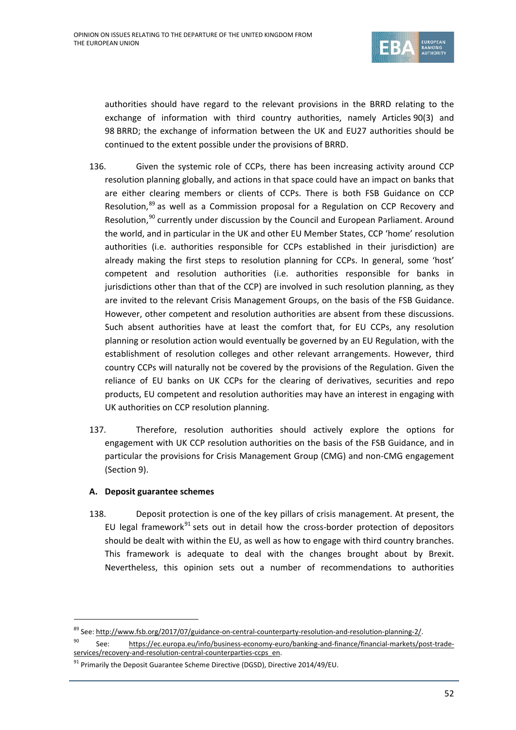authorities should have regard to the relevant provisions in the BRRD relating to the exchange of information with third country authorities, namely Articles 90(3) and 98 BRRD; the exchange of information between the UK and EU27 authorities should be continued to the extent possible under the provisions of BRRD.

136. Given the systemic role of CCPs, there has been increasing activity around CCP resolution planning globally, and actions in that space could have an impact on banks that are either clearing members or clients of CCPs. There is both FSB Guidance on CCP Resolution,[89] as well as a Commission proposal for a Regulation on CCP Recovery and Resolution,[90] currently under discussion by the Council and European Parliament. Around the world, and in particular in the UK and other EU Member States, CCP 'home' resolution authorities (i.e. authorities responsible for CCPs established in their jurisdiction) are already making the first steps to resolution planning for CCPs. In general, some 'host' competent and resolution authorities (i.e. authorities responsible for banks in jurisdictions other than that of the CCP) are involved in such resolution planning, as they are invited to the relevant Crisis Management Groups, on the basis of the FSB Guidance. However, other competent and resolution authorities are absent from these discussions. Such absent authorities have at least the comfort that, for EU CCPs, any resolution planning or resolution action would eventually be governed by an EU Regulation, with the establishment of resolution colleges and other relevant arrangements. However, third country CCPs will naturally not be covered by the provisions of the Regulation. Given the reliance of EU banks on UK CCPs for the clearing of derivatives, securities and repo products, EU competent and resolution authorities may have an interest in engaging with UK authorities on CCP resolution planning.

137. Therefore, resolution authorities should actively explore the options for engagement with UK CCP resolution authorities on the basis of the FSB Guidance, and in particular the provisions for Crisis Management Group (CMG) and non-CMG engagement (Section 9).

### A. Deposit guarantee schemes

138. Deposit protection is one of the key pillars of crisis management. At present, the EU legal framework[91] sets out in detail how the cross-border protection of depositors should be dealt with within the EU, as well as how to engage with third country branches. This framework is adequate to deal with the changes brought about by Brexit. Nevertheless, this opinion sets out a number of recommendations to authorities

---

[89] See: http://www.fsb.org/2017/07/guidance-on-central-counterparty-resolution-and-resolution-planning-2/.

[90] See: https://ec.europa.eu/info/business-economy-euro/banking-and-finance/financial-markets/post-trade-services/recovery-and-resolution-central-counterparties-ccps_en.

[91] Primarily the Deposit Guarantee Scheme Directive (DGSD), Directive 2014/49/EU.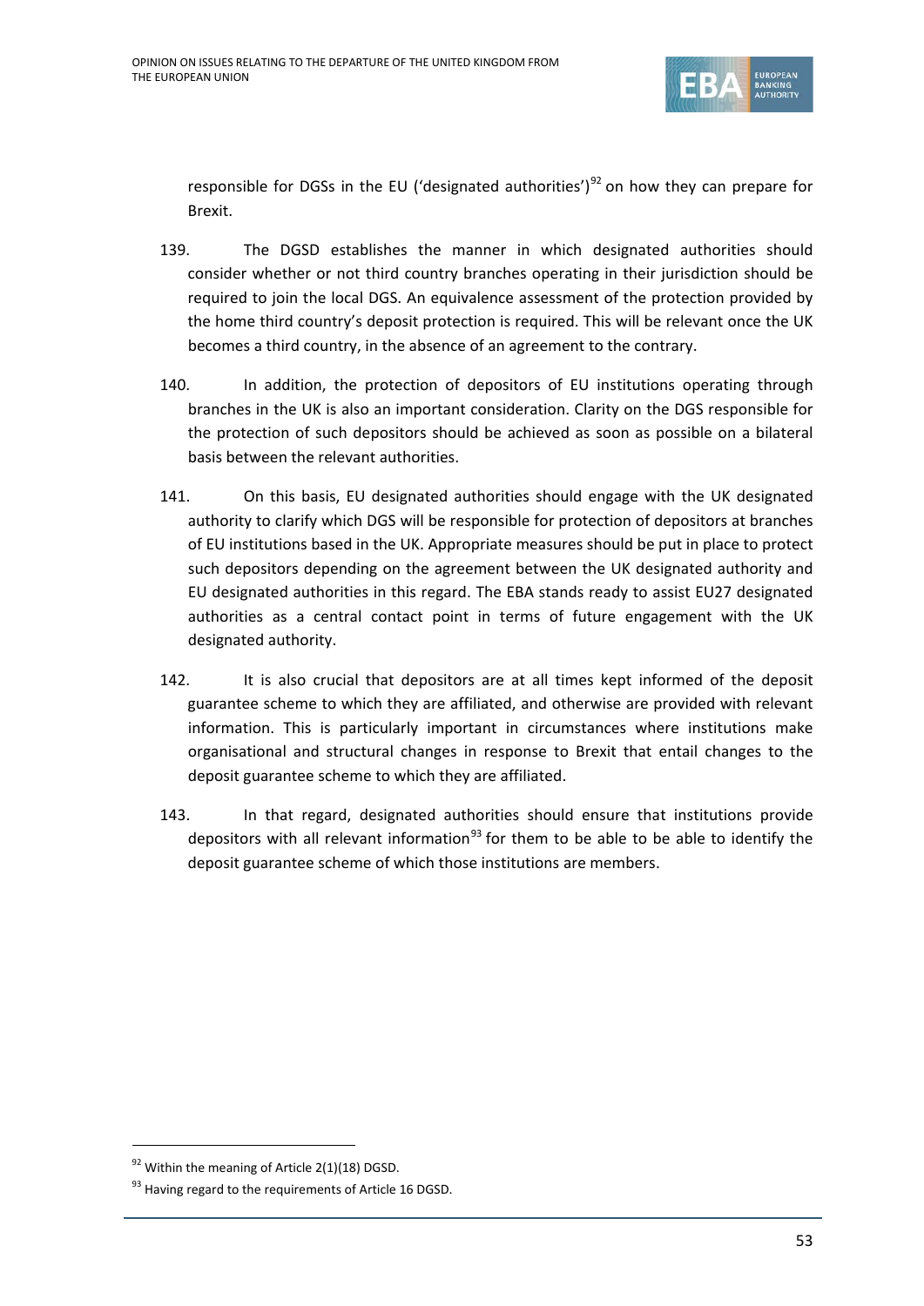responsible for DGSs in the EU ('designated authorities')[92] on how they can prepare for Brexit.

139. The DGSD establishes the manner in which designated authorities should consider whether or not third country branches operating in their jurisdiction should be required to join the local DGS. An equivalence assessment of the protection provided by the home third country's deposit protection is required. This will be relevant once the UK becomes a third country, in the absence of an agreement to the contrary.

140. In addition, the protection of depositors of EU institutions operating through branches in the UK is also an important consideration. Clarity on the DGS responsible for the protection of such depositors should be achieved as soon as possible on a bilateral basis between the relevant authorities.

141. On this basis, EU designated authorities should engage with the UK designated authority to clarify which DGS will be responsible for protection of depositors at branches of EU institutions based in the UK. Appropriate measures should be put in place to protect such depositors depending on the agreement between the UK designated authority and EU designated authorities in this regard. The EBA stands ready to assist EU27 designated authorities as a central contact point in terms of future engagement with the UK designated authority.

142. It is also crucial that depositors are at all times kept informed of the deposit guarantee scheme to which they are affiliated, and otherwise are provided with relevant information. This is particularly important in circumstances where institutions make organisational and structural changes in response to Brexit that entail changes to the deposit guarantee scheme to which they are affiliated.

143. In that regard, designated authorities should ensure that institutions provide depositors with all relevant information[93] for them to be able to be able to identify the deposit guarantee scheme of which those institutions are members.

---

[92] Within the meaning of Article 2(1)(18) DGSD.

[93] Having regard to the requirements of Article 16 DGSD.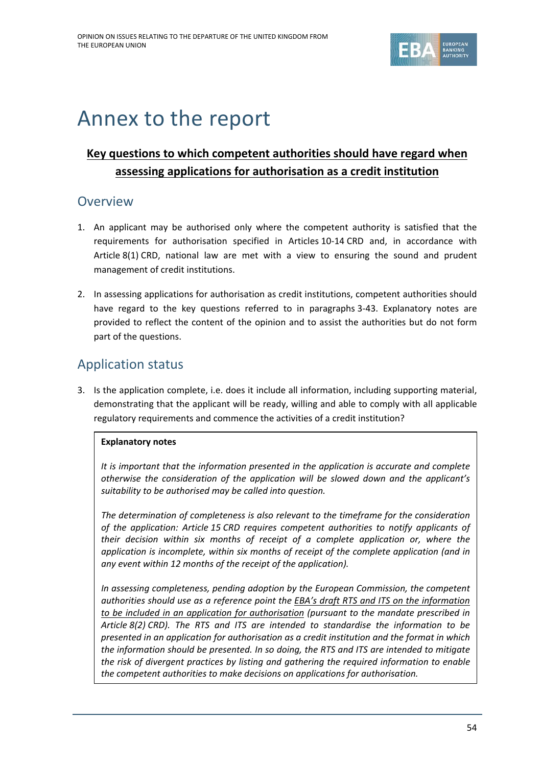# Annex to the report

**Key questions to which competent authorities should have regard when assessing applications for authorisation as a credit institution**

## Overview

1. An applicant may be authorised only where the competent authority is satisfied that the requirements for authorisation specified in Articles 10-14 CRD and, in accordance with Article 8(1) CRD, national law are met with a view to ensuring the sound and prudent management of credit institutions.

2. In assessing applications for authorisation as credit institutions, competent authorities should have regard to the key questions referred to in paragraphs 3-43. Explanatory notes are provided to reflect the content of the opinion and to assist the authorities but do not form part of the questions.

## Application status

3. Is the application complete, i.e. does it include all information, including supporting material, demonstrating that the applicant will be ready, willing and able to comply with all applicable regulatory requirements and commence the activities of a credit institution?

> **Explanatory notes**
>
> *It is important that the information presented in the application is accurate and complete otherwise the consideration of the application will be slowed down and the applicant's suitability to be authorised may be called into question.*
>
> *The determination of completeness is also relevant to the timeframe for the consideration of the application: Article 15 CRD requires competent authorities to notify applicants of their decision within six months of receipt of a complete application or, where the application is incomplete, within six months of receipt of the complete application (and in any event within 12 months of the receipt of the application).*
>
> *In assessing completeness, pending adoption by the European Commission, the competent authorities should use as a reference point the EBA's draft RTS and ITS on the information to be included in an application for authorisation (pursuant to the mandate prescribed in Article 8(2) CRD). The RTS and ITS are intended to standardise the information to be presented in an application for authorisation as a credit institution and the format in which the information should be presented. In so doing, the RTS and ITS are intended to mitigate the risk of divergent practices by listing and gathering the required information to enable the competent authorities to make decisions on applications for authorisation.*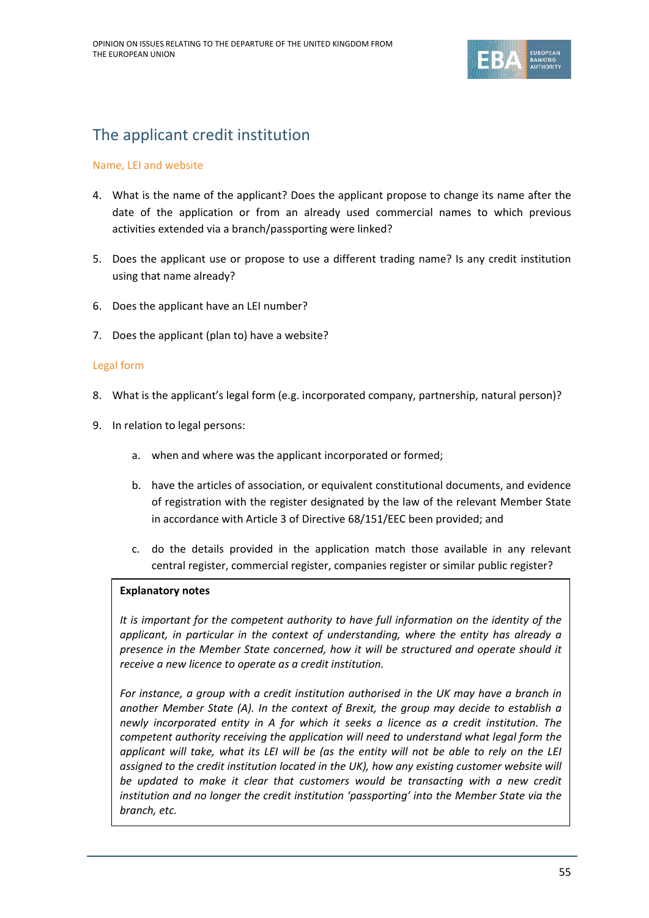## The applicant credit institution

### Name, LEI and website

4. What is the name of the applicant? Does the applicant propose to change its name after the date of the application or from an already used commercial names to which previous activities extended via a branch/passporting were linked?

5. Does the applicant use or propose to use a different trading name? Is any credit institution using that name already?

6. Does the applicant have an LEI number?

7. Does the applicant (plan to) have a website?

### Legal form

8. What is the applicant's legal form (e.g. incorporated company, partnership, natural person)?

9. In relation to legal persons:

   a. when and where was the applicant incorporated or formed;

   b. have the articles of association, or equivalent constitutional documents, and evidence of registration with the register designated by the law of the relevant Member State in accordance with Article 3 of Directive 68/151/EEC been provided; and

   c. do the details provided in the application match those available in any relevant central register, commercial register, companies register or similar public register?

> **Explanatory notes**
>
> *It is important for the competent authority to have full information on the identity of the applicant, in particular in the context of understanding, where the entity has already a presence in the Member State concerned, how it will be structured and operate should it receive a new licence to operate as a credit institution.*
>
> *For instance, a group with a credit institution authorised in the UK may have a branch in another Member State (A). In the context of Brexit, the group may decide to establish a newly incorporated entity in A for which it seeks a licence as a credit institution. The competent authority receiving the application will need to understand what legal form the applicant will take, what its LEI will be (as the entity will not be able to rely on the LEI assigned to the credit institution located in the UK), how any existing customer website will be updated to make it clear that customers would be transacting with a new credit institution and no longer the credit institution 'passporting' into the Member State via the branch, etc.*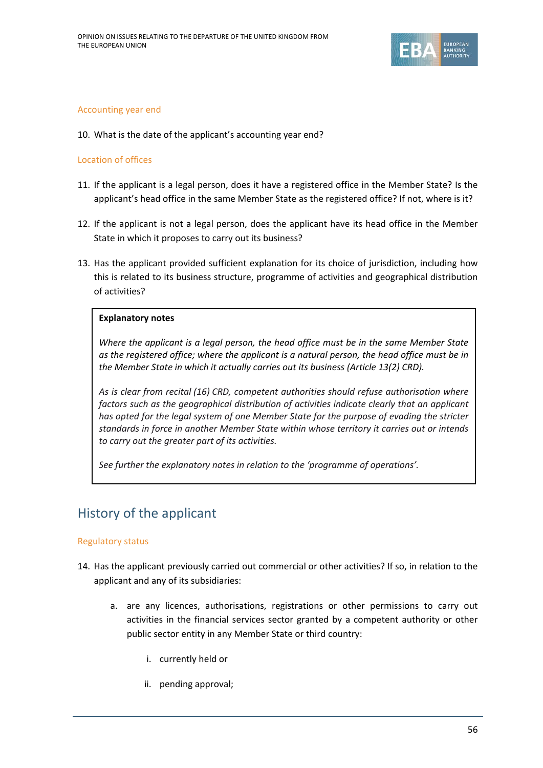#### Accounting year end

10. What is the date of the applicant's accounting year end?

#### Location of offices

11. If the applicant is a legal person, does it have a registered office in the Member State? Is the applicant's head office in the same Member State as the registered office? If not, where is it?

12. If the applicant is not a legal person, does the applicant have its head office in the Member State in which it proposes to carry out its business?

13. Has the applicant provided sufficient explanation for its choice of jurisdiction, including how this is related to its business structure, programme of activities and geographical distribution of activities?

> **Explanatory notes**
>
> *Where the applicant is a legal person, the head office must be in the same Member State as the registered office; where the applicant is a natural person, the head office must be in the Member State in which it actually carries out its business (Article 13(2) CRD).*
>
> *As is clear from recital (16) CRD, competent authorities should refuse authorisation where factors such as the geographical distribution of activities indicate clearly that an applicant has opted for the legal system of one Member State for the purpose of evading the stricter standards in force in another Member State within whose territory it carries out or intends to carry out the greater part of its activities.*
>
> *See further the explanatory notes in relation to the 'programme of operations'.*

## History of the applicant

#### Regulatory status

14. Has the applicant previously carried out commercial or other activities? If so, in relation to the applicant and any of its subsidiaries:

    a. are any licences, authorisations, registrations or other permissions to carry out activities in the financial services sector granted by a competent authority or other public sector entity in any Member State or third country:

        i. currently held or

        ii. pending approval;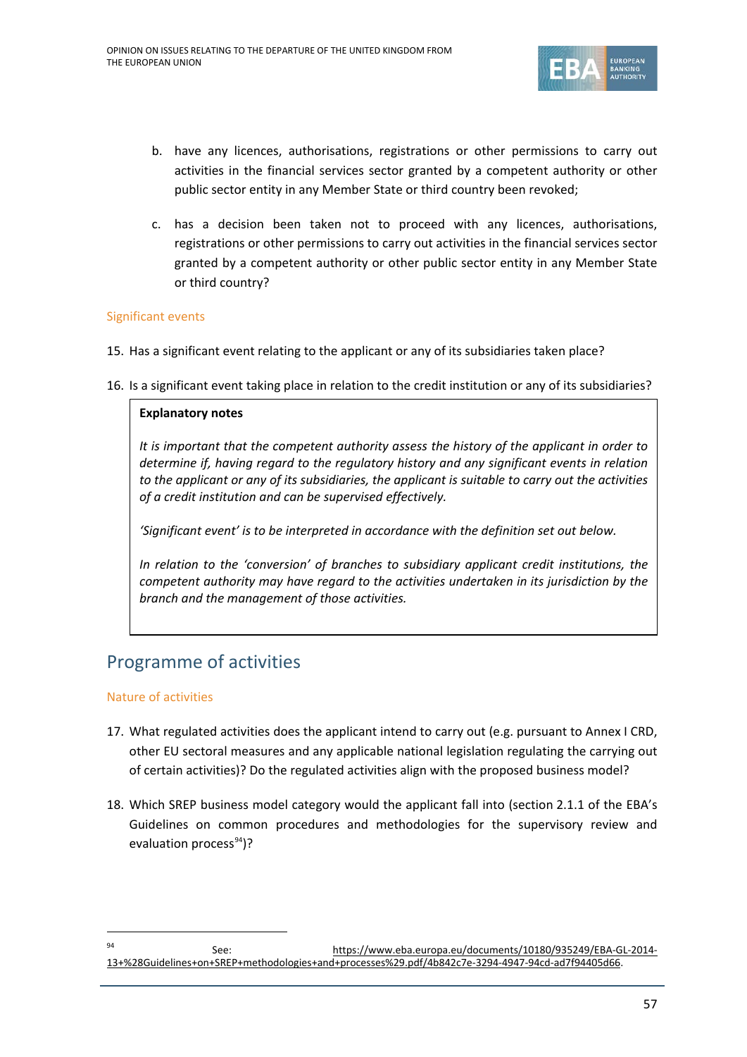b. have any licences, authorisations, registrations or other permissions to carry out activities in the financial services sector granted by a competent authority or other public sector entity in any Member State or third country been revoked;

c. has a decision been taken not to proceed with any licences, authorisations, registrations or other permissions to carry out activities in the financial services sector granted by a competent authority or other public sector entity in any Member State or third country?

### Significant events

15. Has a significant event relating to the applicant or any of its subsidiaries taken place?

16. Is a significant event taking place in relation to the credit institution or any of its subsidiaries?

> **Explanatory notes**
>
> *It is important that the competent authority assess the history of the applicant in order to determine if, having regard to the regulatory history and any significant events in relation to the applicant or any of its subsidiaries, the applicant is suitable to carry out the activities of a credit institution and can be supervised effectively.*
>
> *'Significant event' is to be interpreted in accordance with the definition set out below.*
>
> *In relation to the 'conversion' of branches to subsidiary applicant credit institutions, the competent authority may have regard to the activities undertaken in its jurisdiction by the branch and the management of those activities.*

## Programme of activities

### Nature of activities

17. What regulated activities does the applicant intend to carry out (e.g. pursuant to Annex I CRD, other EU sectoral measures and any applicable national legislation regulating the carrying out of certain activities)? Do the regulated activities align with the proposed business model?

18. Which SREP business model category would the applicant fall into (section 2.1.1 of the EBA's Guidelines on common procedures and methodologies for the supervisory review and evaluation process[94])?

---

[94] See: https://www.eba.europa.eu/documents/10180/935249/EBA-GL-2014-13+%28Guidelines+on+SREP+methodologies+and+processes%29.pdf/4b842c7e-3294-4947-94cd-ad7f94405d66.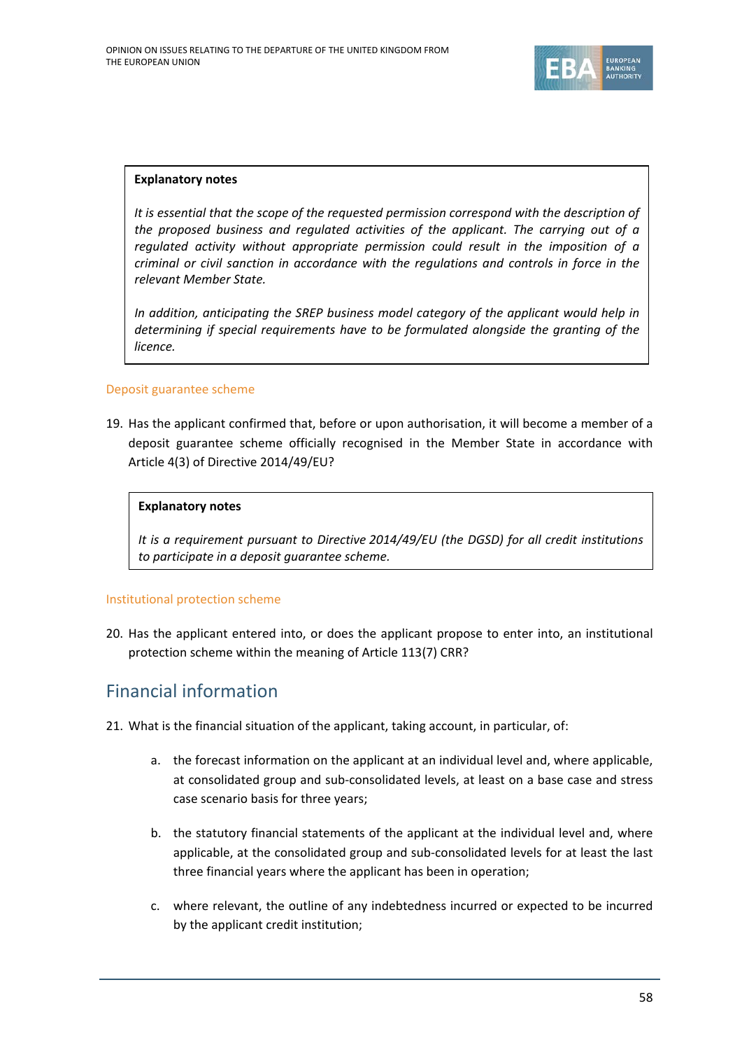> **Explanatory notes**
>
> *It is essential that the scope of the requested permission correspond with the description of the proposed business and regulated activities of the applicant. The carrying out of a regulated activity without appropriate permission could result in the imposition of a criminal or civil sanction in accordance with the regulations and controls in force in the relevant Member State.*
>
> *In addition, anticipating the SREP business model category of the applicant would help in determining if special requirements have to be formulated alongside the granting of the licence.*

### Deposit guarantee scheme

19. Has the applicant confirmed that, before or upon authorisation, it will become a member of a deposit guarantee scheme officially recognised in the Member State in accordance with Article 4(3) of Directive 2014/49/EU?

> **Explanatory notes**
>
> *It is a requirement pursuant to Directive 2014/49/EU (the DGSD) for all credit institutions to participate in a deposit guarantee scheme.*

### Institutional protection scheme

20. Has the applicant entered into, or does the applicant propose to enter into, an institutional protection scheme within the meaning of Article 113(7) CRR?

## Financial information

21. What is the financial situation of the applicant, taking account, in particular, of:

    a. the forecast information on the applicant at an individual level and, where applicable, at consolidated group and sub-consolidated levels, at least on a base case and stress case scenario basis for three years;

    b. the statutory financial statements of the applicant at the individual level and, where applicable, at the consolidated group and sub-consolidated levels for at least the last three financial years where the applicant has been in operation;

    c. where relevant, the outline of any indebtedness incurred or expected to be incurred by the applicant credit institution;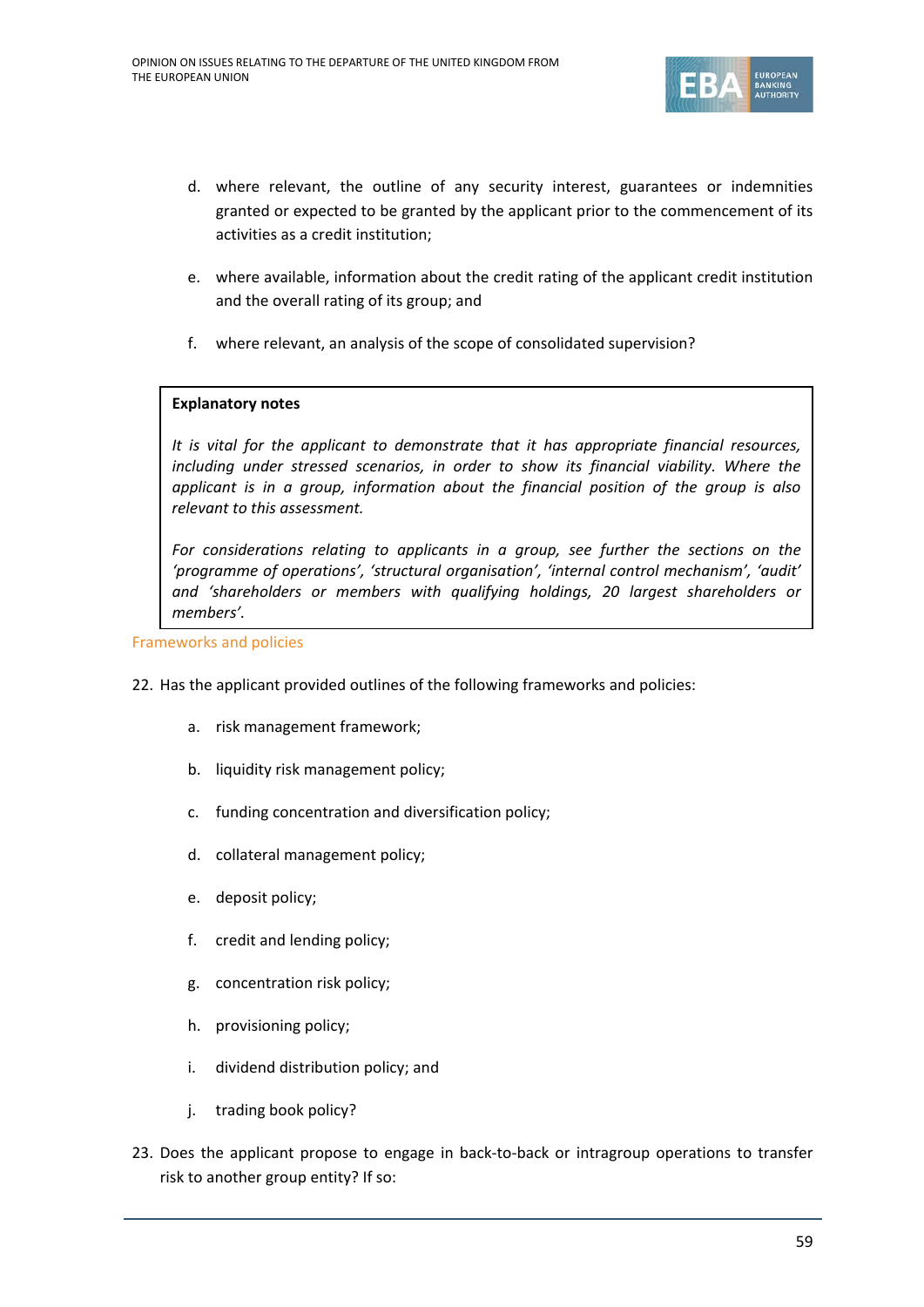d. where relevant, the outline of any security interest, guarantees or indemnities granted or expected to be granted by the applicant prior to the commencement of its activities as a credit institution;

e. where available, information about the credit rating of the applicant credit institution and the overall rating of its group; and

f. where relevant, an analysis of the scope of consolidated supervision?

> **Explanatory notes**
>
> *It is vital for the applicant to demonstrate that it has appropriate financial resources, including under stressed scenarios, in order to show its financial viability. Where the applicant is in a group, information about the financial position of the group is also relevant to this assessment.*
>
> *For considerations relating to applicants in a group, see further the sections on the 'programme of operations', 'structural organisation', 'internal control mechanism', 'audit' and 'shareholders or members with qualifying holdings, 20 largest shareholders or members'.*

### Frameworks and policies

22. Has the applicant provided outlines of the following frameworks and policies:

    a. risk management framework;

    b. liquidity risk management policy;

    c. funding concentration and diversification policy;

    d. collateral management policy;

    e. deposit policy;

    f. credit and lending policy;

    g. concentration risk policy;

    h. provisioning policy;

    i. dividend distribution policy; and

    j. trading book policy?

23. Does the applicant propose to engage in back-to-back or intragroup operations to transfer risk to another group entity? If so: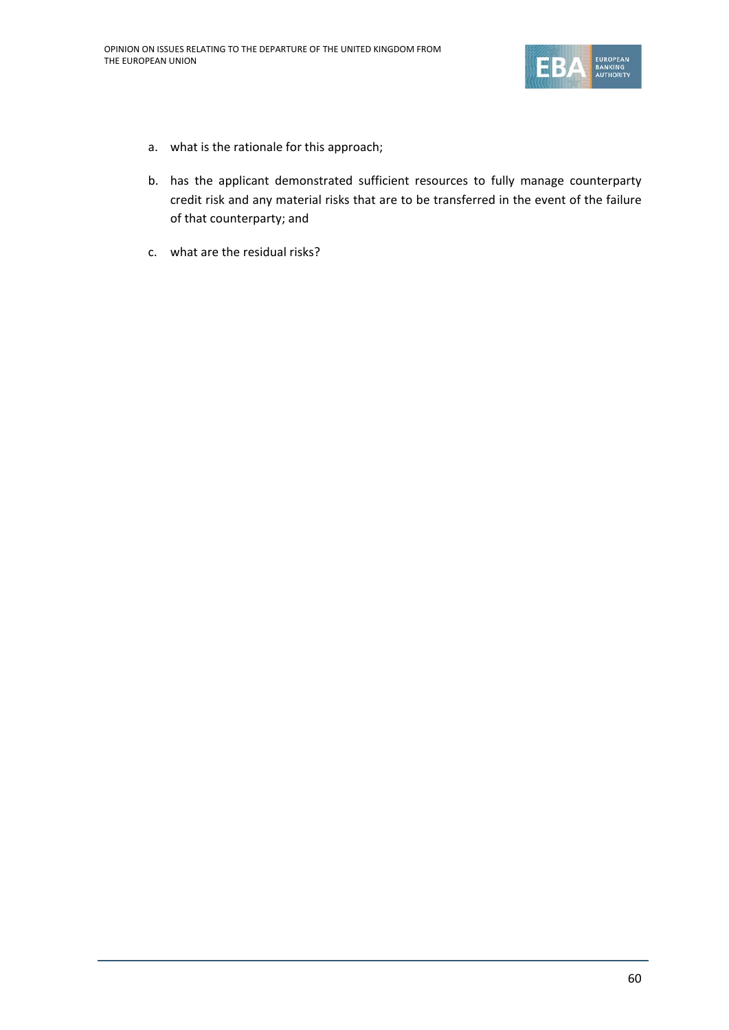a. what is the rationale for this approach;

b. has the applicant demonstrated sufficient resources to fully manage counterparty credit risk and any material risks that are to be transferred in the event of the failure of that counterparty; and

c. what are the residual risks?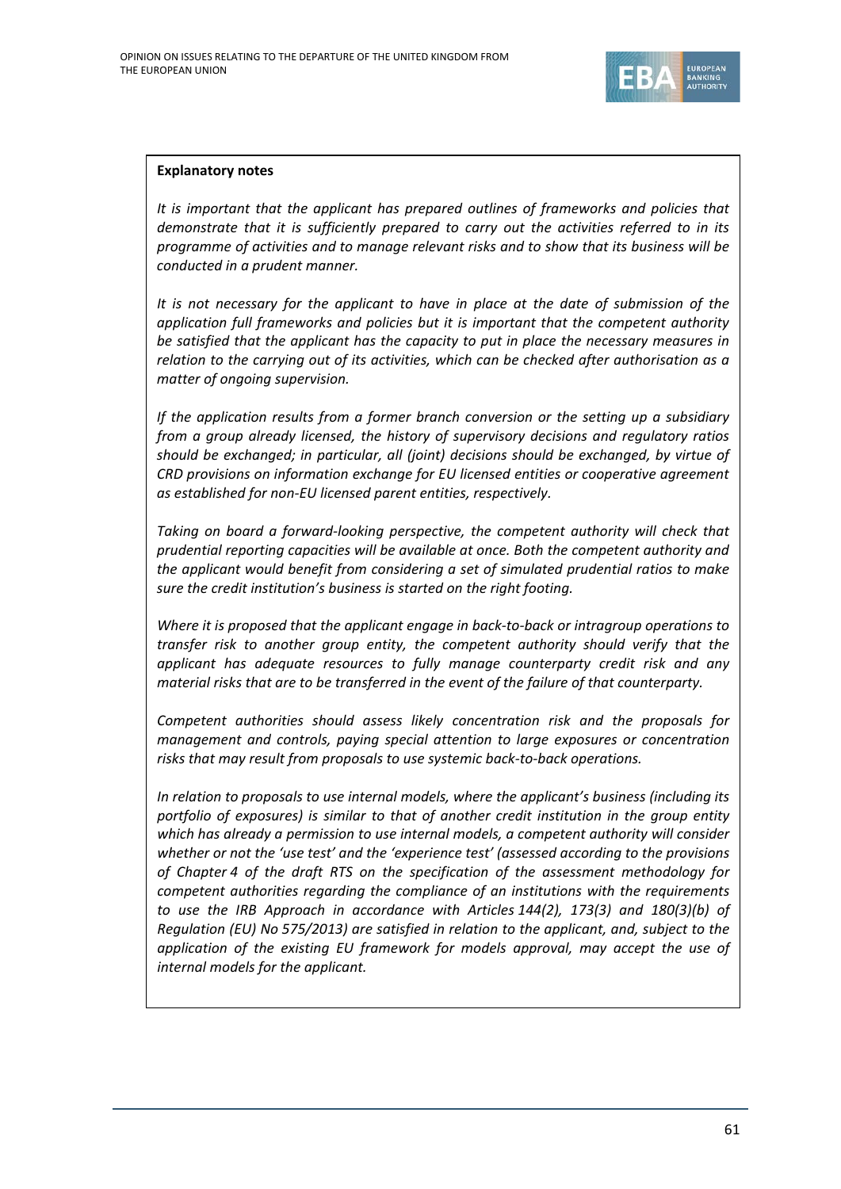**Explanatory notes**

*It is important that the applicant has prepared outlines of frameworks and policies that demonstrate that it is sufficiently prepared to carry out the activities referred to in its programme of activities and to manage relevant risks and to show that its business will be conducted in a prudent manner.*

*It is not necessary for the applicant to have in place at the date of submission of the application full frameworks and policies but it is important that the competent authority be satisfied that the applicant has the capacity to put in place the necessary measures in relation to the carrying out of its activities, which can be checked after authorisation as a matter of ongoing supervision.*

*If the application results from a former branch conversion or the setting up a subsidiary from a group already licensed, the history of supervisory decisions and regulatory ratios should be exchanged; in particular, all (joint) decisions should be exchanged, by virtue of CRD provisions on information exchange for EU licensed entities or cooperative agreement as established for non-EU licensed parent entities, respectively.*

*Taking on board a forward-looking perspective, the competent authority will check that prudential reporting capacities will be available at once. Both the competent authority and the applicant would benefit from considering a set of simulated prudential ratios to make sure the credit institution's business is started on the right footing.*

*Where it is proposed that the applicant engage in back-to-back or intragroup operations to transfer risk to another group entity, the competent authority should verify that the applicant has adequate resources to fully manage counterparty credit risk and any material risks that are to be transferred in the event of the failure of that counterparty.*

*Competent authorities should assess likely concentration risk and the proposals for management and controls, paying special attention to large exposures or concentration risks that may result from proposals to use systemic back-to-back operations.*

*In relation to proposals to use internal models, where the applicant's business (including its portfolio of exposures) is similar to that of another credit institution in the group entity which has already a permission to use internal models, a competent authority will consider whether or not the 'use test' and the 'experience test' (assessed according to the provisions of Chapter 4 of the draft RTS on the specification of the assessment methodology for competent authorities regarding the compliance of an institutions with the requirements to use the IRB Approach in accordance with Articles 144(2), 173(3) and 180(3)(b) of Regulation (EU) No 575/2013) are satisfied in relation to the applicant, and, subject to the application of the existing EU framework for models approval, may accept the use of internal models for the applicant.*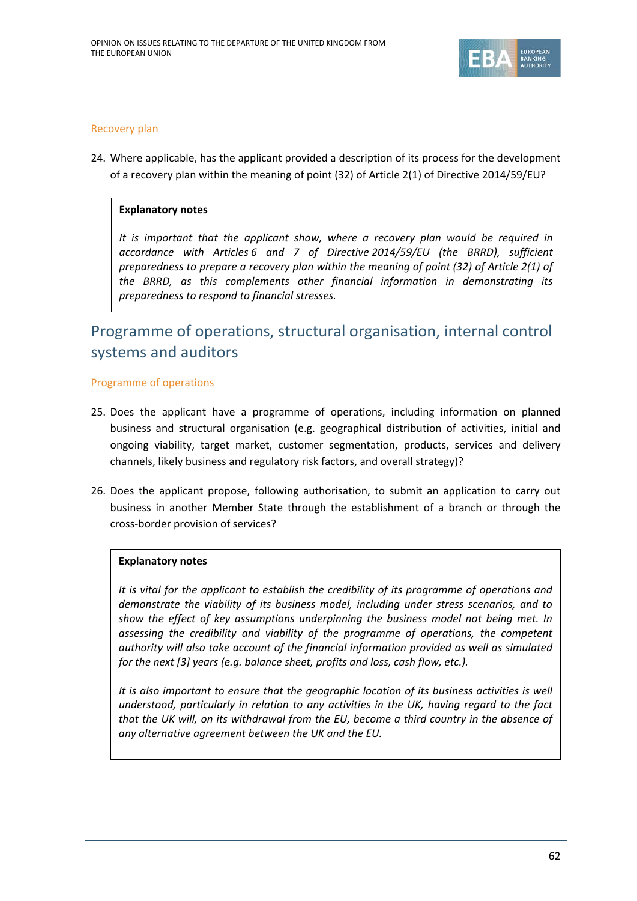### Recovery plan

24. Where applicable, has the applicant provided a description of its process for the development of a recovery plan within the meaning of point (32) of Article 2(1) of Directive 2014/59/EU?

> **Explanatory notes**
>
> *It is important that the applicant show, where a recovery plan would be required in accordance with Articles 6 and 7 of Directive 2014/59/EU (the BRRD), sufficient preparedness to prepare a recovery plan within the meaning of point (32) of Article 2(1) of the BRRD, as this complements other financial information in demonstrating its preparedness to respond to financial stresses.*

## Programme of operations, structural organisation, internal control systems and auditors

### Programme of operations

25. Does the applicant have a programme of operations, including information on planned business and structural organisation (e.g. geographical distribution of activities, initial and ongoing viability, target market, customer segmentation, products, services and delivery channels, likely business and regulatory risk factors, and overall strategy)?

26. Does the applicant propose, following authorisation, to submit an application to carry out business in another Member State through the establishment of a branch or through the cross-border provision of services?

> **Explanatory notes**
>
> *It is vital for the applicant to establish the credibility of its programme of operations and demonstrate the viability of its business model, including under stress scenarios, and to show the effect of key assumptions underpinning the business model not being met. In assessing the credibility and viability of the programme of operations, the competent authority will also take account of the financial information provided as well as simulated for the next [3] years (e.g. balance sheet, profits and loss, cash flow, etc.).*
>
> *It is also important to ensure that the geographic location of its business activities is well understood, particularly in relation to any activities in the UK, having regard to the fact that the UK will, on its withdrawal from the EU, become a third country in the absence of any alternative agreement between the UK and the EU.*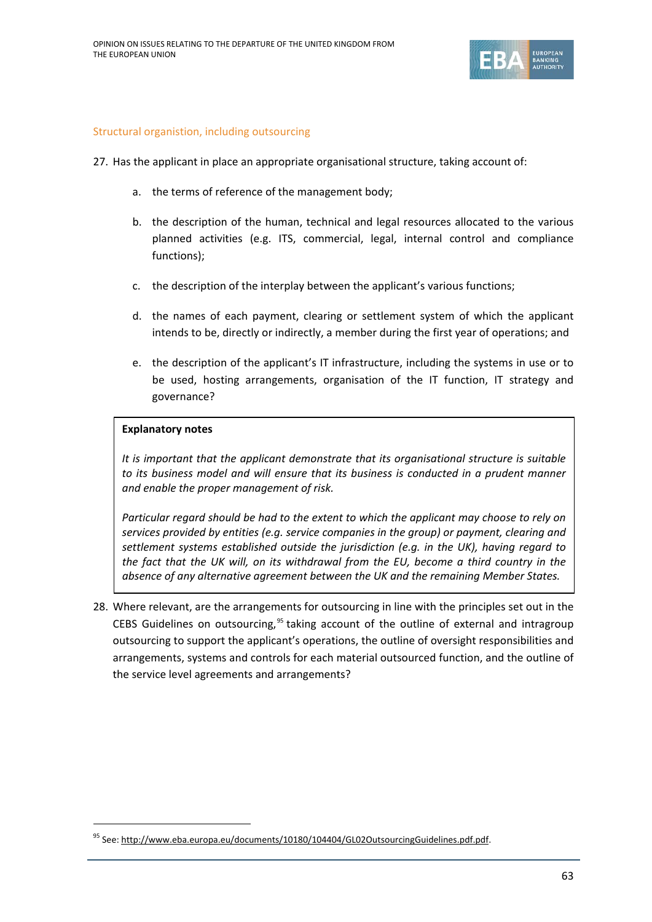### Structural organistion, including outsourcing

27. Has the applicant in place an appropriate organisational structure, taking account of:

    a. the terms of reference of the management body;

    b. the description of the human, technical and legal resources allocated to the various planned activities (e.g. ITS, commercial, legal, internal control and compliance functions);

    c. the description of the interplay between the applicant's various functions;

    d. the names of each payment, clearing or settlement system of which the applicant intends to be, directly or indirectly, a member during the first year of operations; and

    e. the description of the applicant's IT infrastructure, including the systems in use or to be used, hosting arrangements, organisation of the IT function, IT strategy and governance?

> **Explanatory notes**
>
> *It is important that the applicant demonstrate that its organisational structure is suitable to its business model and will ensure that its business is conducted in a prudent manner and enable the proper management of risk.*
>
> *Particular regard should be had to the extent to which the applicant may choose to rely on services provided by entities (e.g. service companies in the group) or payment, clearing and settlement systems established outside the jurisdiction (e.g. in the UK), having regard to the fact that the UK will, on its withdrawal from the EU, become a third country in the absence of any alternative agreement between the UK and the remaining Member States.*

28. Where relevant, are the arrangements for outsourcing in line with the principles set out in the CEBS Guidelines on outsourcing,[95] taking account of the outline of external and intragroup outsourcing to support the applicant's operations, the outline of oversight responsibilities and arrangements, systems and controls for each material outsourced function, and the outline of the service level agreements and arrangements?

---

[95] See: http://www.eba.europa.eu/documents/10180/104404/GL02OutsourcingGuidelines.pdf.pdf.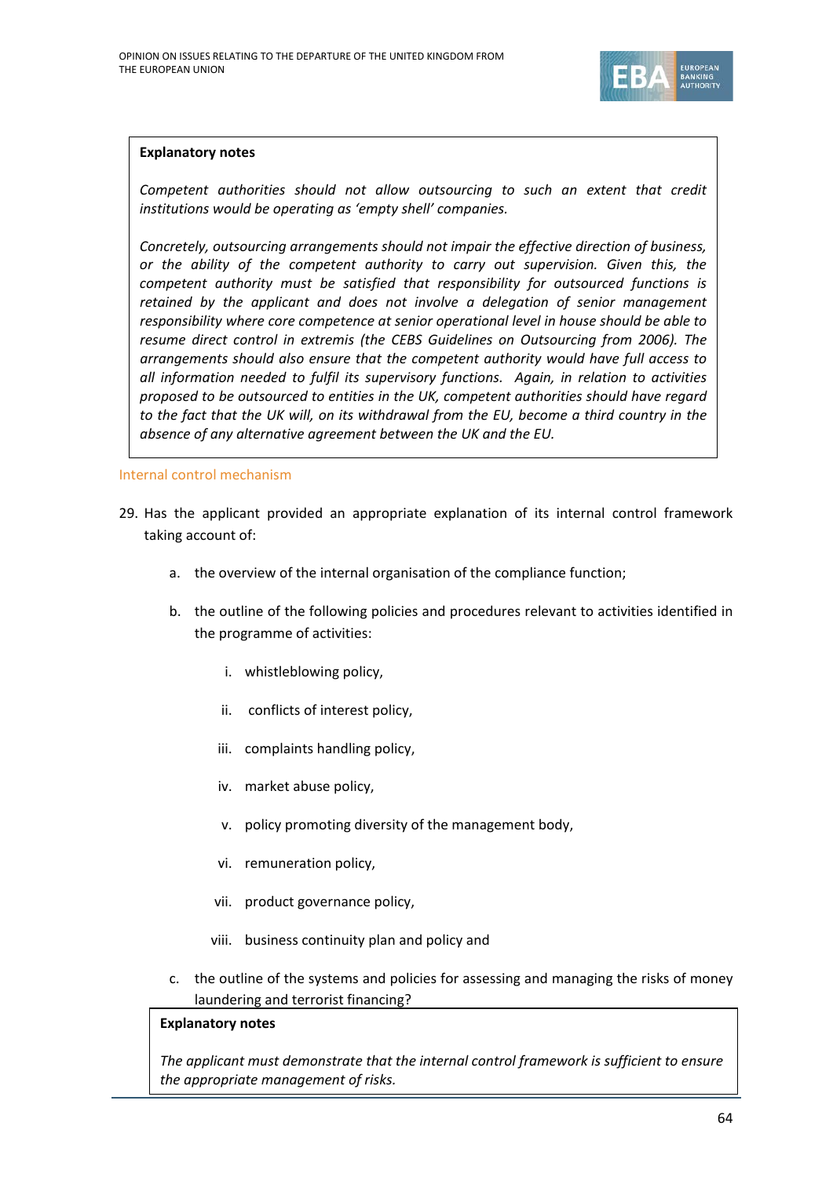**Explanatory notes**

*Competent authorities should not allow outsourcing to such an extent that credit institutions would be operating as 'empty shell' companies.*

*Concretely, outsourcing arrangements should not impair the effective direction of business, or the ability of the competent authority to carry out supervision. Given this, the competent authority must be satisfied that responsibility for outsourced functions is retained by the applicant and does not involve a delegation of senior management responsibility where core competence at senior operational level in house should be able to resume direct control in extremis (the CEBS Guidelines on Outsourcing from 2006). The arrangements should also ensure that the competent authority would have full access to all information needed to fulfil its supervisory functions. Again, in relation to activities proposed to be outsourced to entities in the UK, competent authorities should have regard to the fact that the UK will, on its withdrawal from the EU, become a third country in the absence of any alternative agreement between the UK and the EU.*

### Internal control mechanism

29. Has the applicant provided an appropriate explanation of its internal control framework taking account of:

    a. the overview of the internal organisation of the compliance function;

    b. the outline of the following policies and procedures relevant to activities identified in the programme of activities:

        i. whistleblowing policy,

        ii. conflicts of interest policy,

        iii. complaints handling policy,

        iv. market abuse policy,

        v. policy promoting diversity of the management body,

        vi. remuneration policy,

        vii. product governance policy,

        viii. business continuity plan and policy and

    c. the outline of the systems and policies for assessing and managing the risks of money laundering and terrorist financing?

**Explanatory notes**

*The applicant must demonstrate that the internal control framework is sufficient to ensure the appropriate management of risks.*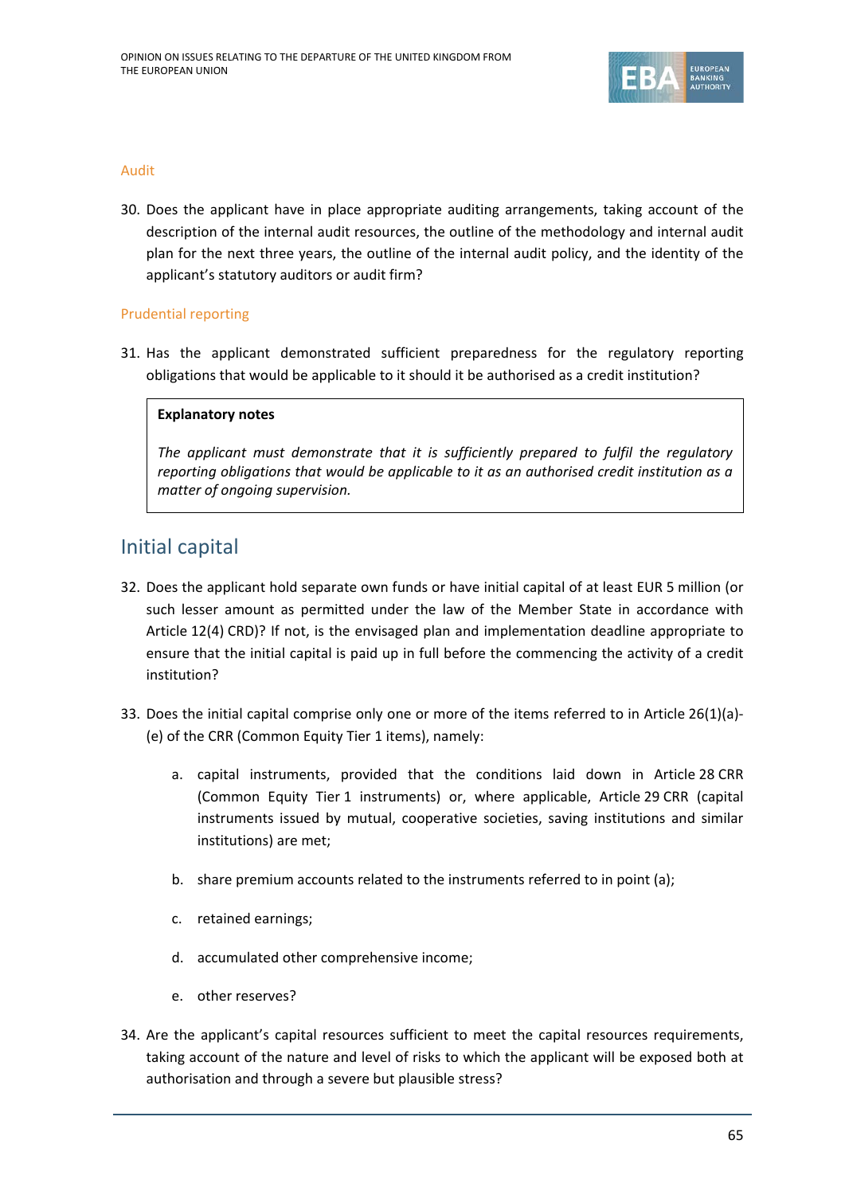### Audit

30. Does the applicant have in place appropriate auditing arrangements, taking account of the description of the internal audit resources, the outline of the methodology and internal audit plan for the next three years, the outline of the internal audit policy, and the identity of the applicant's statutory auditors or audit firm?

### Prudential reporting

31. Has the applicant demonstrated sufficient preparedness for the regulatory reporting obligations that would be applicable to it should it be authorised as a credit institution?

> **Explanatory notes**
>
> *The applicant must demonstrate that it is sufficiently prepared to fulfil the regulatory reporting obligations that would be applicable to it as an authorised credit institution as a matter of ongoing supervision.*

## Initial capital

32. Does the applicant hold separate own funds or have initial capital of at least EUR 5 million (or such lesser amount as permitted under the law of the Member State in accordance with Article 12(4) CRD)? If not, is the envisaged plan and implementation deadline appropriate to ensure that the initial capital is paid up in full before the commencing the activity of a credit institution?

33. Does the initial capital comprise only one or more of the items referred to in Article 26(1)(a)-(e) of the CRR (Common Equity Tier 1 items), namely:

    a. capital instruments, provided that the conditions laid down in Article 28 CRR (Common Equity Tier 1 instruments) or, where applicable, Article 29 CRR (capital instruments issued by mutual, cooperative societies, saving institutions and similar institutions) are met;

    b. share premium accounts related to the instruments referred to in point (a);

    c. retained earnings;

    d. accumulated other comprehensive income;

    e. other reserves?

34. Are the applicant's capital resources sufficient to meet the capital resources requirements, taking account of the nature and level of risks to which the applicant will be exposed both at authorisation and through a severe but plausible stress?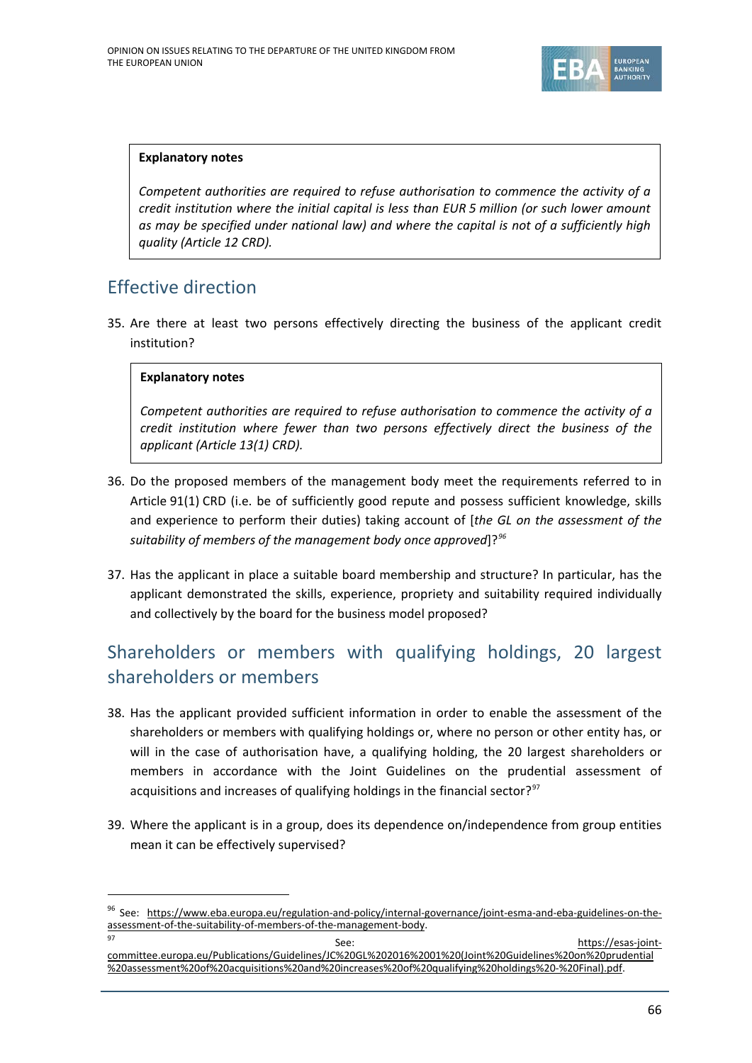> **Explanatory notes**
>
> *Competent authorities are required to refuse authorisation to commence the activity of a credit institution where the initial capital is less than EUR 5 million (or such lower amount as may be specified under national law) and where the capital is not of a sufficiently high quality (Article 12 CRD).*

## Effective direction

35. Are there at least two persons effectively directing the business of the applicant credit institution?

> **Explanatory notes**
>
> *Competent authorities are required to refuse authorisation to commence the activity of a credit institution where fewer than two persons effectively direct the business of the applicant (Article 13(1) CRD).*

36. Do the proposed members of the management body meet the requirements referred to in Article 91(1) CRD (i.e. be of sufficiently good repute and possess sufficient knowledge, skills and experience to perform their duties) taking account of [*the GL on the assessment of the suitability of members of the management body once approved*]?[96]

37. Has the applicant in place a suitable board membership and structure? In particular, has the applicant demonstrated the skills, experience, propriety and suitability required individually and collectively by the board for the business model proposed?

## Shareholders or members with qualifying holdings, 20 largest shareholders or members

38. Has the applicant provided sufficient information in order to enable the assessment of the shareholders or members with qualifying holdings or, where no person or other entity has, or will in the case of authorisation have, a qualifying holding, the 20 largest shareholders or members in accordance with the Joint Guidelines on the prudential assessment of acquisitions and increases of qualifying holdings in the financial sector?[97]

39. Where the applicant is in a group, does its dependence on/independence from group entities mean it can be effectively supervised?

---

[96] See: https://www.eba.europa.eu/regulation-and-policy/internal-governance/joint-esma-and-eba-guidelines-on-the-assessment-of-the-suitability-of-members-of-the-management-body.

[97] See: https://esas-joint-committee.europa.eu/Publications/Guidelines/JC%202016%2001%20(Joint%20Guidelines%20on%20prudential%20assessment%20of%20acquisitions%20and%20increases%20of%20qualifying%20holdings%20-%20Final).pdf.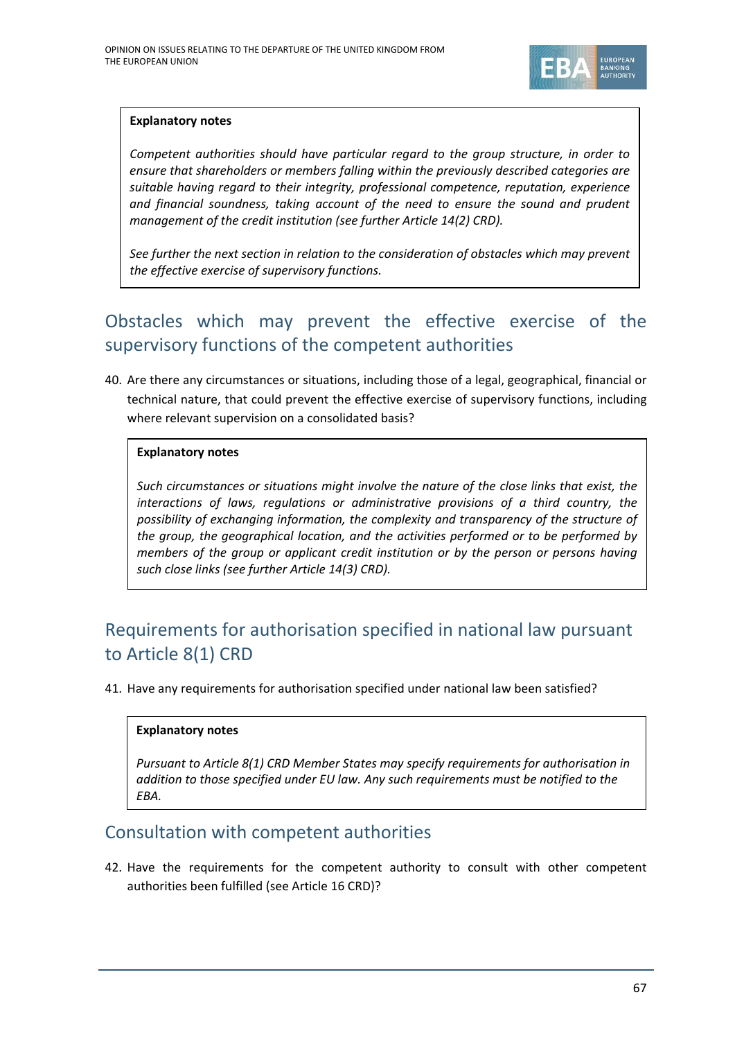**Explanatory notes**

*Competent authorities should have particular regard to the group structure, in order to ensure that shareholders or members falling within the previously described categories are suitable having regard to their integrity, professional competence, reputation, experience and financial soundness, taking account of the need to ensure the sound and prudent management of the credit institution (see further Article 14(2) CRD).*

*See further the next section in relation to the consideration of obstacles which may prevent the effective exercise of supervisory functions.*

## Obstacles which may prevent the effective exercise of the supervisory functions of the competent authorities

40. Are there any circumstances or situations, including those of a legal, geographical, financial or technical nature, that could prevent the effective exercise of supervisory functions, including where relevant supervision on a consolidated basis?

**Explanatory notes**

*Such circumstances or situations might involve the nature of the close links that exist, the interactions of laws, regulations or administrative provisions of a third country, the possibility of exchanging information, the complexity and transparency of the structure of the group, the geographical location, and the activities performed or to be performed by members of the group or applicant credit institution or by the person or persons having such close links (see further Article 14(3) CRD).*

## Requirements for authorisation specified in national law pursuant to Article 8(1) CRD

41. Have any requirements for authorisation specified under national law been satisfied?

**Explanatory notes**

*Pursuant to Article 8(1) CRD Member States may specify requirements for authorisation in addition to those specified under EU law. Any such requirements must be notified to the EBA.*

## Consultation with competent authorities

42. Have the requirements for the competent authority to consult with other competent authorities been fulfilled (see Article 16 CRD)?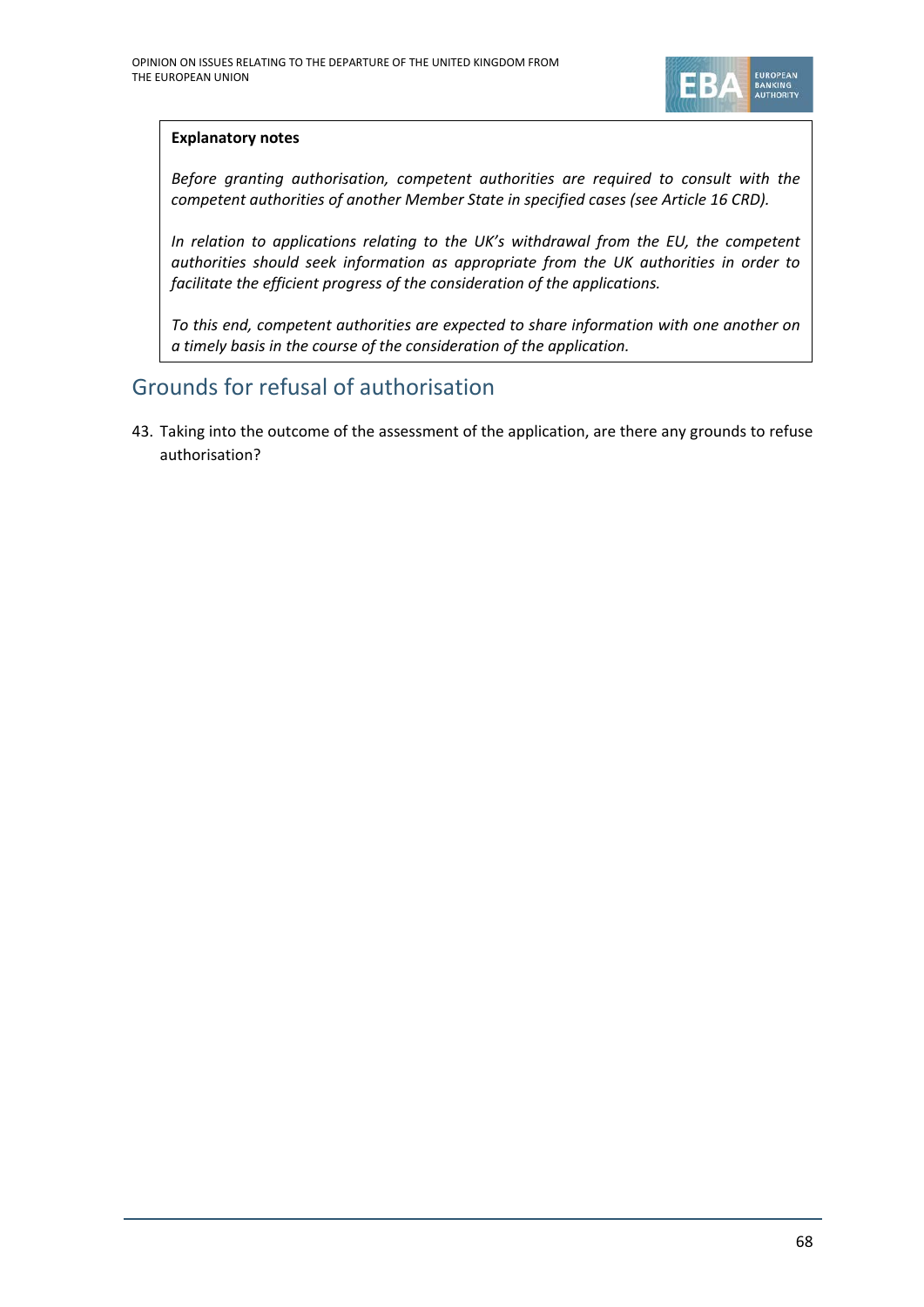**Explanatory notes**

*Before granting authorisation, competent authorities are required to consult with the competent authorities of another Member State in specified cases (see Article 16 CRD).*

*In relation to applications relating to the UK's withdrawal from the EU, the competent authorities should seek information as appropriate from the UK authorities in order to facilitate the efficient progress of the consideration of the applications.*

*To this end, competent authorities are expected to share information with one another on a timely basis in the course of the consideration of the application.*

## Grounds for refusal of authorisation

43. Taking into the outcome of the assessment of the application, are there any grounds to refuse authorisation?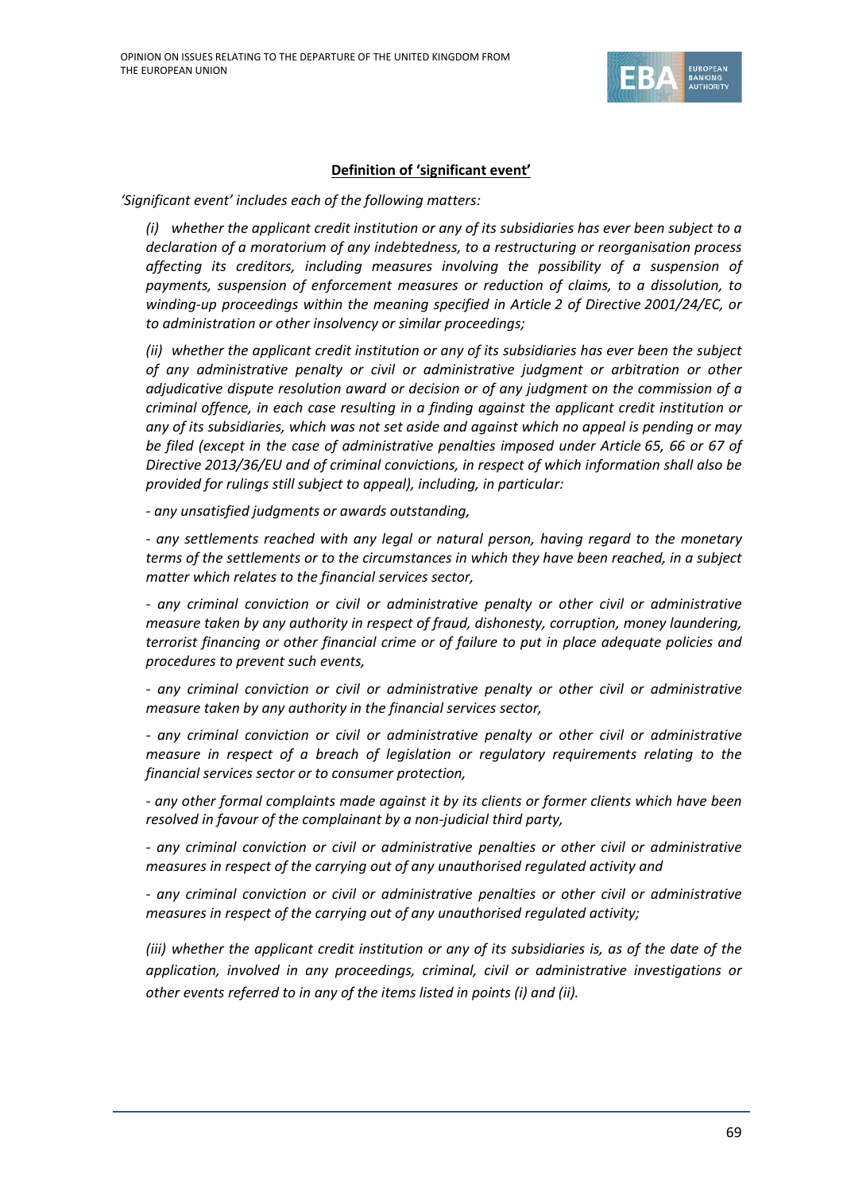**Definition of 'significant event'**

*'Significant event' includes each of the following matters:*

*(i) whether the applicant credit institution or any of its subsidiaries has ever been subject to a declaration of a moratorium of any indebtedness, to a restructuring or reorganisation process affecting its creditors, including measures involving the possibility of a suspension of payments, suspension of enforcement measures or reduction of claims, to a dissolution, to winding-up proceedings within the meaning specified in Article 2 of Directive 2001/24/EC, or to administration or other insolvency or similar proceedings;*

*(ii) whether the applicant credit institution or any of its subsidiaries has ever been the subject of any administrative penalty or civil or administrative judgment or arbitration or other adjudicative dispute resolution award or decision or of any judgment on the commission of a criminal offence, in each case resulting in a finding against the applicant credit institution or any of its subsidiaries, which was not set aside and against which no appeal is pending or may be filed (except in the case of administrative penalties imposed under Article 65, 66 or 67 of Directive 2013/36/EU and of criminal convictions, in respect of which information shall also be provided for rulings still subject to appeal), including, in particular:*

*- any unsatisfied judgments or awards outstanding,*

*- any settlements reached with any legal or natural person, having regard to the monetary terms of the settlements or to the circumstances in which they have been reached, in a subject matter which relates to the financial services sector,*

*- any criminal conviction or civil or administrative penalty or other civil or administrative measure taken by any authority in respect of fraud, dishonesty, corruption, money laundering, terrorist financing or other financial crime or of failure to put in place adequate policies and procedures to prevent such events,*

*- any criminal conviction or civil or administrative penalty or other civil or administrative measure taken by any authority in the financial services sector,*

*- any criminal conviction or civil or administrative penalty or other civil or administrative measure in respect of a breach of legislation or regulatory requirements relating to the financial services sector or to consumer protection,*

*- any other formal complaints made against it by its clients or former clients which have been resolved in favour of the complainant by a non-judicial third party,*

*- any criminal conviction or civil or administrative penalties or other civil or administrative measures in respect of the carrying out of any unauthorised regulated activity and*

*- any criminal conviction or civil or administrative penalties or other civil or administrative measures in respect of the carrying out of any unauthorised regulated activity;*

*(iii) whether the applicant credit institution or any of its subsidiaries is, as of the date of the application, involved in any proceedings, criminal, civil or administrative investigations or other events referred to in any of the items listed in points (i) and (ii).*